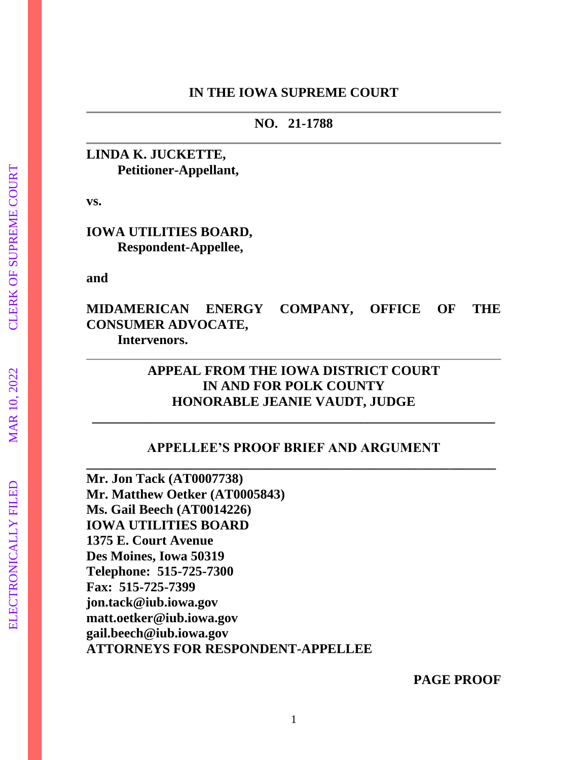**IN THE IOWA SUPREME COURT**

---

**NO. 21-1788**

---

**LINDA K. JUCKETTE,**
**Petitioner-Appellant,**

**vs.**

**IOWA UTILITIES BOARD,**
**Respondent-Appellee,**

**and**

**MIDAMERICAN ENERGY COMPANY, OFFICE OF THE CONSUMER ADVOCATE,**
**Intervenors.**

---

**APPEAL FROM THE IOWA DISTRICT COURT**
**IN AND FOR POLK COUNTY**
**HONORABLE JEANIE VAUDT, JUDGE**

---

**APPELLEE'S PROOF BRIEF AND ARGUMENT**

---

**Mr. Jon Tack (AT0007738)**
**Mr. Matthew Oetker (AT0005843)**
**Ms. Gail Beech (AT0014226)**
**IOWA UTILITIES BOARD**
**1375 E. Court Avenue**
**Des Moines, Iowa 50319**
**Telephone: 515-725-7300**
**Fax: 515-725-7399**
**jon.tack@iub.iowa.gov**
**matt.oetker@iub.iowa.gov**
**gail.beech@iub.iowa.gov**
**ATTORNEYS FOR RESPONDENT-APPELLEE**

**PAGE PROOF**

ELECTRONICALLY FILED MAR 10, 2022 CLERK OF SUPREME COURT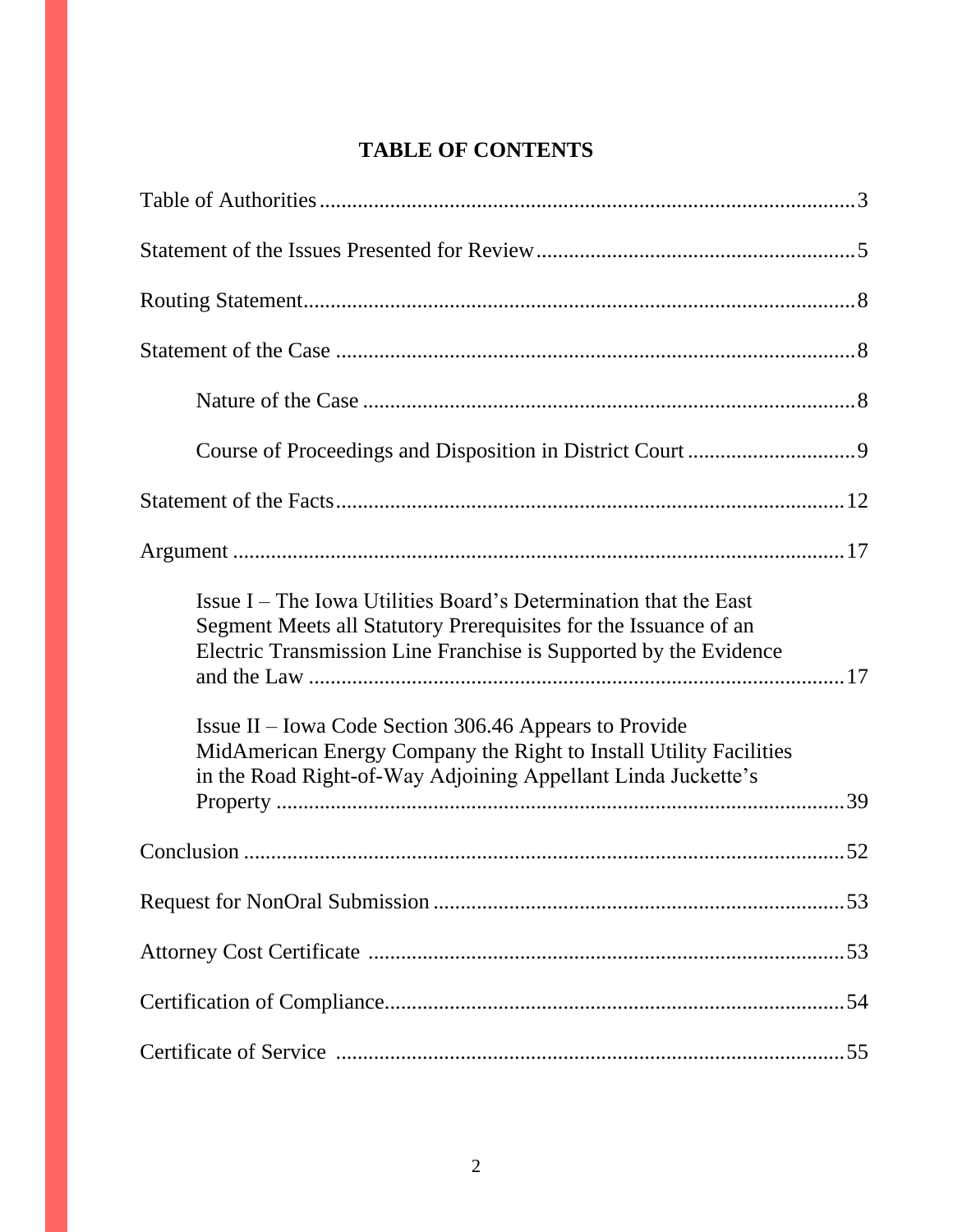# TABLE OF CONTENTS

Table of Authorities ........................................................................................ 3

Statement of the Issues Presented for Review ............................................... 5

Routing Statement ............................................................................................ 8

Statement of the Case ...................................................................................... 8

Nature of the Case ..................................................................................... 8

Course of Proceedings and Disposition in District Court ............................ 9

Statement of the Facts ..................................................................................... 12

Argument ......................................................................................................... 17

Issue I – The Iowa Utilities Board's Determination that the East Segment Meets all Statutory Prerequisites for the Issuance of an Electric Transmission Line Franchise is Supported by the Evidence and the Law ................................................................................. 17

Issue II – Iowa Code Section 306.46 Appears to Provide MidAmerican Energy Company the Right to Install Utility Facilities in the Road Right-of-Way Adjoining Appellant Linda Juckette's Property ......................................................................................... 39

Conclusion ....................................................................................................... 52

Request for NonOral Submission ................................................................... 53

Attorney Cost Certificate ................................................................................ 53

Certification of Compliance ............................................................................ 54

Certificate of Service ....................................................................................... 55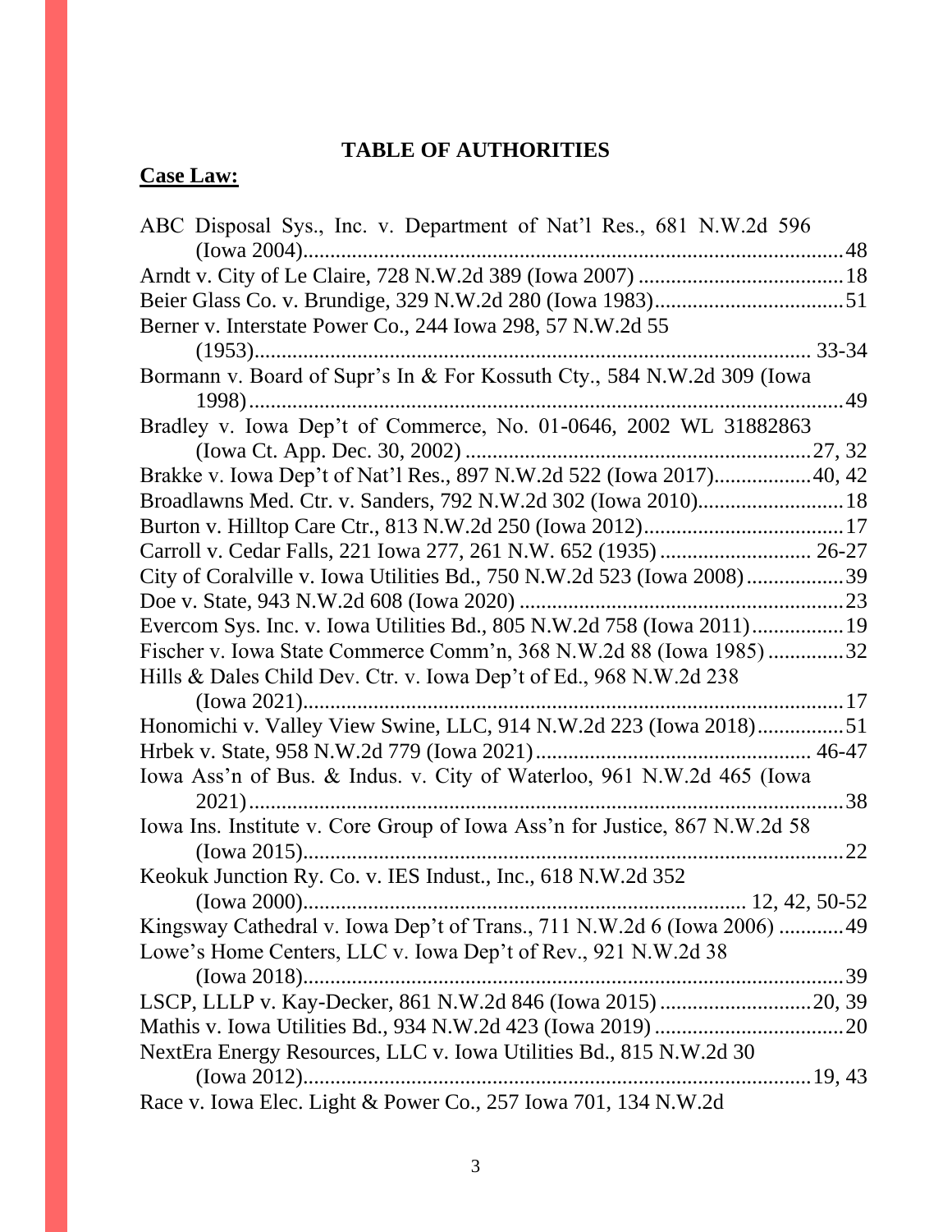# TABLE OF AUTHORITIES

**Case Law:**

ABC Disposal Sys., Inc. v. Department of Nat'l Res., 681 N.W.2d 596 (Iowa 2004)....48

Arndt v. City of Le Claire, 728 N.W.2d 389 (Iowa 2007) ....18

Beier Glass Co. v. Brundige, 329 N.W.2d 280 (Iowa 1983)....51

Berner v. Interstate Power Co., 244 Iowa 298, 57 N.W.2d 55 (1953).... 33-34

Bormann v. Board of Supr's In & For Kossuth Cty., 584 N.W.2d 309 (Iowa 1998)....49

Bradley v. Iowa Dep't of Commerce, No. 01-0646, 2002 WL 31882863 (Iowa Ct. App. Dec. 30, 2002) ....27, 32

Brakke v. Iowa Dep't of Nat'l Res., 897 N.W.2d 522 (Iowa 2017)....40, 42

Broadlawns Med. Ctr. v. Sanders, 792 N.W.2d 302 (Iowa 2010)....18

Burton v. Hilltop Care Ctr., 813 N.W.2d 250 (Iowa 2012)....17

Carroll v. Cedar Falls, 221 Iowa 277, 261 N.W. 652 (1935) .... 26-27

City of Coralville v. Iowa Utilities Bd., 750 N.W.2d 523 (Iowa 2008)....39

Doe v. State, 943 N.W.2d 608 (Iowa 2020) ....23

Evercom Sys. Inc. v. Iowa Utilities Bd., 805 N.W.2d 758 (Iowa 2011)....19

Fischer v. Iowa State Commerce Comm'n, 368 N.W.2d 88 (Iowa 1985) ....32

Hills & Dales Child Dev. Ctr. v. Iowa Dep't of Ed., 968 N.W.2d 238 (Iowa 2021)....17

Honomichi v. Valley View Swine, LLC, 914 N.W.2d 223 (Iowa 2018)....51

Hrbek v. State, 958 N.W.2d 779 (Iowa 2021).... 46-47

Iowa Ass'n of Bus. & Indus. v. City of Waterloo, 961 N.W.2d 465 (Iowa 2021)....38

Iowa Ins. Institute v. Core Group of Iowa Ass'n for Justice, 867 N.W.2d 58 (Iowa 2015)....22

Keokuk Junction Ry. Co. v. IES Indust., Inc., 618 N.W.2d 352 (Iowa 2000).... 12, 42, 50-52

Kingsway Cathedral v. Iowa Dep't of Trans., 711 N.W.2d 6 (Iowa 2006) ....49

Lowe's Home Centers, LLC v. Iowa Dep't of Rev., 921 N.W.2d 38 (Iowa 2018)....39

LSCP, LLLP v. Kay-Decker, 861 N.W.2d 846 (Iowa 2015) ....20, 39

Mathis v. Iowa Utilities Bd., 934 N.W.2d 423 (Iowa 2019) ....20

NextEra Energy Resources, LLC v. Iowa Utilities Bd., 815 N.W.2d 30 (Iowa 2012)....19, 43

Race v. Iowa Elec. Light & Power Co., 257 Iowa 701, 134 N.W.2d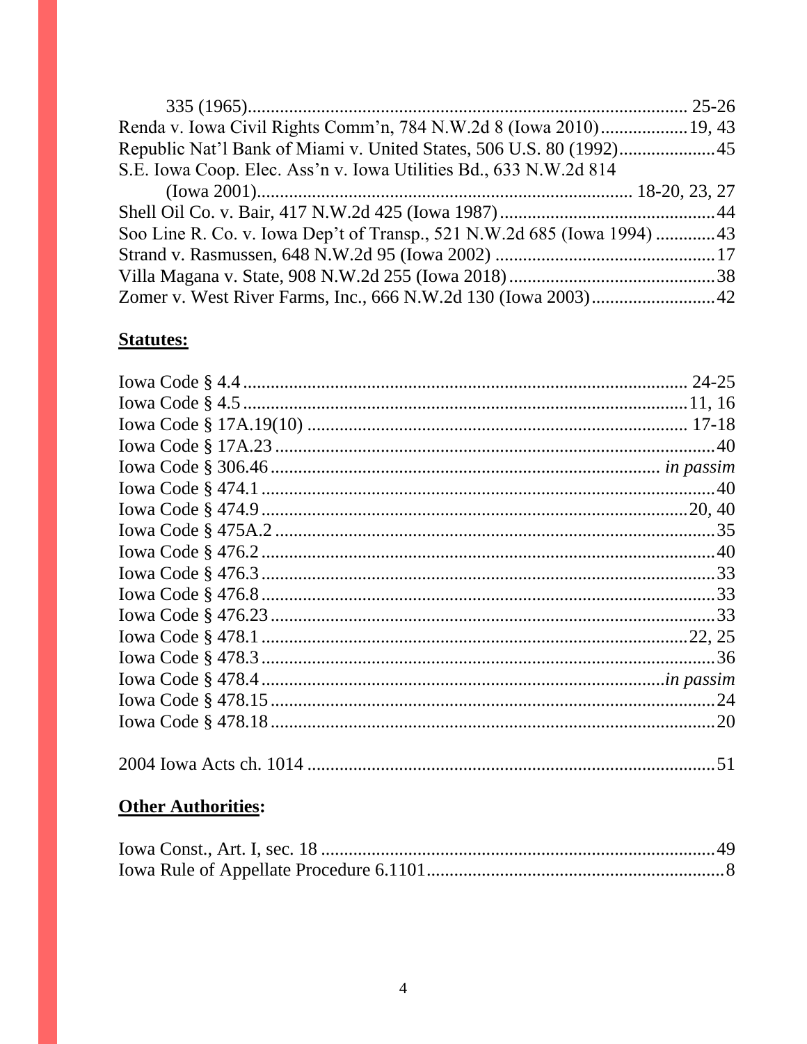335 (1965) ........................................................................................ 25-26
Renda v. Iowa Civil Rights Comm'n, 784 N.W.2d 8 (Iowa 2010) .................. 19, 43
Republic Nat'l Bank of Miami v. United States, 506 U.S. 80 (1992) .................... 45
S.E. Iowa Coop. Elec. Ass'n v. Iowa Utilities Bd., 633 N.W.2d 814
(Iowa 2001) ................................................................................ 18-20, 23, 27
Shell Oil Co. v. Bair, 417 N.W.2d 425 (Iowa 1987) .............................................. 44
Soo Line R. Co. v. Iowa Dep't of Transp., 521 N.W.2d 685 (Iowa 1994) ............ 43
Strand v. Rasmussen, 648 N.W.2d 95 (Iowa 2002) ............................................... 17
Villa Magana v. State, 908 N.W.2d 255 (Iowa 2018) ............................................ 38
Zomer v. West River Farms, Inc., 666 N.W.2d 130 (Iowa 2003) .......................... 42

## Statutes:

Iowa Code § 4.4 ................................................................................................ 24-25
Iowa Code § 4.5 ................................................................................................ 11, 16
Iowa Code § 17A.19(10) ..................................................................................... 17-18
Iowa Code § 17A.23 ............................................................................................. 40
Iowa Code § 306.46 ........................................................................................ *in passim*
Iowa Code § 474.1 ................................................................................................ 40
Iowa Code § 474.9 ............................................................................................ 20, 40
Iowa Code § 475A.2 .............................................................................................. 35
Iowa Code § 476.2 ................................................................................................ 40
Iowa Code § 476.3 ................................................................................................ 33
Iowa Code § 476.8 ................................................................................................ 33
Iowa Code § 476.23 .............................................................................................. 33
Iowa Code § 478.1 ............................................................................................ 22, 25
Iowa Code § 478.3 ................................................................................................ 36
Iowa Code § 478.4 .......................................................................................... *in passim*
Iowa Code § 478.15 .............................................................................................. 24
Iowa Code § 478.18 .............................................................................................. 20

2004 Iowa Acts ch. 1014 ....................................................................................... 51

## Other Authorities:

Iowa Const., Art. I, sec. 18 .................................................................................... 49
Iowa Rule of Appellate Procedure 6.1101 ................................................................ 8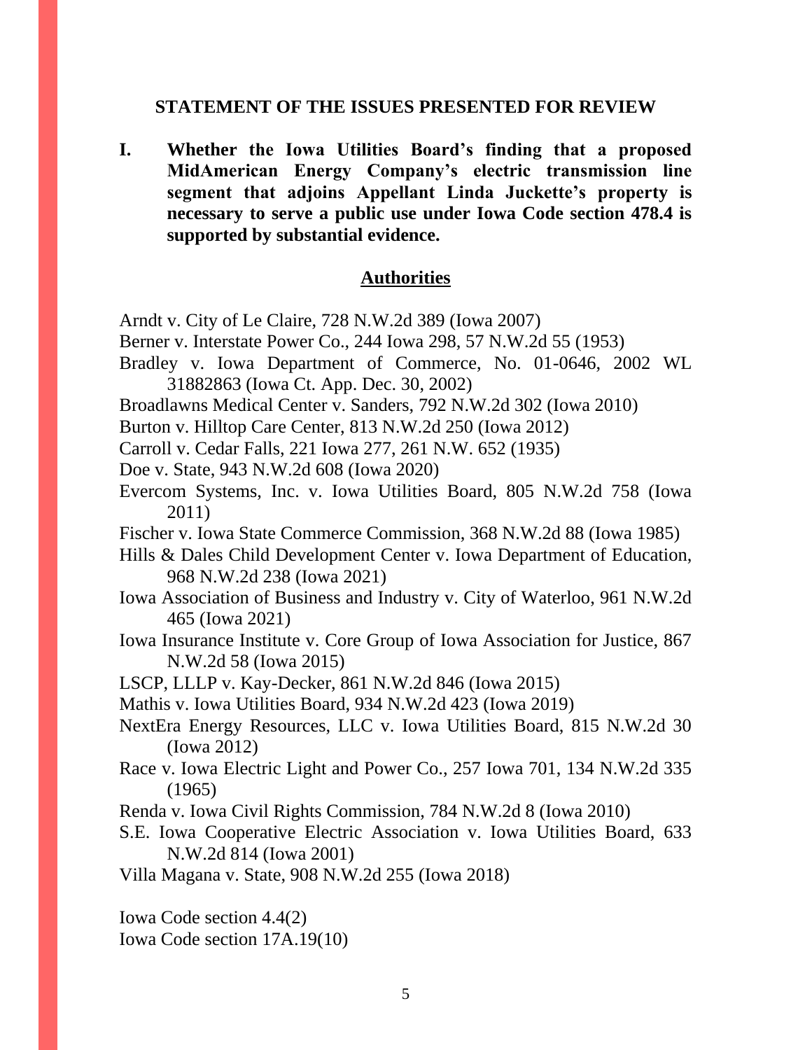## STATEMENT OF THE ISSUES PRESENTED FOR REVIEW

**I. Whether the Iowa Utilities Board's finding that a proposed MidAmerican Energy Company's electric transmission line segment that adjoins Appellant Linda Juckette's property is necessary to serve a public use under Iowa Code section 478.4 is supported by substantial evidence.**

### Authorities

Arndt v. City of Le Claire, 728 N.W.2d 389 (Iowa 2007)
Berner v. Interstate Power Co., 244 Iowa 298, 57 N.W.2d 55 (1953)
Bradley v. Iowa Department of Commerce, No. 01-0646, 2002 WL 31882863 (Iowa Ct. App. Dec. 30, 2002)
Broadlawns Medical Center v. Sanders, 792 N.W.2d 302 (Iowa 2010)
Burton v. Hilltop Care Center, 813 N.W.2d 250 (Iowa 2012)
Carroll v. Cedar Falls, 221 Iowa 277, 261 N.W. 652 (1935)
Doe v. State, 943 N.W.2d 608 (Iowa 2020)
Evercom Systems, Inc. v. Iowa Utilities Board, 805 N.W.2d 758 (Iowa 2011)
Fischer v. Iowa State Commerce Commission, 368 N.W.2d 88 (Iowa 1985)
Hills & Dales Child Development Center v. Iowa Department of Education, 968 N.W.2d 238 (Iowa 2021)
Iowa Association of Business and Industry v. City of Waterloo, 961 N.W.2d 465 (Iowa 2021)
Iowa Insurance Institute v. Core Group of Iowa Association for Justice, 867 N.W.2d 58 (Iowa 2015)
LSCP, LLLP v. Kay-Decker, 861 N.W.2d 846 (Iowa 2015)
Mathis v. Iowa Utilities Board, 934 N.W.2d 423 (Iowa 2019)
NextEra Energy Resources, LLC v. Iowa Utilities Board, 815 N.W.2d 30 (Iowa 2012)
Race v. Iowa Electric Light and Power Co., 257 Iowa 701, 134 N.W.2d 335 (1965)
Renda v. Iowa Civil Rights Commission, 784 N.W.2d 8 (Iowa 2010)
S.E. Iowa Cooperative Electric Association v. Iowa Utilities Board, 633 N.W.2d 814 (Iowa 2001)
Villa Magana v. State, 908 N.W.2d 255 (Iowa 2018)

Iowa Code section 4.4(2)
Iowa Code section 17A.19(10)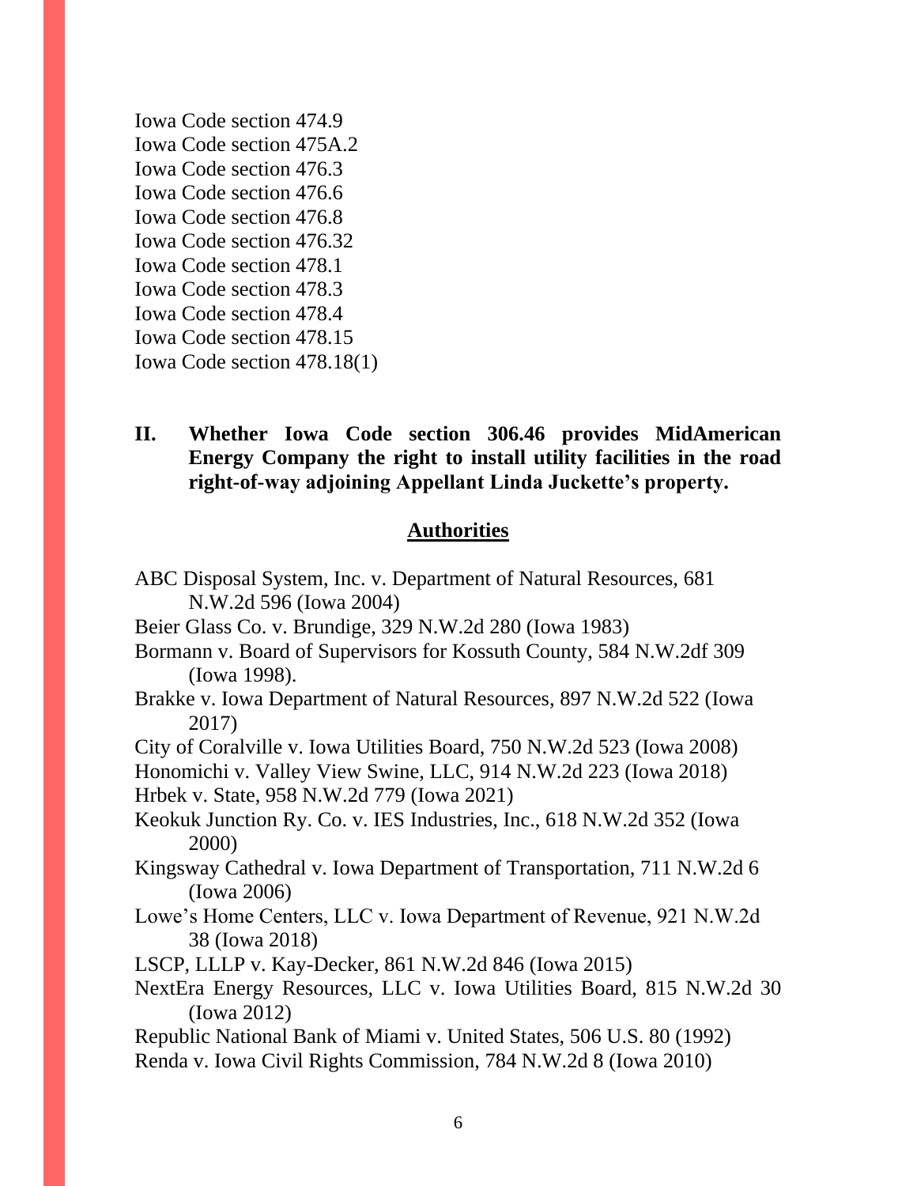Iowa Code section 474.9
Iowa Code section 475A.2
Iowa Code section 476.3
Iowa Code section 476.6
Iowa Code section 476.8
Iowa Code section 476.32
Iowa Code section 478.1
Iowa Code section 478.3
Iowa Code section 478.4
Iowa Code section 478.15
Iowa Code section 478.18(1)

**II. Whether Iowa Code section 306.46 provides MidAmerican Energy Company the right to install utility facilities in the road right-of-way adjoining Appellant Linda Juckette's property.**

**Authorities**

ABC Disposal System, Inc. v. Department of Natural Resources, 681 N.W.2d 596 (Iowa 2004)
Beier Glass Co. v. Brundige, 329 N.W.2d 280 (Iowa 1983)
Bormann v. Board of Supervisors for Kossuth County, 584 N.W.2df 309 (Iowa 1998).
Brakke v. Iowa Department of Natural Resources, 897 N.W.2d 522 (Iowa 2017)
City of Coralville v. Iowa Utilities Board, 750 N.W.2d 523 (Iowa 2008)
Honomichi v. Valley View Swine, LLC, 914 N.W.2d 223 (Iowa 2018)
Hrbek v. State, 958 N.W.2d 779 (Iowa 2021)
Keokuk Junction Ry. Co. v. IES Industries, Inc., 618 N.W.2d 352 (Iowa 2000)
Kingsway Cathedral v. Iowa Department of Transportation, 711 N.W.2d 6 (Iowa 2006)
Lowe's Home Centers, LLC v. Iowa Department of Revenue, 921 N.W.2d 38 (Iowa 2018)
LSCP, LLLP v. Kay-Decker, 861 N.W.2d 846 (Iowa 2015)
NextEra Energy Resources, LLC v. Iowa Utilities Board, 815 N.W.2d 30 (Iowa 2012)
Republic National Bank of Miami v. United States, 506 U.S. 80 (1992)
Renda v. Iowa Civil Rights Commission, 784 N.W.2d 8 (Iowa 2010)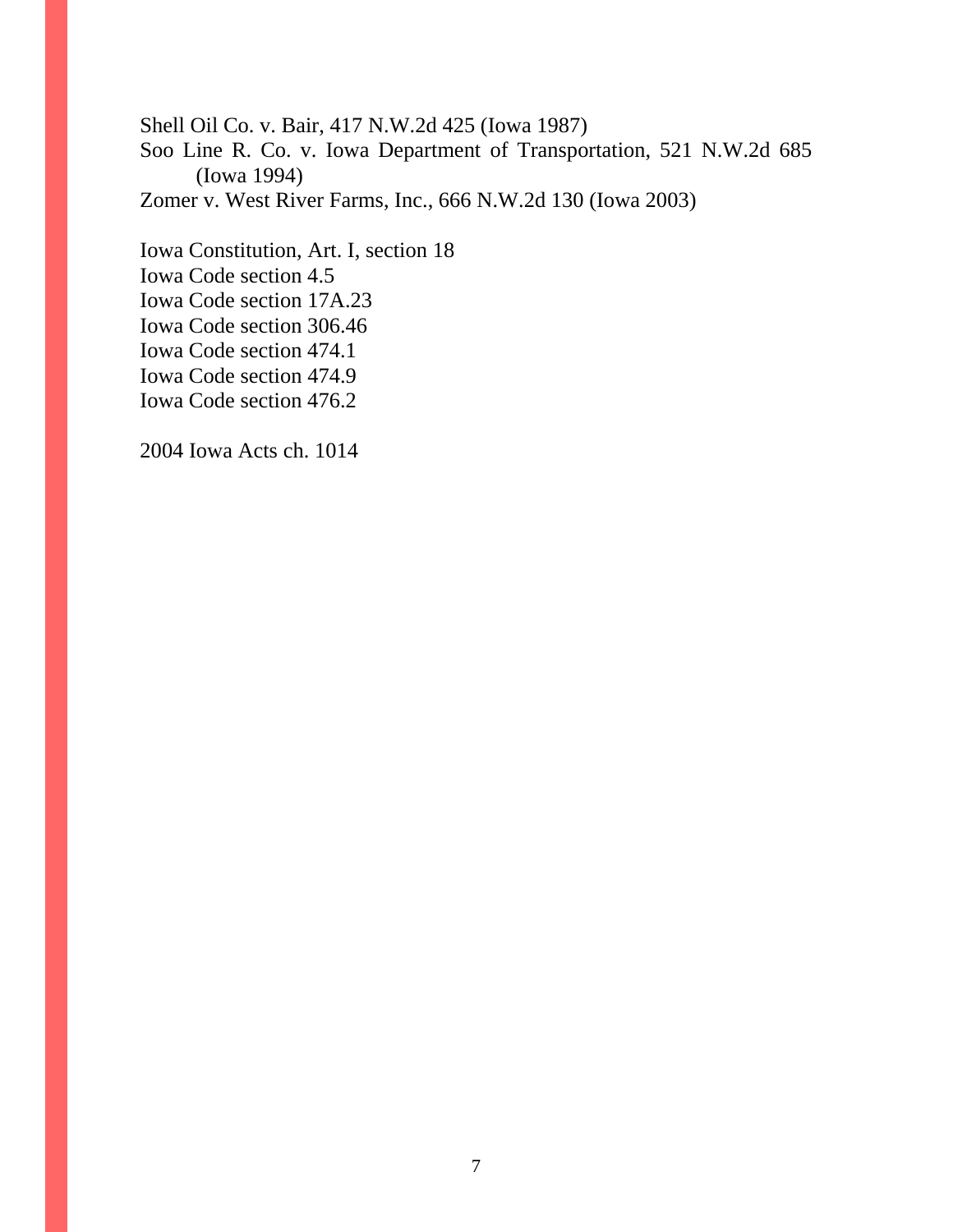Shell Oil Co. v. Bair, 417 N.W.2d 425 (Iowa 1987)

Soo Line R. Co. v. Iowa Department of Transportation, 521 N.W.2d 685 (Iowa 1994)

Zomer v. West River Farms, Inc., 666 N.W.2d 130 (Iowa 2003)

Iowa Constitution, Art. I, section 18

Iowa Code section 4.5

Iowa Code section 17A.23

Iowa Code section 306.46

Iowa Code section 474.1

Iowa Code section 474.9

Iowa Code section 476.2

2004 Iowa Acts ch. 1014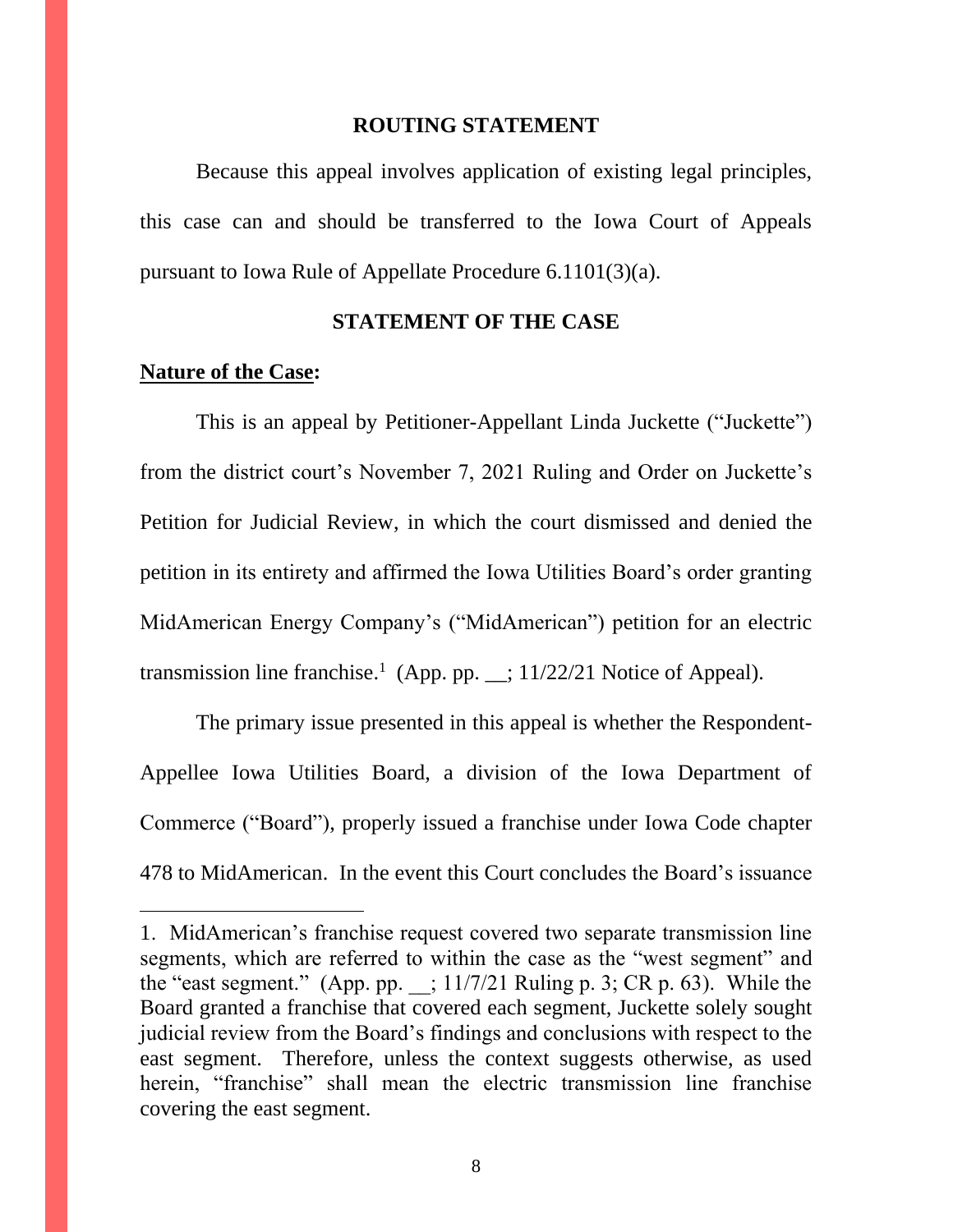## ROUTING STATEMENT

Because this appeal involves application of existing legal principles, this case can and should be transferred to the Iowa Court of Appeals pursuant to Iowa Rule of Appellate Procedure 6.1101(3)(a).

## STATEMENT OF THE CASE

**Nature of the Case:**

This is an appeal by Petitioner-Appellant Linda Juckette ("Juckette") from the district court's November 7, 2021 Ruling and Order on Juckette's Petition for Judicial Review, in which the court dismissed and denied the petition in its entirety and affirmed the Iowa Utilities Board's order granting MidAmerican Energy Company's ("MidAmerican") petition for an electric transmission line franchise.[1] (App. pp. __; 11/22/21 Notice of Appeal).

The primary issue presented in this appeal is whether the Respondent-Appellee Iowa Utilities Board, a division of the Iowa Department of Commerce ("Board"), properly issued a franchise under Iowa Code chapter 478 to MidAmerican. In the event this Court concludes the Board's issuance

---

1. MidAmerican's franchise request covered two separate transmission line segments, which are referred to within the case as the "west segment" and the "east segment." (App. pp. __; 11/7/21 Ruling p. 3; CR p. 63). While the Board granted a franchise that covered each segment, Juckette solely sought judicial review from the Board's findings and conclusions with respect to the east segment. Therefore, unless the context suggests otherwise, as used herein, "franchise" shall mean the electric transmission line franchise covering the east segment.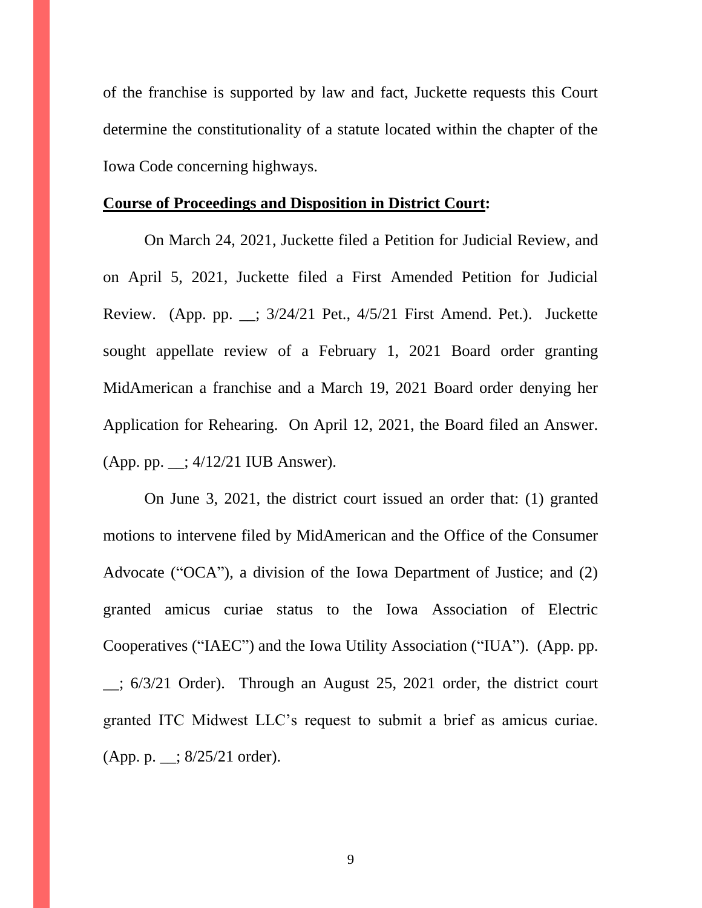of the franchise is supported by law and fact, Juckette requests this Court determine the constitutionality of a statute located within the chapter of the Iowa Code concerning highways.

**Course of Proceedings and Disposition in District Court:**

On March 24, 2021, Juckette filed a Petition for Judicial Review, and on April 5, 2021, Juckette filed a First Amended Petition for Judicial Review. (App. pp. __; 3/24/21 Pet., 4/5/21 First Amend. Pet.). Juckette sought appellate review of a February 1, 2021 Board order granting MidAmerican a franchise and a March 19, 2021 Board order denying her Application for Rehearing. On April 12, 2021, the Board filed an Answer. (App. pp. __; 4/12/21 IUB Answer).

On June 3, 2021, the district court issued an order that: (1) granted motions to intervene filed by MidAmerican and the Office of the Consumer Advocate ("OCA"), a division of the Iowa Department of Justice; and (2) granted amicus curiae status to the Iowa Association of Electric Cooperatives ("IAEC") and the Iowa Utility Association ("IUA"). (App. pp. __; 6/3/21 Order). Through an August 25, 2021 order, the district court granted ITC Midwest LLC's request to submit a brief as amicus curiae. (App. p. __; 8/25/21 order).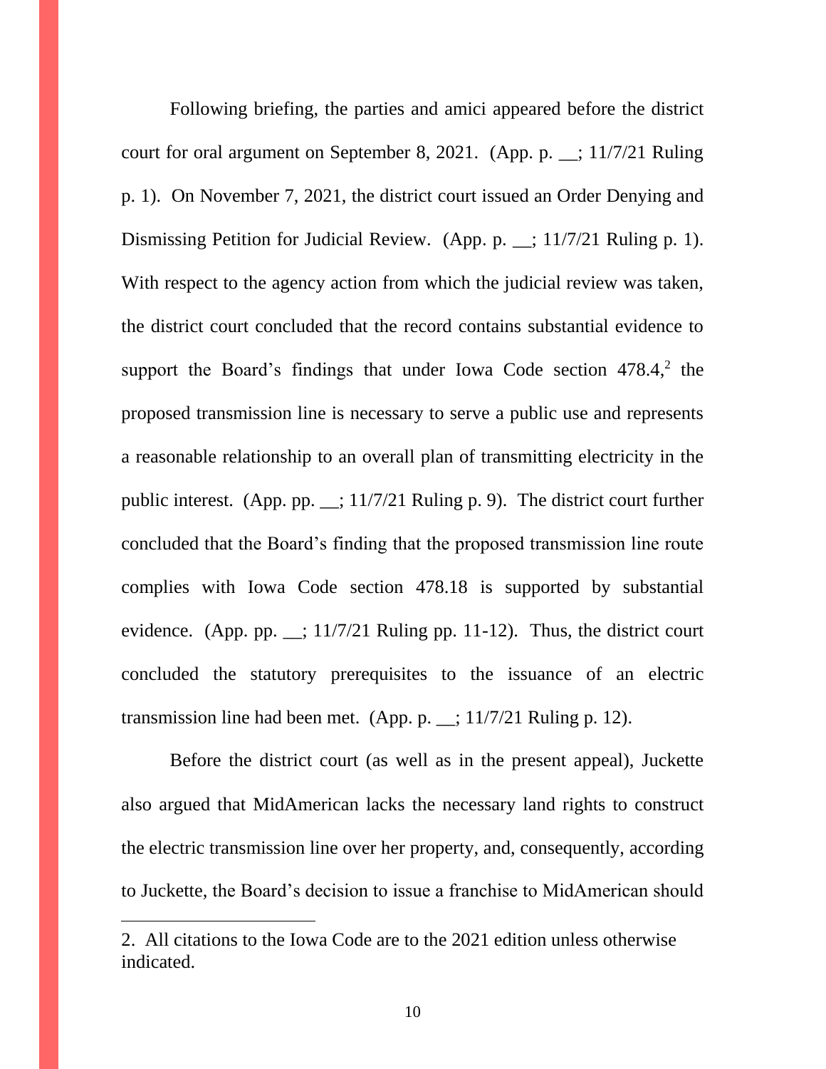Following briefing, the parties and amici appeared before the district court for oral argument on September 8, 2021. (App. p. __; 11/7/21 Ruling p. 1). On November 7, 2021, the district court issued an Order Denying and Dismissing Petition for Judicial Review. (App. p. __; 11/7/21 Ruling p. 1). With respect to the agency action from which the judicial review was taken, the district court concluded that the record contains substantial evidence to support the Board's findings that under Iowa Code section 478.4,[2] the proposed transmission line is necessary to serve a public use and represents a reasonable relationship to an overall plan of transmitting electricity in the public interest. (App. pp. __; 11/7/21 Ruling p. 9). The district court further concluded that the Board's finding that the proposed transmission line route complies with Iowa Code section 478.18 is supported by substantial evidence. (App. pp. __; 11/7/21 Ruling pp. 11-12). Thus, the district court concluded the statutory prerequisites to the issuance of an electric transmission line had been met. (App. p. __; 11/7/21 Ruling p. 12).

Before the district court (as well as in the present appeal), Juckette also argued that MidAmerican lacks the necessary land rights to construct the electric transmission line over her property, and, consequently, according to Juckette, the Board's decision to issue a franchise to MidAmerican should

---

2. All citations to the Iowa Code are to the 2021 edition unless otherwise indicated.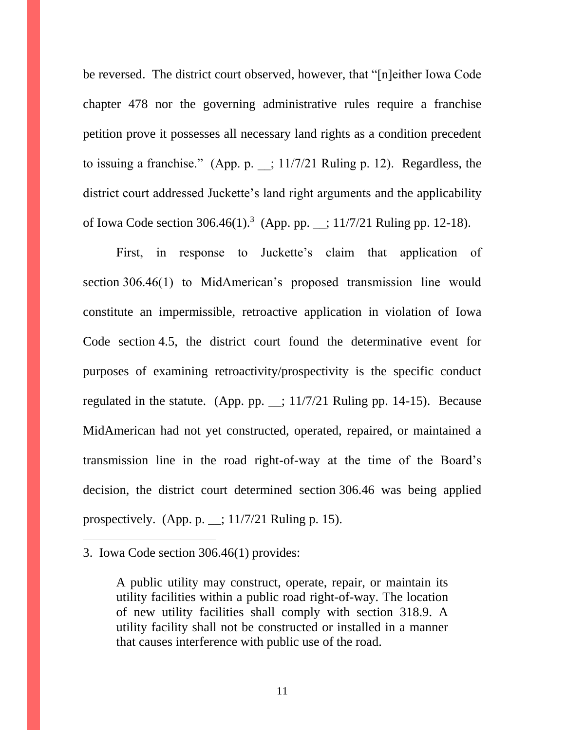be reversed. The district court observed, however, that "[n]either Iowa Code chapter 478 nor the governing administrative rules require a franchise petition prove it possesses all necessary land rights as a condition precedent to issuing a franchise." (App. p. __; 11/7/21 Ruling p. 12). Regardless, the district court addressed Juckette's land right arguments and the applicability of Iowa Code section 306.46(1).[3] (App. pp. __; 11/7/21 Ruling pp. 12-18).

First, in response to Juckette's claim that application of section 306.46(1) to MidAmerican's proposed transmission line would constitute an impermissible, retroactive application in violation of Iowa Code section 4.5, the district court found the determinative event for purposes of examining retroactivity/prospectivity is the specific conduct regulated in the statute. (App. pp. __; 11/7/21 Ruling pp. 14-15). Because MidAmerican had not yet constructed, operated, repaired, or maintained a transmission line in the road right-of-way at the time of the Board's decision, the district court determined section 306.46 was being applied prospectively. (App. p. __; 11/7/21 Ruling p. 15).

---

3. Iowa Code section 306.46(1) provides:

> A public utility may construct, operate, repair, or maintain its utility facilities within a public road right-of-way. The location of new utility facilities shall comply with section 318.9. A utility facility shall not be constructed or installed in a manner that causes interference with public use of the road.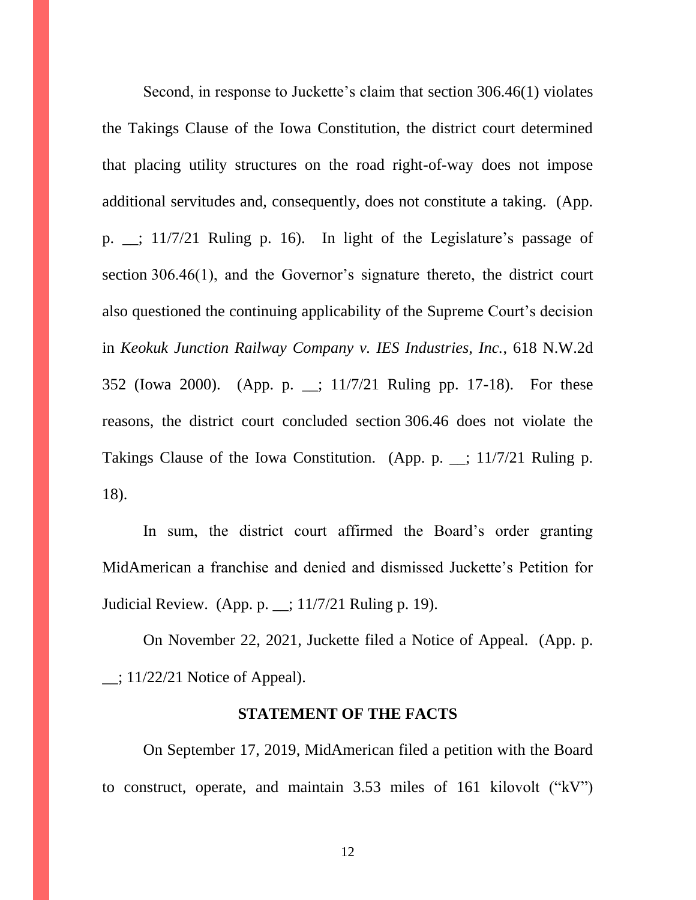Second, in response to Juckette's claim that section 306.46(1) violates the Takings Clause of the Iowa Constitution, the district court determined that placing utility structures on the road right-of-way does not impose additional servitudes and, consequently, does not constitute a taking. (App. p. __; 11/7/21 Ruling p. 16). In light of the Legislature's passage of section 306.46(1), and the Governor's signature thereto, the district court also questioned the continuing applicability of the Supreme Court's decision in *Keokuk Junction Railway Company v. IES Industries, Inc.*, 618 N.W.2d 352 (Iowa 2000). (App. p. __; 11/7/21 Ruling pp. 17-18). For these reasons, the district court concluded section 306.46 does not violate the Takings Clause of the Iowa Constitution. (App. p. __; 11/7/21 Ruling p. 18).

In sum, the district court affirmed the Board's order granting MidAmerican a franchise and denied and dismissed Juckette's Petition for Judicial Review. (App. p. __; 11/7/21 Ruling p. 19).

On November 22, 2021, Juckette filed a Notice of Appeal. (App. p. __; 11/22/21 Notice of Appeal).

## STATEMENT OF THE FACTS

On September 17, 2019, MidAmerican filed a petition with the Board to construct, operate, and maintain 3.53 miles of 161 kilovolt ("kV")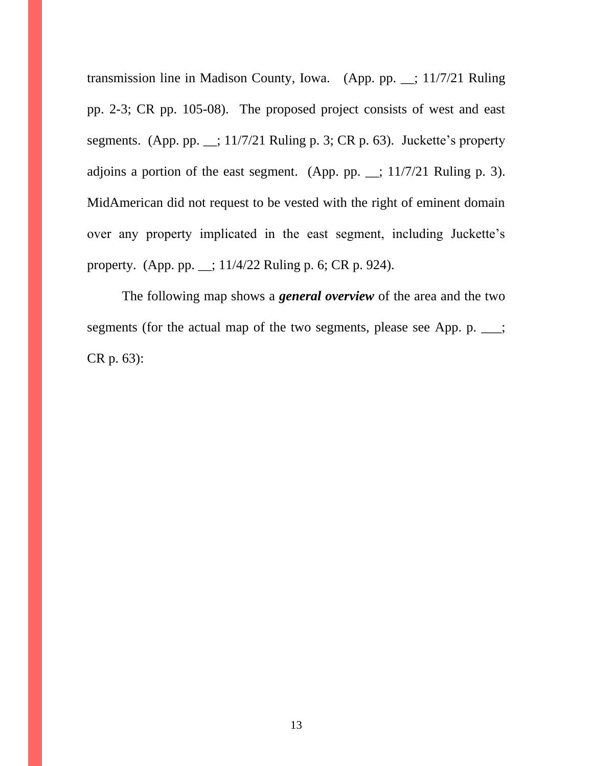transmission line in Madison County, Iowa. (App. pp. __; 11/7/21 Ruling pp. 2-3; CR pp. 105-08). The proposed project consists of west and east segments. (App. pp. __; 11/7/21 Ruling p. 3; CR p. 63). Juckette's property adjoins a portion of the east segment. (App. pp. __; 11/7/21 Ruling p. 3). MidAmerican did not request to be vested with the right of eminent domain over any property implicated in the east segment, including Juckette's property. (App. pp. __; 11/4/22 Ruling p. 6; CR p. 924).

The following map shows a ***general overview*** of the area and the two segments (for the actual map of the two segments, please see App. p. ___; CR p. 63):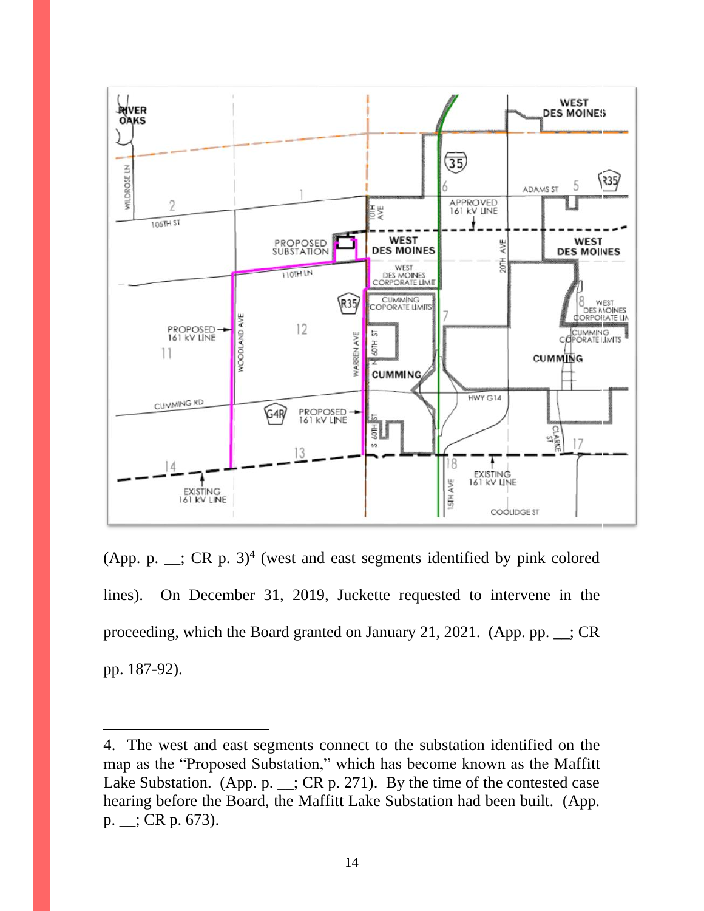(App. p. __; CR p. 3)[4] (west and east segments identified by pink colored lines). On December 31, 2019, Juckette requested to intervene in the proceeding, which the Board granted on January 21, 2021. (App. pp. __; CR pp. 187-92).

---

4. The west and east segments connect to the substation identified on the map as the "Proposed Substation," which has become known as the Maffitt Lake Substation. (App. p. __; CR p. 271). By the time of the contested case hearing before the Board, the Maffitt Lake Substation had been built. (App. p. __; CR p. 673).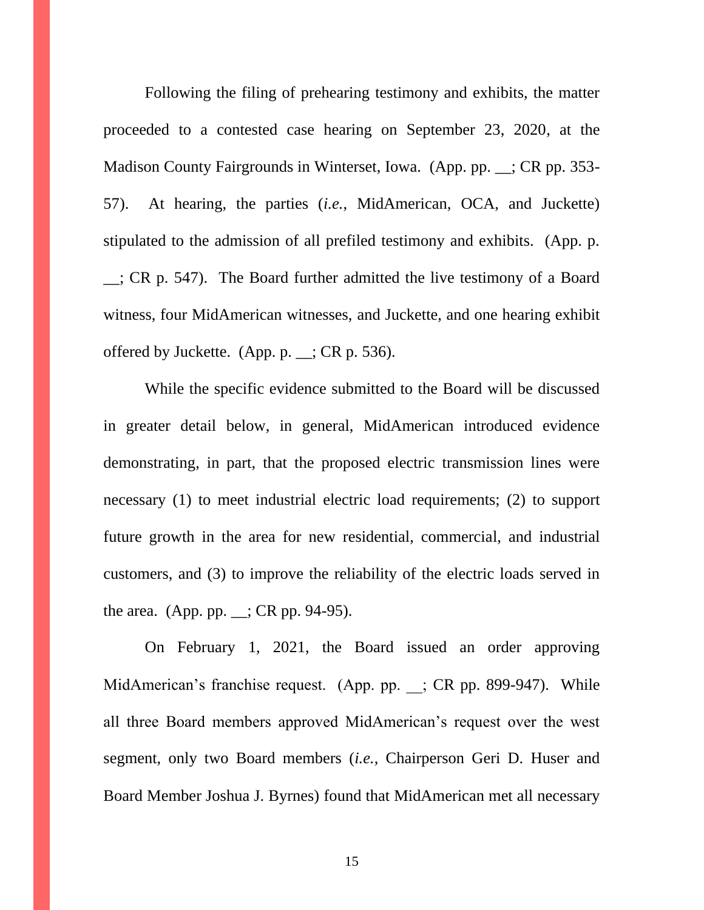Following the filing of prehearing testimony and exhibits, the matter proceeded to a contested case hearing on September 23, 2020, at the Madison County Fairgrounds in Winterset, Iowa. (App. pp. __; CR pp. 353-57). At hearing, the parties (*i.e.*, MidAmerican, OCA, and Juckette) stipulated to the admission of all prefiled testimony and exhibits. (App. p. __; CR p. 547). The Board further admitted the live testimony of a Board witness, four MidAmerican witnesses, and Juckette, and one hearing exhibit offered by Juckette. (App. p. __; CR p. 536).

While the specific evidence submitted to the Board will be discussed in greater detail below, in general, MidAmerican introduced evidence demonstrating, in part, that the proposed electric transmission lines were necessary (1) to meet industrial electric load requirements; (2) to support future growth in the area for new residential, commercial, and industrial customers, and (3) to improve the reliability of the electric loads served in the area. (App. pp. __; CR pp. 94-95).

On February 1, 2021, the Board issued an order approving MidAmerican's franchise request. (App. pp. __; CR pp. 899-947). While all three Board members approved MidAmerican's request over the west segment, only two Board members (*i.e.*, Chairperson Geri D. Huser and Board Member Joshua J. Byrnes) found that MidAmerican met all necessary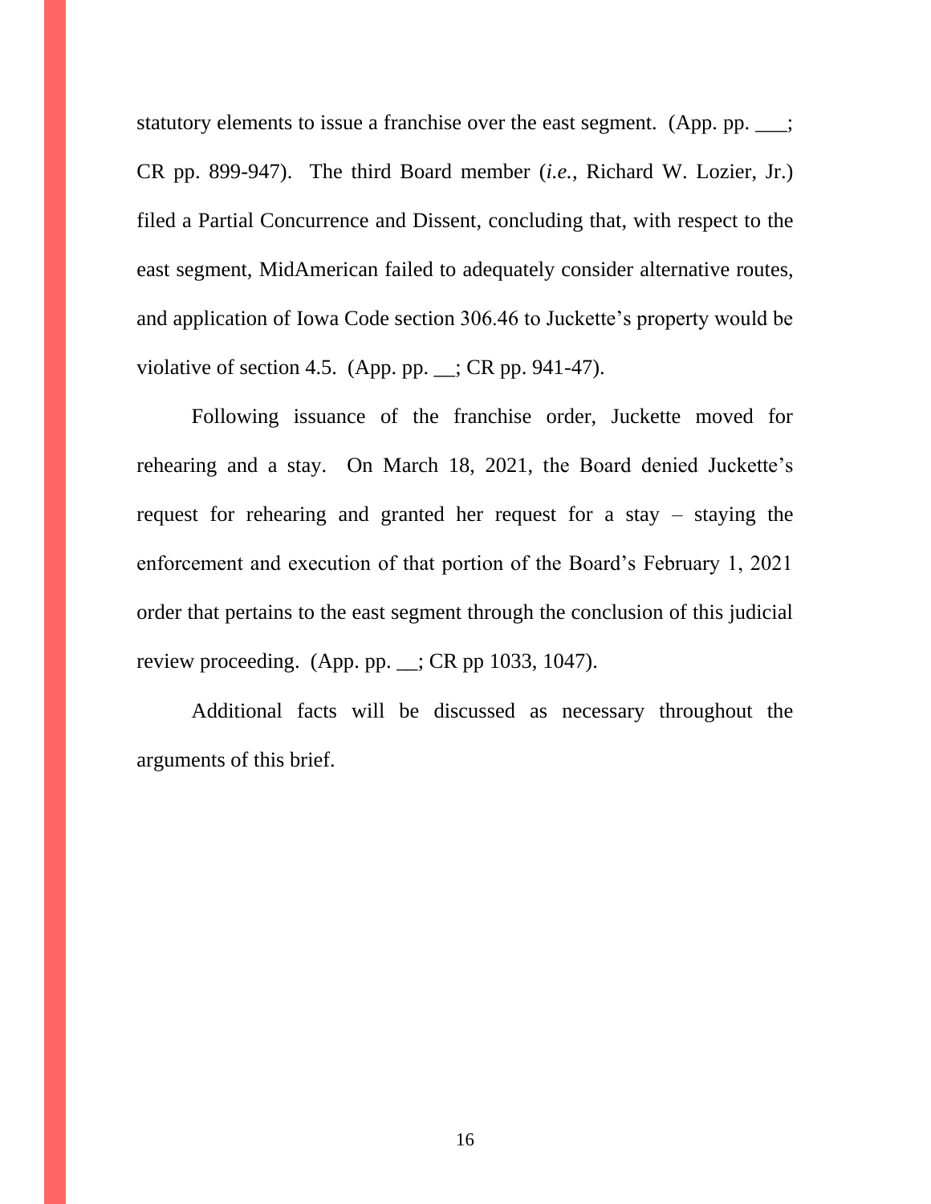statutory elements to issue a franchise over the east segment. (App. pp. ___; CR pp. 899-947). The third Board member (*i.e.*, Richard W. Lozier, Jr.) filed a Partial Concurrence and Dissent, concluding that, with respect to the east segment, MidAmerican failed to adequately consider alternative routes, and application of Iowa Code section 306.46 to Juckette's property would be violative of section 4.5. (App. pp. __; CR pp. 941-47).

Following issuance of the franchise order, Juckette moved for rehearing and a stay. On March 18, 2021, the Board denied Juckette's request for rehearing and granted her request for a stay – staying the enforcement and execution of that portion of the Board's February 1, 2021 order that pertains to the east segment through the conclusion of this judicial review proceeding. (App. pp. __; CR pp 1033, 1047).

Additional facts will be discussed as necessary throughout the arguments of this brief.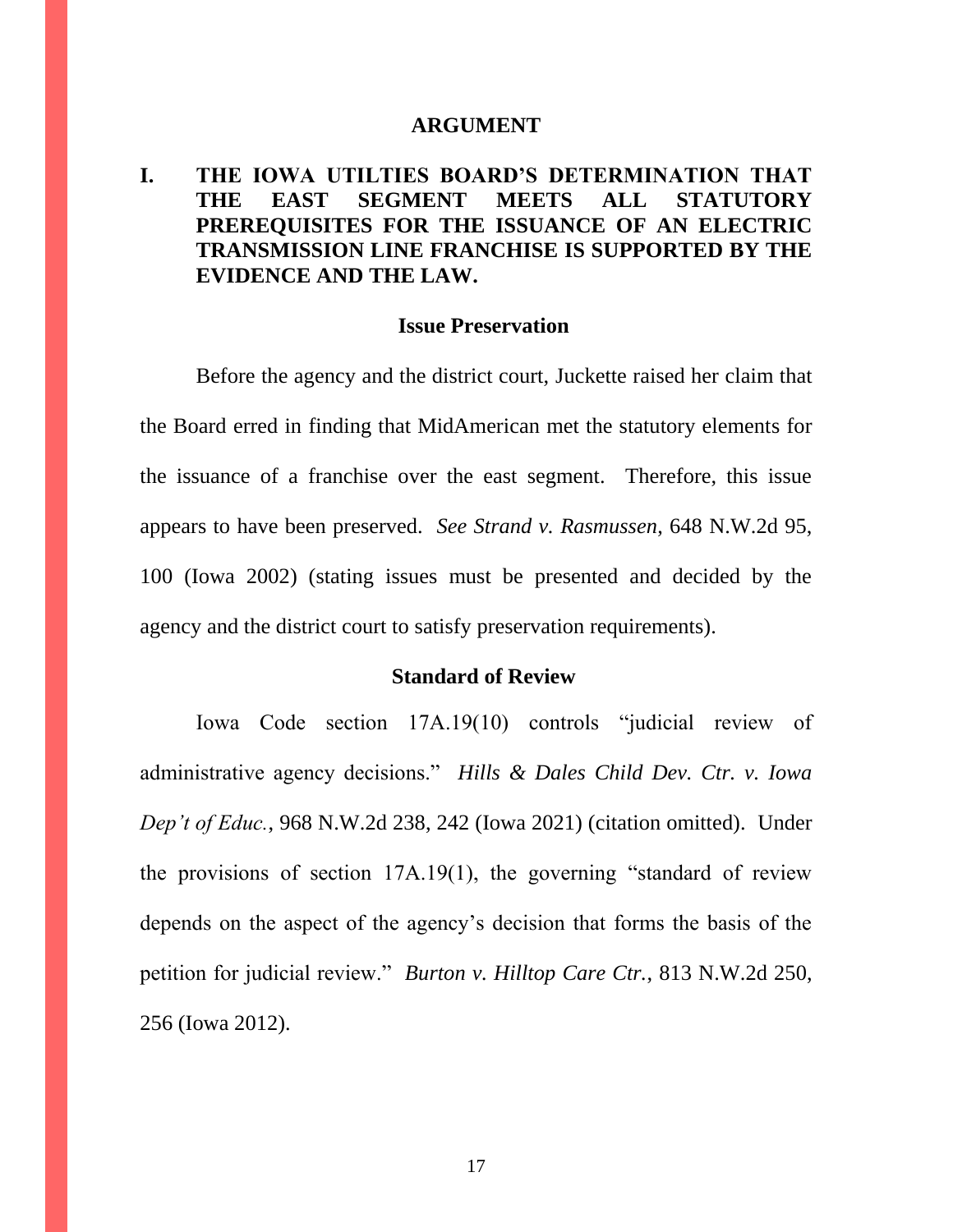# ARGUMENT

## I. THE IOWA UTILTIES BOARD'S DETERMINATION THAT THE EAST SEGMENT MEETS ALL STATUTORY PREREQUISITES FOR THE ISSUANCE OF AN ELECTRIC TRANSMISSION LINE FRANCHISE IS SUPPORTED BY THE EVIDENCE AND THE LAW.

### Issue Preservation

Before the agency and the district court, Juckette raised her claim that the Board erred in finding that MidAmerican met the statutory elements for the issuance of a franchise over the east segment. Therefore, this issue appears to have been preserved. *See Strand v. Rasmussen*, 648 N.W.2d 95, 100 (Iowa 2002) (stating issues must be presented and decided by the agency and the district court to satisfy preservation requirements).

### Standard of Review

Iowa Code section 17A.19(10) controls "judicial review of administrative agency decisions." *Hills & Dales Child Dev. Ctr. v. Iowa Dep't of Educ.*, 968 N.W.2d 238, 242 (Iowa 2021) (citation omitted). Under the provisions of section 17A.19(1), the governing "standard of review depends on the aspect of the agency's decision that forms the basis of the petition for judicial review." *Burton v. Hilltop Care Ctr.*, 813 N.W.2d 250, 256 (Iowa 2012).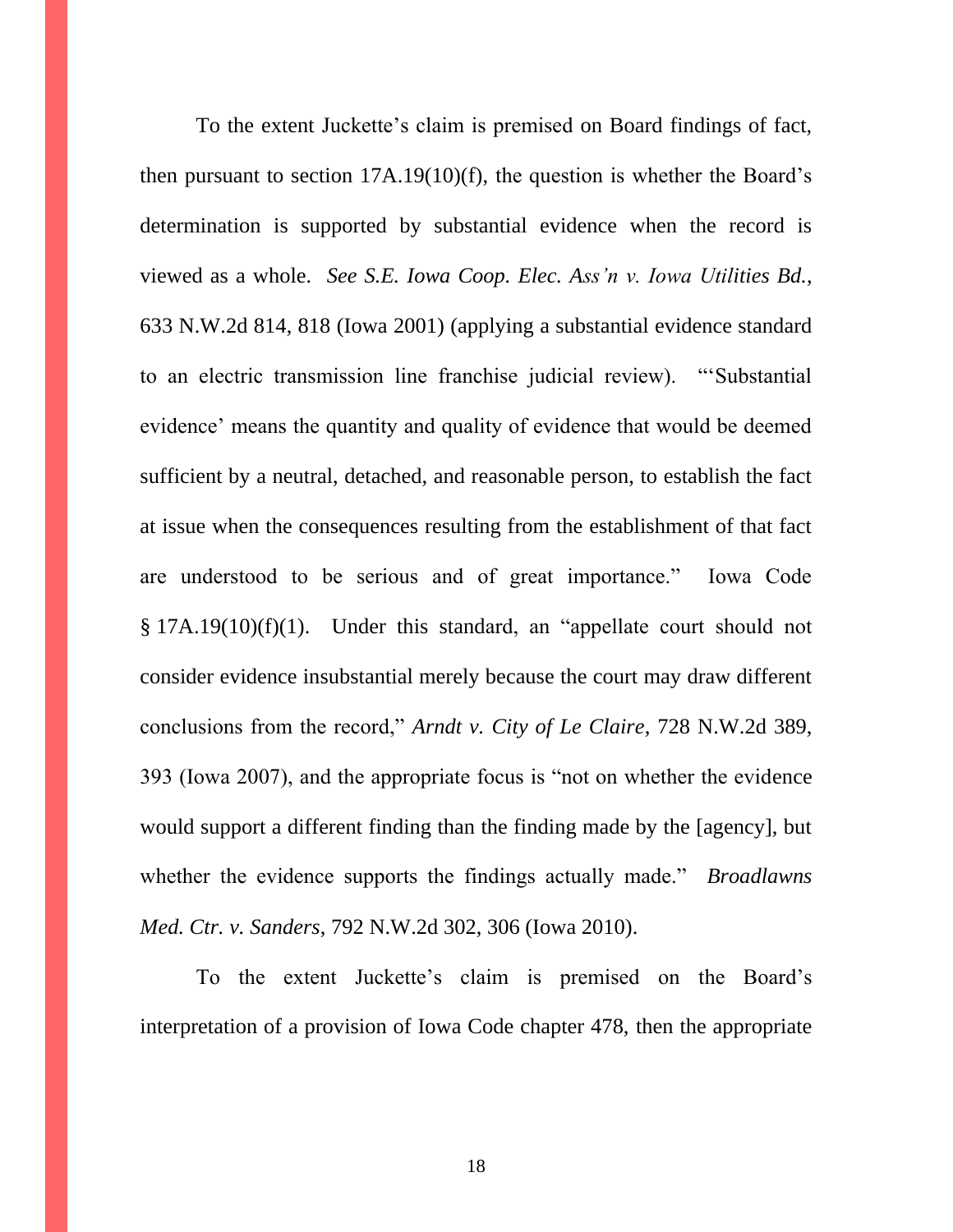To the extent Juckette's claim is premised on Board findings of fact, then pursuant to section 17A.19(10)(f), the question is whether the Board's determination is supported by substantial evidence when the record is viewed as a whole. *See S.E. Iowa Coop. Elec. Ass'n v. Iowa Utilities Bd.*, 633 N.W.2d 814, 818 (Iowa 2001) (applying a substantial evidence standard to an electric transmission line franchise judicial review). "'Substantial evidence' means the quantity and quality of evidence that would be deemed sufficient by a neutral, detached, and reasonable person, to establish the fact at issue when the consequences resulting from the establishment of that fact are understood to be serious and of great importance." Iowa Code § 17A.19(10)(f)(1). Under this standard, an "appellate court should not consider evidence insubstantial merely because the court may draw different conclusions from the record," *Arndt v. City of Le Claire*, 728 N.W.2d 389, 393 (Iowa 2007), and the appropriate focus is "not on whether the evidence would support a different finding than the finding made by the [agency], but whether the evidence supports the findings actually made." *Broadlawns Med. Ctr. v. Sanders*, 792 N.W.2d 302, 306 (Iowa 2010).

To the extent Juckette's claim is premised on the Board's interpretation of a provision of Iowa Code chapter 478, then the appropriate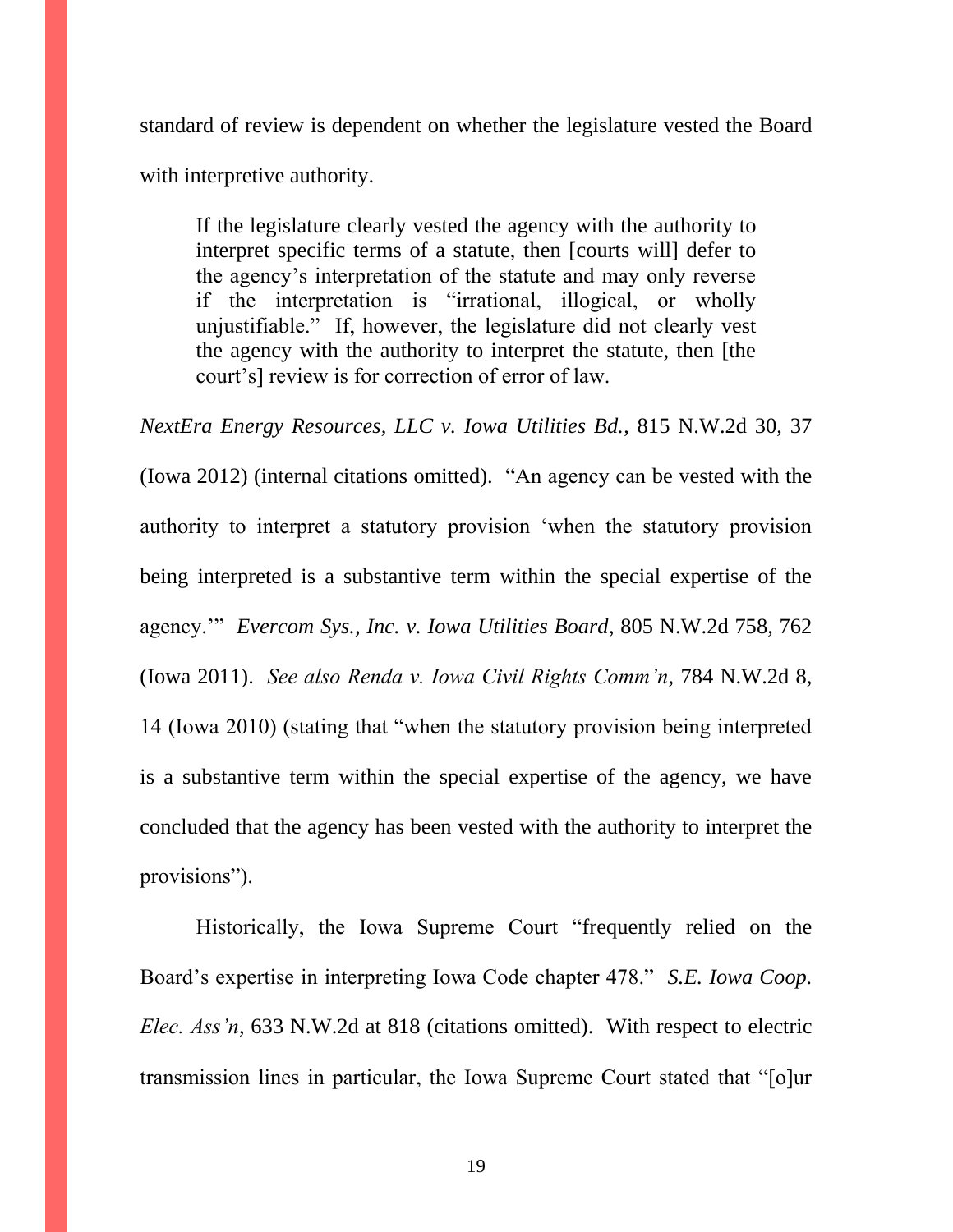standard of review is dependent on whether the legislature vested the Board with interpretive authority.

> If the legislature clearly vested the agency with the authority to interpret specific terms of a statute, then [courts will] defer to the agency's interpretation of the statute and may only reverse if the interpretation is "irrational, illogical, or wholly unjustifiable." If, however, the legislature did not clearly vest the agency with the authority to interpret the statute, then [the court's] review is for correction of error of law.

*NextEra Energy Resources, LLC v. Iowa Utilities Bd.*, 815 N.W.2d 30, 37 (Iowa 2012) (internal citations omitted). "An agency can be vested with the authority to interpret a statutory provision 'when the statutory provision being interpreted is a substantive term within the special expertise of the agency.'" *Evercom Sys., Inc. v. Iowa Utilities Board*, 805 N.W.2d 758, 762 (Iowa 2011). *See also Renda v. Iowa Civil Rights Comm'n*, 784 N.W.2d 8, 14 (Iowa 2010) (stating that "when the statutory provision being interpreted is a substantive term within the special expertise of the agency, we have concluded that the agency has been vested with the authority to interpret the provisions").

Historically, the Iowa Supreme Court "frequently relied on the Board's expertise in interpreting Iowa Code chapter 478." *S.E. Iowa Coop. Elec. Ass'n*, 633 N.W.2d at 818 (citations omitted). With respect to electric transmission lines in particular, the Iowa Supreme Court stated that "[o]ur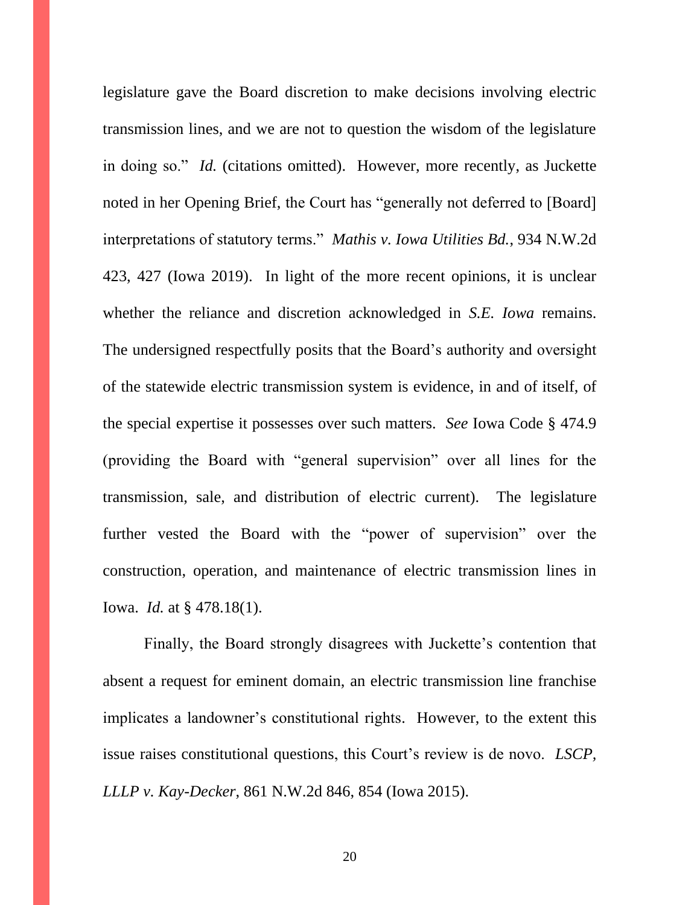legislature gave the Board discretion to make decisions involving electric transmission lines, and we are not to question the wisdom of the legislature in doing so." *Id.* (citations omitted). However, more recently, as Juckette noted in her Opening Brief, the Court has "generally not deferred to [Board] interpretations of statutory terms." *Mathis v. Iowa Utilities Bd.*, 934 N.W.2d 423, 427 (Iowa 2019). In light of the more recent opinions, it is unclear whether the reliance and discretion acknowledged in *S.E. Iowa* remains. The undersigned respectfully posits that the Board's authority and oversight of the statewide electric transmission system is evidence, in and of itself, of the special expertise it possesses over such matters. *See* Iowa Code § 474.9 (providing the Board with "general supervision" over all lines for the transmission, sale, and distribution of electric current). The legislature further vested the Board with the "power of supervision" over the construction, operation, and maintenance of electric transmission lines in Iowa. *Id.* at § 478.18(1).

Finally, the Board strongly disagrees with Juckette's contention that absent a request for eminent domain, an electric transmission line franchise implicates a landowner's constitutional rights. However, to the extent this issue raises constitutional questions, this Court's review is de novo. *LSCP, LLLP v. Kay-Decker*, 861 N.W.2d 846, 854 (Iowa 2015).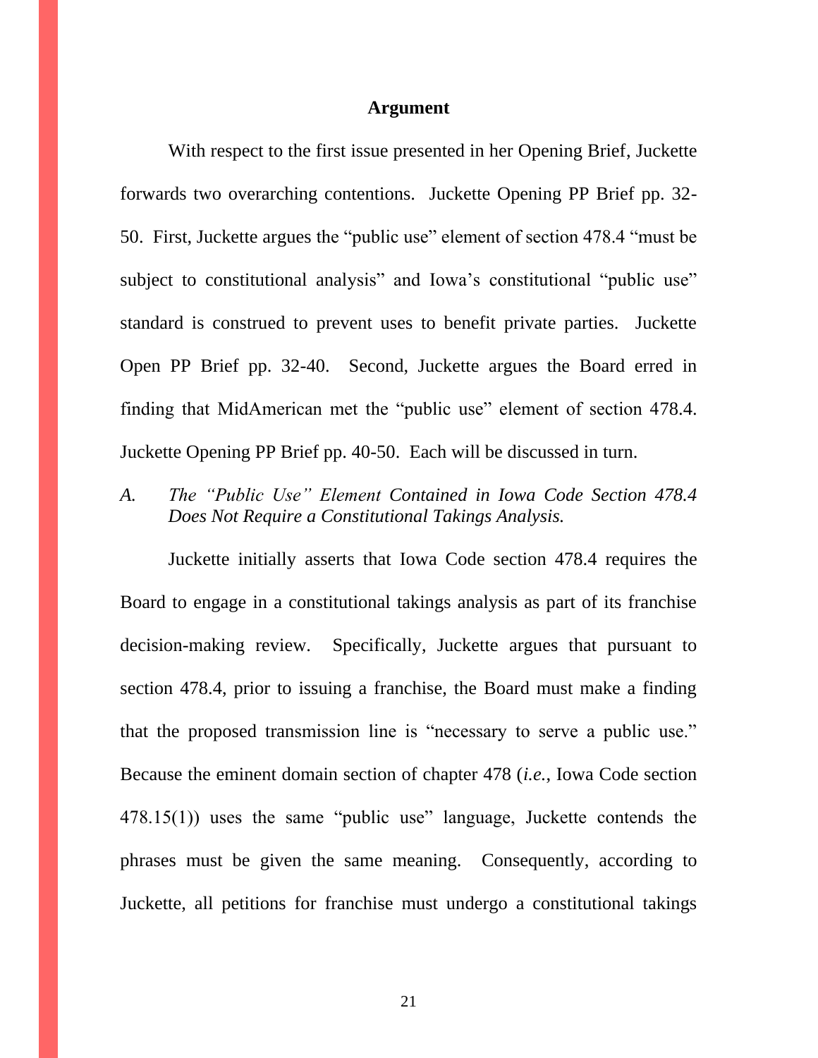## Argument

With respect to the first issue presented in her Opening Brief, Juckette forwards two overarching contentions. Juckette Opening PP Brief pp. 32-50. First, Juckette argues the "public use" element of section 478.4 "must be subject to constitutional analysis" and Iowa's constitutional "public use" standard is construed to prevent uses to benefit private parties. Juckette Open PP Brief pp. 32-40. Second, Juckette argues the Board erred in finding that MidAmerican met the "public use" element of section 478.4. Juckette Opening PP Brief pp. 40-50. Each will be discussed in turn.

### *A. The "Public Use" Element Contained in Iowa Code Section 478.4 Does Not Require a Constitutional Takings Analysis.*

Juckette initially asserts that Iowa Code section 478.4 requires the Board to engage in a constitutional takings analysis as part of its franchise decision-making review. Specifically, Juckette argues that pursuant to section 478.4, prior to issuing a franchise, the Board must make a finding that the proposed transmission line is "necessary to serve a public use." Because the eminent domain section of chapter 478 (*i.e.*, Iowa Code section 478.15(1)) uses the same "public use" language, Juckette contends the phrases must be given the same meaning. Consequently, according to Juckette, all petitions for franchise must undergo a constitutional takings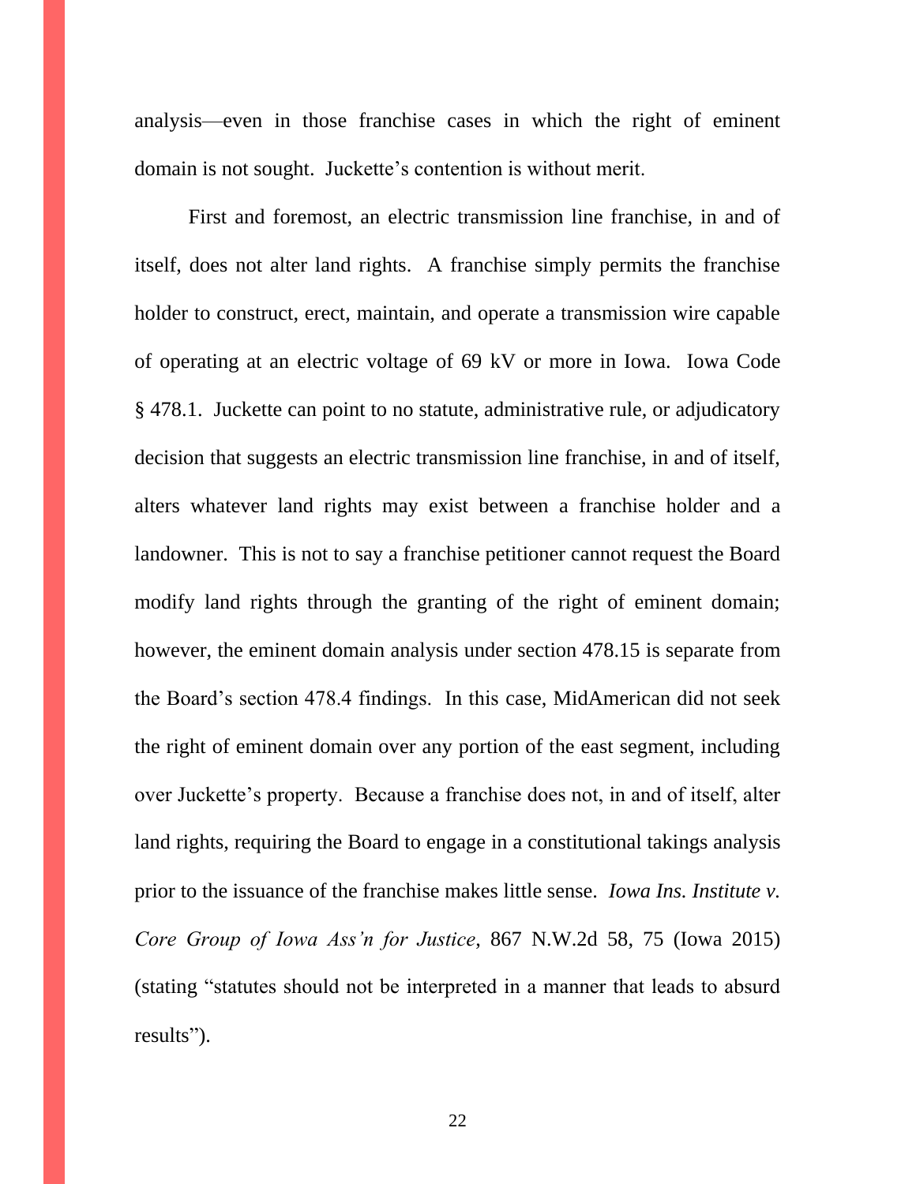analysis—even in those franchise cases in which the right of eminent domain is not sought. Juckette's contention is without merit.

First and foremost, an electric transmission line franchise, in and of itself, does not alter land rights. A franchise simply permits the franchise holder to construct, erect, maintain, and operate a transmission wire capable of operating at an electric voltage of 69 kV or more in Iowa. Iowa Code § 478.1. Juckette can point to no statute, administrative rule, or adjudicatory decision that suggests an electric transmission line franchise, in and of itself, alters whatever land rights may exist between a franchise holder and a landowner. This is not to say a franchise petitioner cannot request the Board modify land rights through the granting of the right of eminent domain; however, the eminent domain analysis under section 478.15 is separate from the Board's section 478.4 findings. In this case, MidAmerican did not seek the right of eminent domain over any portion of the east segment, including over Juckette's property. Because a franchise does not, in and of itself, alter land rights, requiring the Board to engage in a constitutional takings analysis prior to the issuance of the franchise makes little sense. *Iowa Ins. Institute v. Core Group of Iowa Ass'n for Justice*, 867 N.W.2d 58, 75 (Iowa 2015) (stating "statutes should not be interpreted in a manner that leads to absurd results").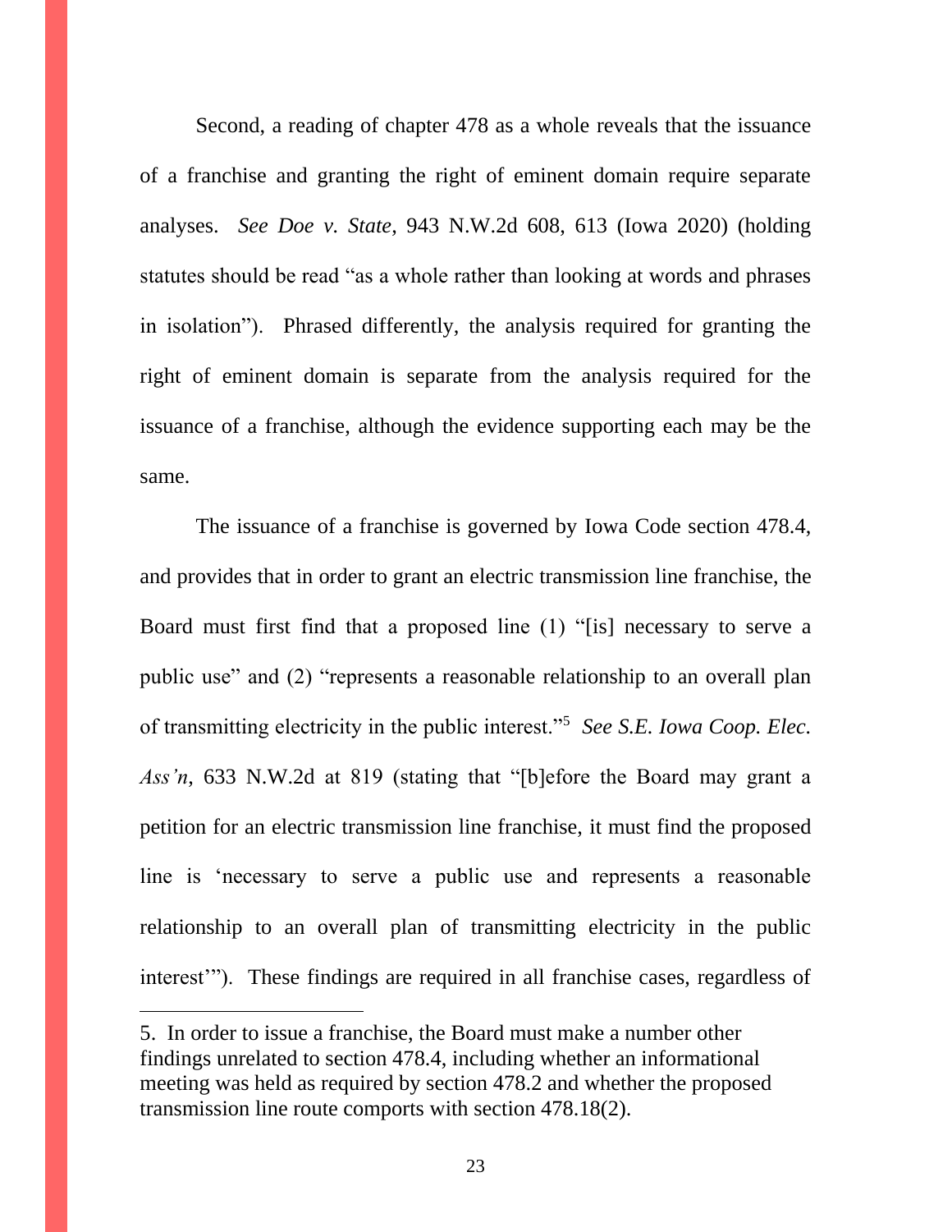Second, a reading of chapter 478 as a whole reveals that the issuance of a franchise and granting the right of eminent domain require separate analyses. *See Doe v. State*, 943 N.W.2d 608, 613 (Iowa 2020) (holding statutes should be read "as a whole rather than looking at words and phrases in isolation"). Phrased differently, the analysis required for granting the right of eminent domain is separate from the analysis required for the issuance of a franchise, although the evidence supporting each may be the same.

The issuance of a franchise is governed by Iowa Code section 478.4, and provides that in order to grant an electric transmission line franchise, the Board must first find that a proposed line (1) "[is] necessary to serve a public use" and (2) "represents a reasonable relationship to an overall plan of transmitting electricity in the public interest."[5] *See S.E. Iowa Coop. Elec. Ass'n*, 633 N.W.2d at 819 (stating that "[b]efore the Board may grant a petition for an electric transmission line franchise, it must find the proposed line is 'necessary to serve a public use and represents a reasonable relationship to an overall plan of transmitting electricity in the public interest'"). These findings are required in all franchise cases, regardless of

5. In order to issue a franchise, the Board must make a number other findings unrelated to section 478.4, including whether an informational meeting was held as required by section 478.2 and whether the proposed transmission line route comports with section 478.18(2).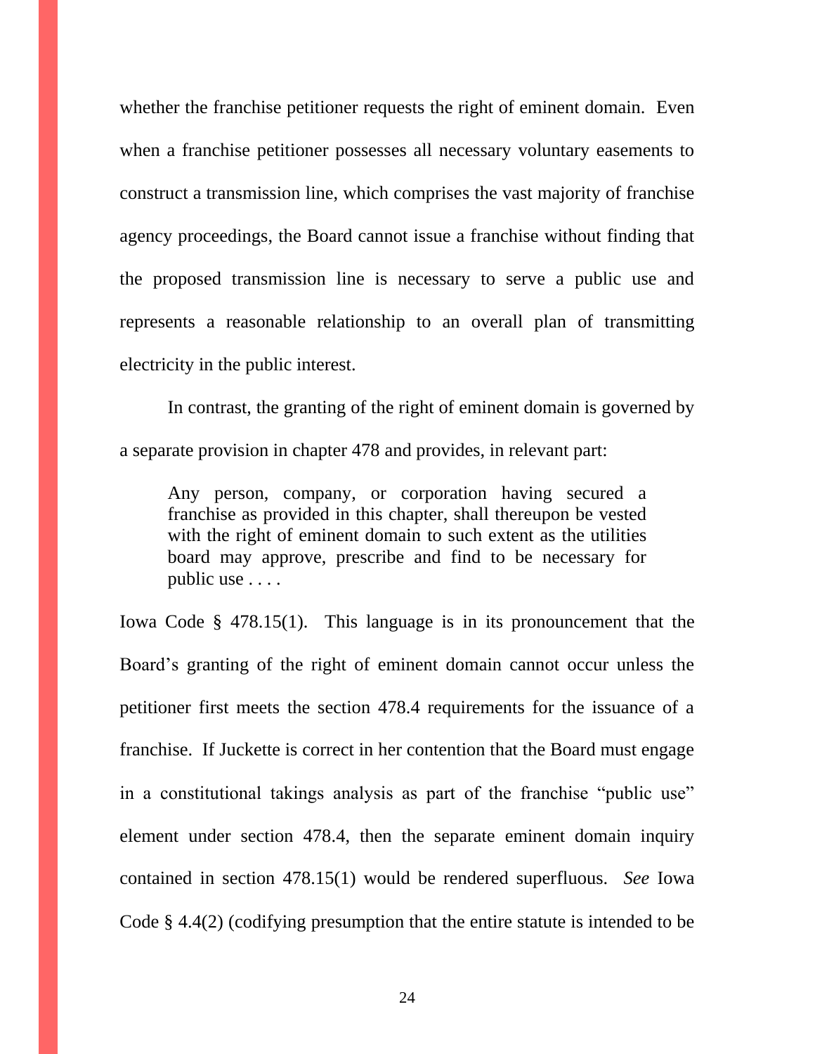whether the franchise petitioner requests the right of eminent domain. Even when a franchise petitioner possesses all necessary voluntary easements to construct a transmission line, which comprises the vast majority of franchise agency proceedings, the Board cannot issue a franchise without finding that the proposed transmission line is necessary to serve a public use and represents a reasonable relationship to an overall plan of transmitting electricity in the public interest.

In contrast, the granting of the right of eminent domain is governed by a separate provision in chapter 478 and provides, in relevant part:

> Any person, company, or corporation having secured a franchise as provided in this chapter, shall thereupon be vested with the right of eminent domain to such extent as the utilities board may approve, prescribe and find to be necessary for public use . . . .

Iowa Code § 478.15(1). This language is in its pronouncement that the Board's granting of the right of eminent domain cannot occur unless the petitioner first meets the section 478.4 requirements for the issuance of a franchise. If Juckette is correct in her contention that the Board must engage in a constitutional takings analysis as part of the franchise "public use" element under section 478.4, then the separate eminent domain inquiry contained in section 478.15(1) would be rendered superfluous. *See* Iowa Code § 4.4(2) (codifying presumption that the entire statute is intended to be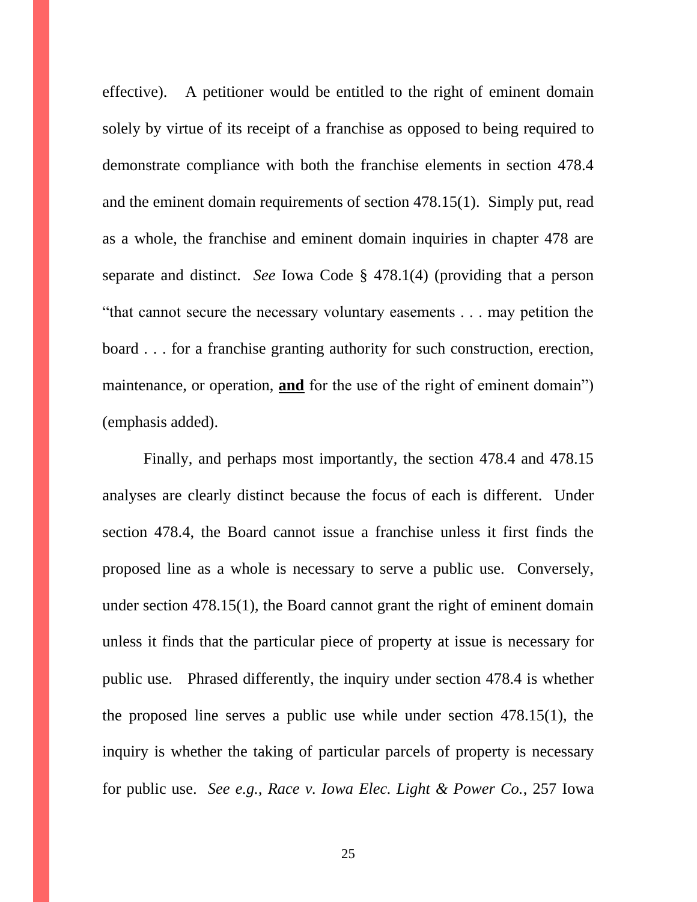effective). A petitioner would be entitled to the right of eminent domain solely by virtue of its receipt of a franchise as opposed to being required to demonstrate compliance with both the franchise elements in section 478.4 and the eminent domain requirements of section 478.15(1). Simply put, read as a whole, the franchise and eminent domain inquiries in chapter 478 are separate and distinct. *See* Iowa Code § 478.1(4) (providing that a person "that cannot secure the necessary voluntary easements . . . may petition the board . . . for a franchise granting authority for such construction, erection, maintenance, or operation, **<u>and</u>** for the use of the right of eminent domain") (emphasis added).

Finally, and perhaps most importantly, the section 478.4 and 478.15 analyses are clearly distinct because the focus of each is different. Under section 478.4, the Board cannot issue a franchise unless it first finds the proposed line as a whole is necessary to serve a public use. Conversely, under section 478.15(1), the Board cannot grant the right of eminent domain unless it finds that the particular piece of property at issue is necessary for public use. Phrased differently, the inquiry under section 478.4 is whether the proposed line serves a public use while under section 478.15(1), the inquiry is whether the taking of particular parcels of property is necessary for public use. *See e.g., Race v. Iowa Elec. Light & Power Co.*, 257 Iowa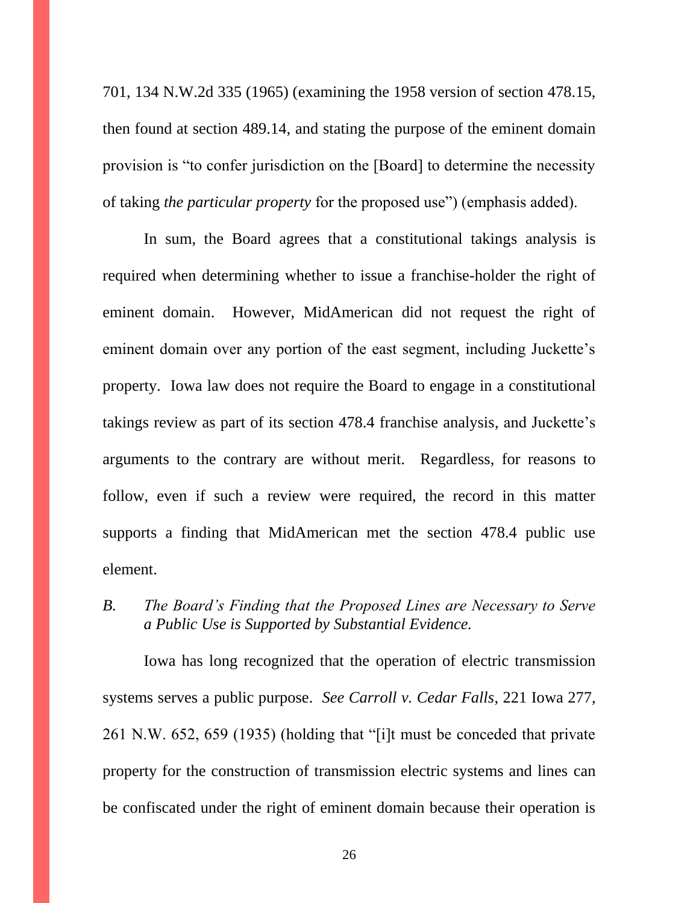701, 134 N.W.2d 335 (1965) (examining the 1958 version of section 478.15, then found at section 489.14, and stating the purpose of the eminent domain provision is "to confer jurisdiction on the [Board] to determine the necessity of taking *the particular property* for the proposed use") (emphasis added).

In sum, the Board agrees that a constitutional takings analysis is required when determining whether to issue a franchise-holder the right of eminent domain. However, MidAmerican did not request the right of eminent domain over any portion of the east segment, including Juckette's property. Iowa law does not require the Board to engage in a constitutional takings review as part of its section 478.4 franchise analysis, and Juckette's arguments to the contrary are without merit. Regardless, for reasons to follow, even if such a review were required, the record in this matter supports a finding that MidAmerican met the section 478.4 public use element.

*B. The Board's Finding that the Proposed Lines are Necessary to Serve a Public Use is Supported by Substantial Evidence.*

Iowa has long recognized that the operation of electric transmission systems serves a public purpose. *See Carroll v. Cedar Falls*, 221 Iowa 277, 261 N.W. 652, 659 (1935) (holding that "[i]t must be conceded that private property for the construction of transmission electric systems and lines can be confiscated under the right of eminent domain because their operation is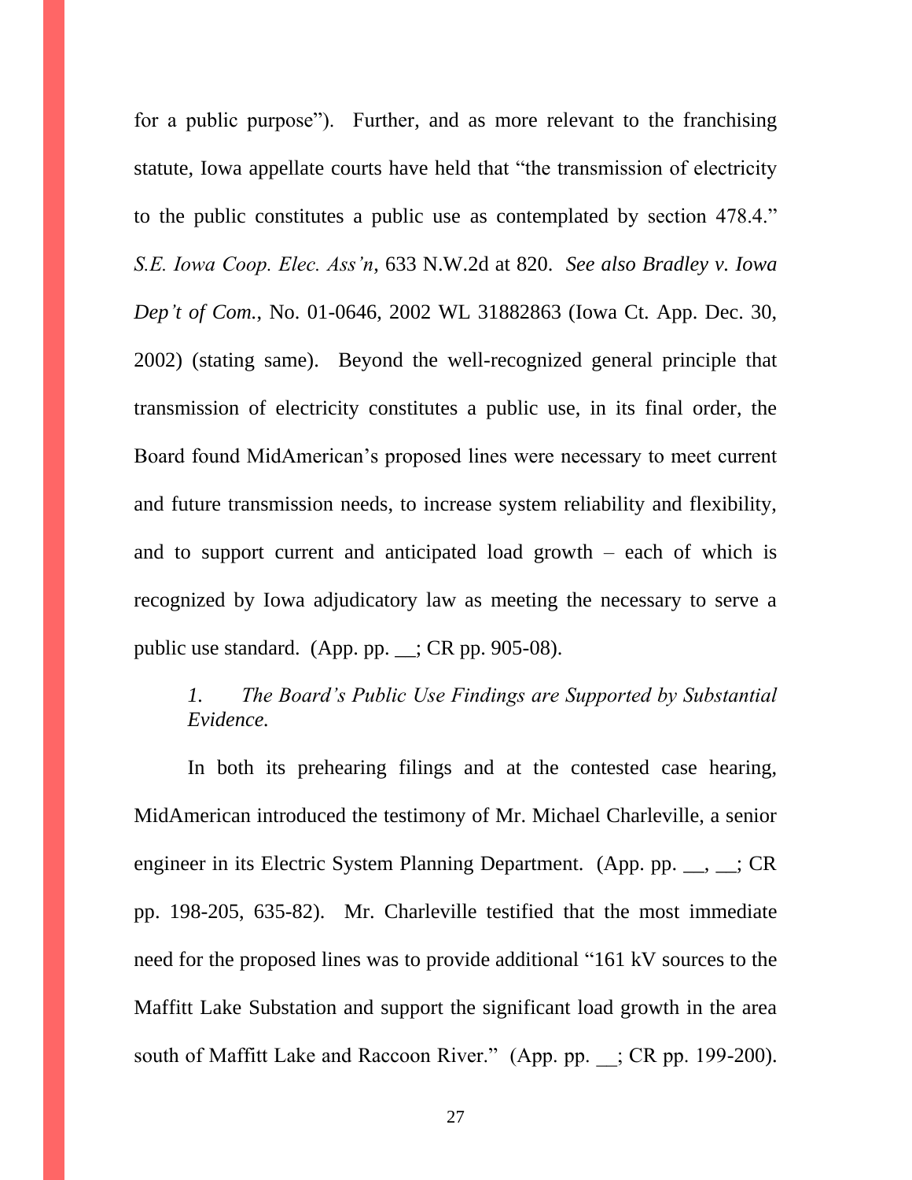for a public purpose"). Further, and as more relevant to the franchising statute, Iowa appellate courts have held that "the transmission of electricity to the public constitutes a public use as contemplated by section 478.4." *S.E. Iowa Coop. Elec. Ass'n*, 633 N.W.2d at 820. *See also Bradley v. Iowa Dep't of Com.*, No. 01-0646, 2002 WL 31882863 (Iowa Ct. App. Dec. 30, 2002) (stating same). Beyond the well-recognized general principle that transmission of electricity constitutes a public use, in its final order, the Board found MidAmerican's proposed lines were necessary to meet current and future transmission needs, to increase system reliability and flexibility, and to support current and anticipated load growth – each of which is recognized by Iowa adjudicatory law as meeting the necessary to serve a public use standard. (App. pp. __; CR pp. 905-08).

*1. The Board's Public Use Findings are Supported by Substantial Evidence.*

In both its prehearing filings and at the contested case hearing, MidAmerican introduced the testimony of Mr. Michael Charleville, a senior engineer in its Electric System Planning Department. (App. pp. __, __; CR pp. 198-205, 635-82). Mr. Charleville testified that the most immediate need for the proposed lines was to provide additional "161 kV sources to the Maffitt Lake Substation and support the significant load growth in the area south of Maffitt Lake and Raccoon River." (App. pp. __; CR pp. 199-200).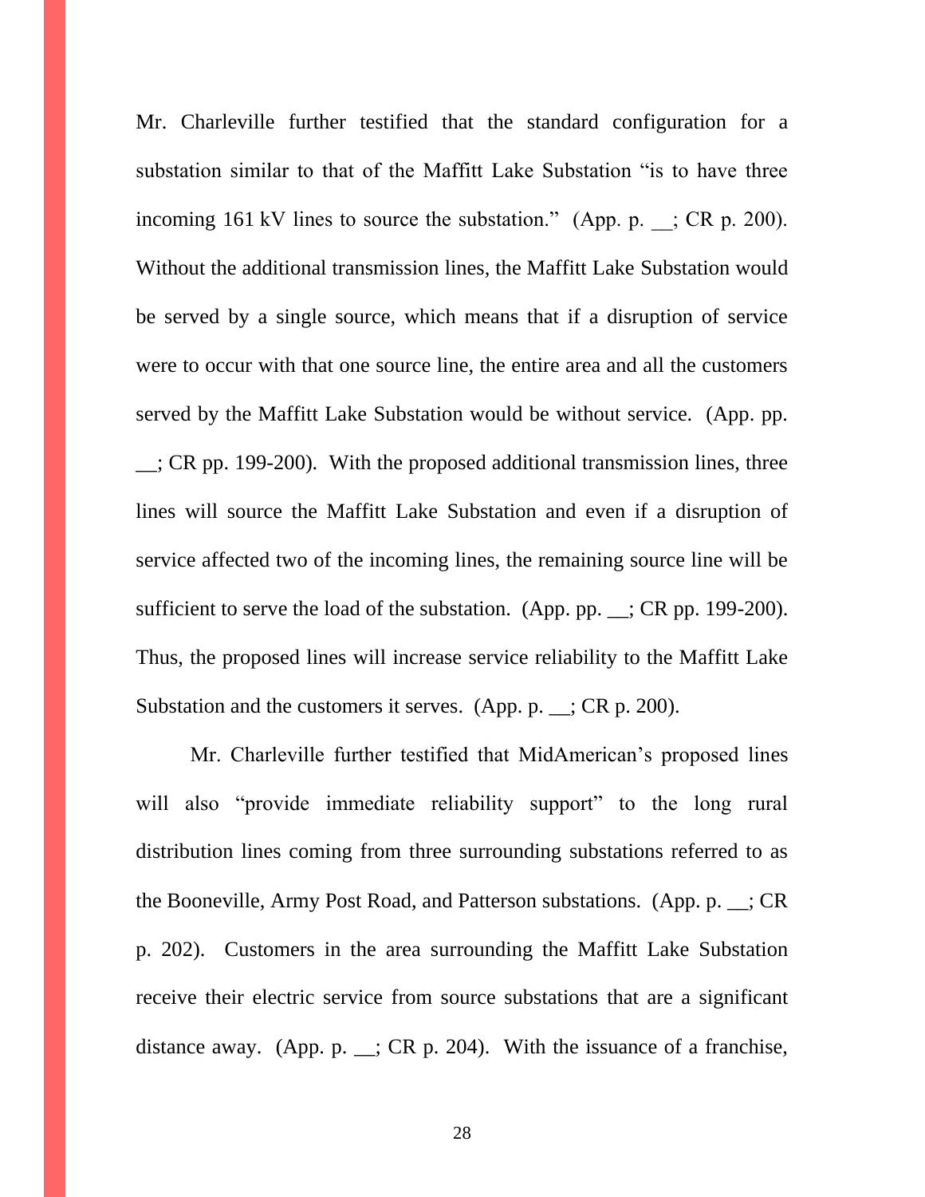Mr. Charleville further testified that the standard configuration for a substation similar to that of the Maffitt Lake Substation "is to have three incoming 161 kV lines to source the substation." (App. p. __; CR p. 200). Without the additional transmission lines, the Maffitt Lake Substation would be served by a single source, which means that if a disruption of service were to occur with that one source line, the entire area and all the customers served by the Maffitt Lake Substation would be without service. (App. pp. __; CR pp. 199-200). With the proposed additional transmission lines, three lines will source the Maffitt Lake Substation and even if a disruption of service affected two of the incoming lines, the remaining source line will be sufficient to serve the load of the substation. (App. pp. __; CR pp. 199-200). Thus, the proposed lines will increase service reliability to the Maffitt Lake Substation and the customers it serves. (App. p. __; CR p. 200).

Mr. Charleville further testified that MidAmerican's proposed lines will also "provide immediate reliability support" to the long rural distribution lines coming from three surrounding substations referred to as the Booneville, Army Post Road, and Patterson substations. (App. p. __; CR p. 202). Customers in the area surrounding the Maffitt Lake Substation receive their electric service from source substations that are a significant distance away. (App. p. __; CR p. 204). With the issuance of a franchise,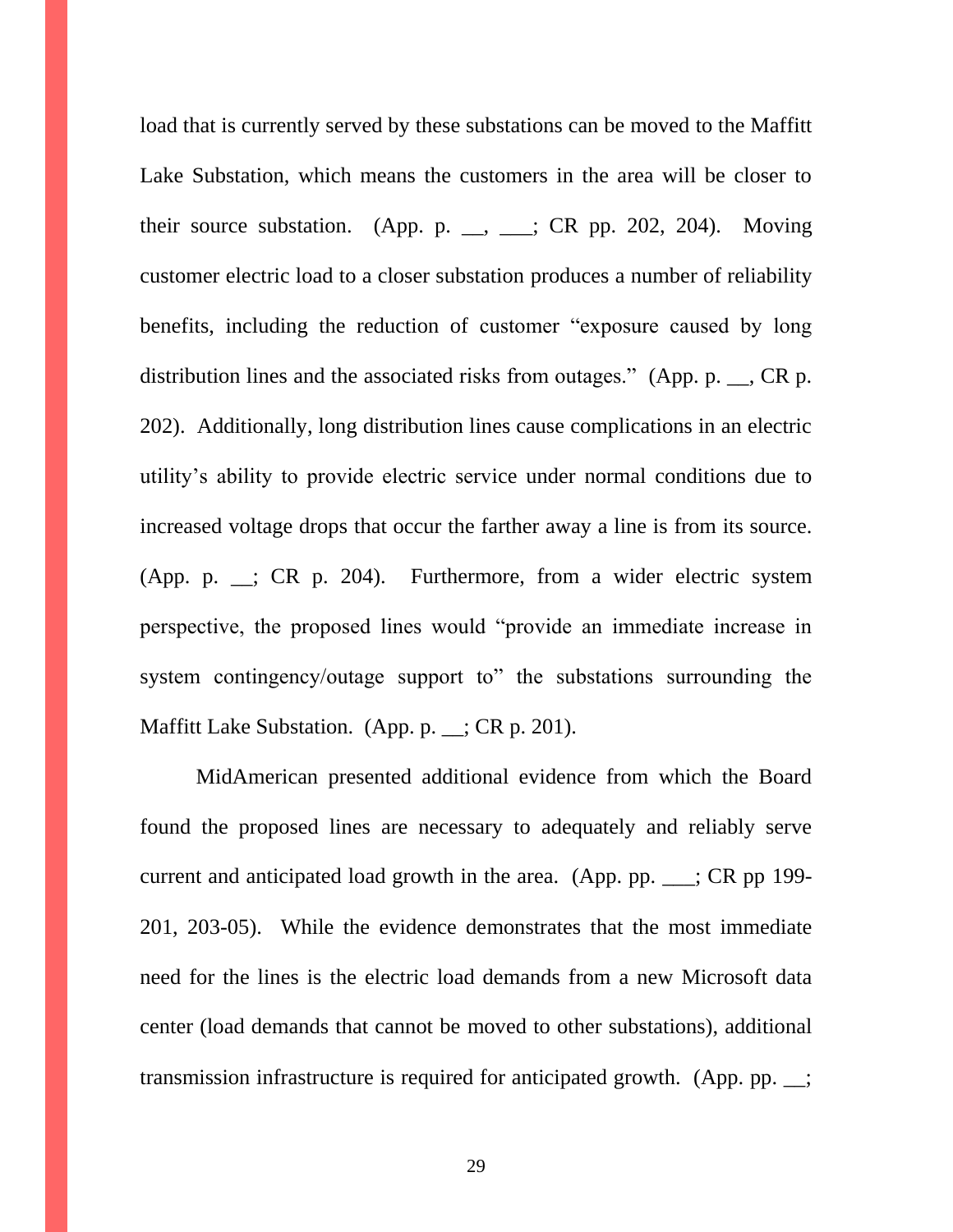load that is currently served by these substations can be moved to the Maffitt Lake Substation, which means the customers in the area will be closer to their source substation. (App. p. __, ___; CR pp. 202, 204). Moving customer electric load to a closer substation produces a number of reliability benefits, including the reduction of customer "exposure caused by long distribution lines and the associated risks from outages." (App. p. __, CR p. 202). Additionally, long distribution lines cause complications in an electric utility's ability to provide electric service under normal conditions due to increased voltage drops that occur the farther away a line is from its source. (App. p. __; CR p. 204). Furthermore, from a wider electric system perspective, the proposed lines would "provide an immediate increase in system contingency/outage support to" the substations surrounding the Maffitt Lake Substation. (App. p. __; CR p. 201).

MidAmerican presented additional evidence from which the Board found the proposed lines are necessary to adequately and reliably serve current and anticipated load growth in the area. (App. pp. ___; CR pp 199-201, 203-05). While the evidence demonstrates that the most immediate need for the lines is the electric load demands from a new Microsoft data center (load demands that cannot be moved to other substations), additional transmission infrastructure is required for anticipated growth. (App. pp. __;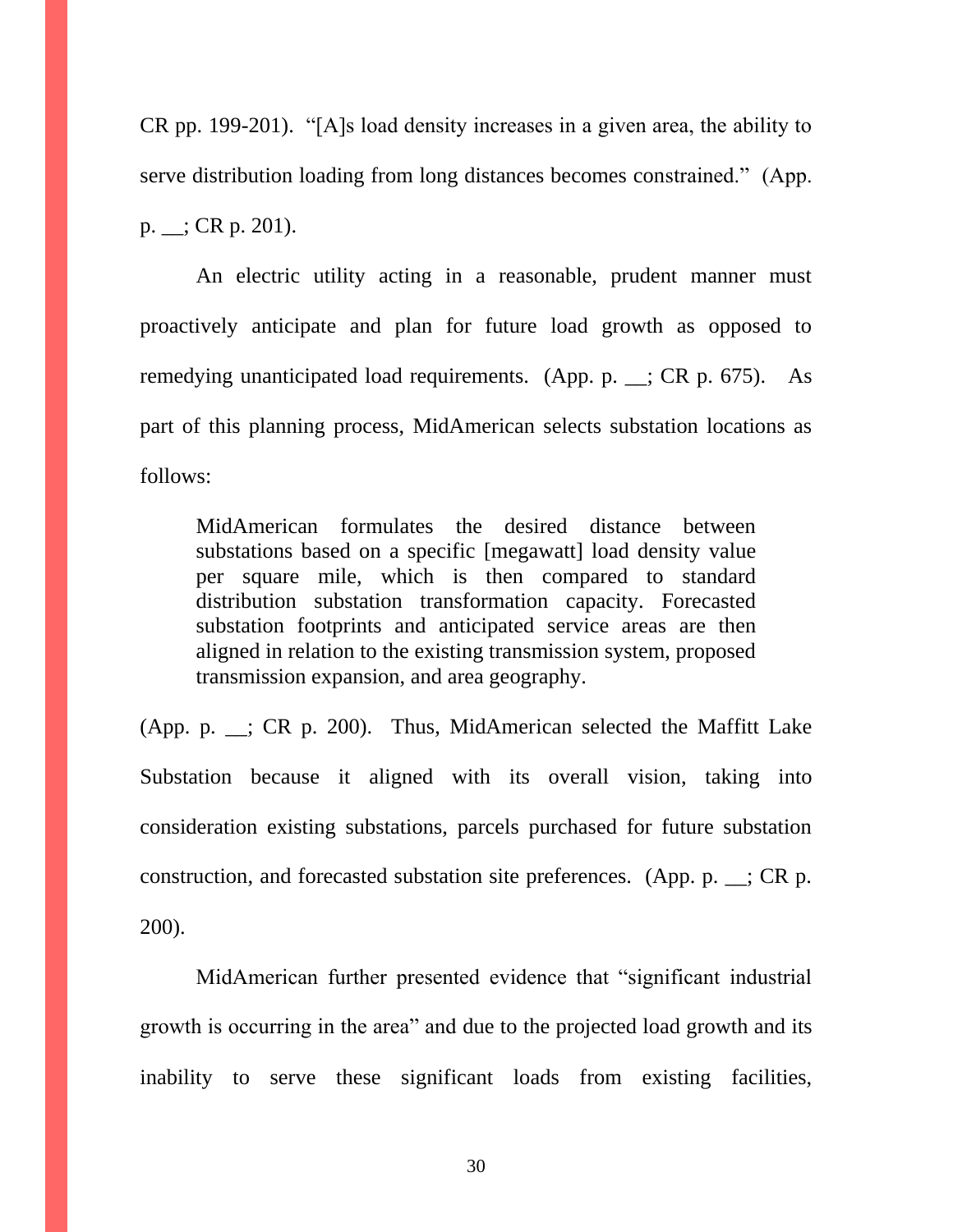CR pp. 199-201). "[A]s load density increases in a given area, the ability to serve distribution loading from long distances becomes constrained." (App. p. __; CR p. 201).

An electric utility acting in a reasonable, prudent manner must proactively anticipate and plan for future load growth as opposed to remedying unanticipated load requirements. (App. p. __; CR p. 675). As part of this planning process, MidAmerican selects substation locations as follows:

> MidAmerican formulates the desired distance between substations based on a specific [megawatt] load density value per square mile, which is then compared to standard distribution substation transformation capacity. Forecasted substation footprints and anticipated service areas are then aligned in relation to the existing transmission system, proposed transmission expansion, and area geography.

(App. p. __; CR p. 200). Thus, MidAmerican selected the Maffitt Lake Substation because it aligned with its overall vision, taking into consideration existing substations, parcels purchased for future substation construction, and forecasted substation site preferences. (App. p. __; CR p. 200).

MidAmerican further presented evidence that "significant industrial growth is occurring in the area" and due to the projected load growth and its inability to serve these significant loads from existing facilities,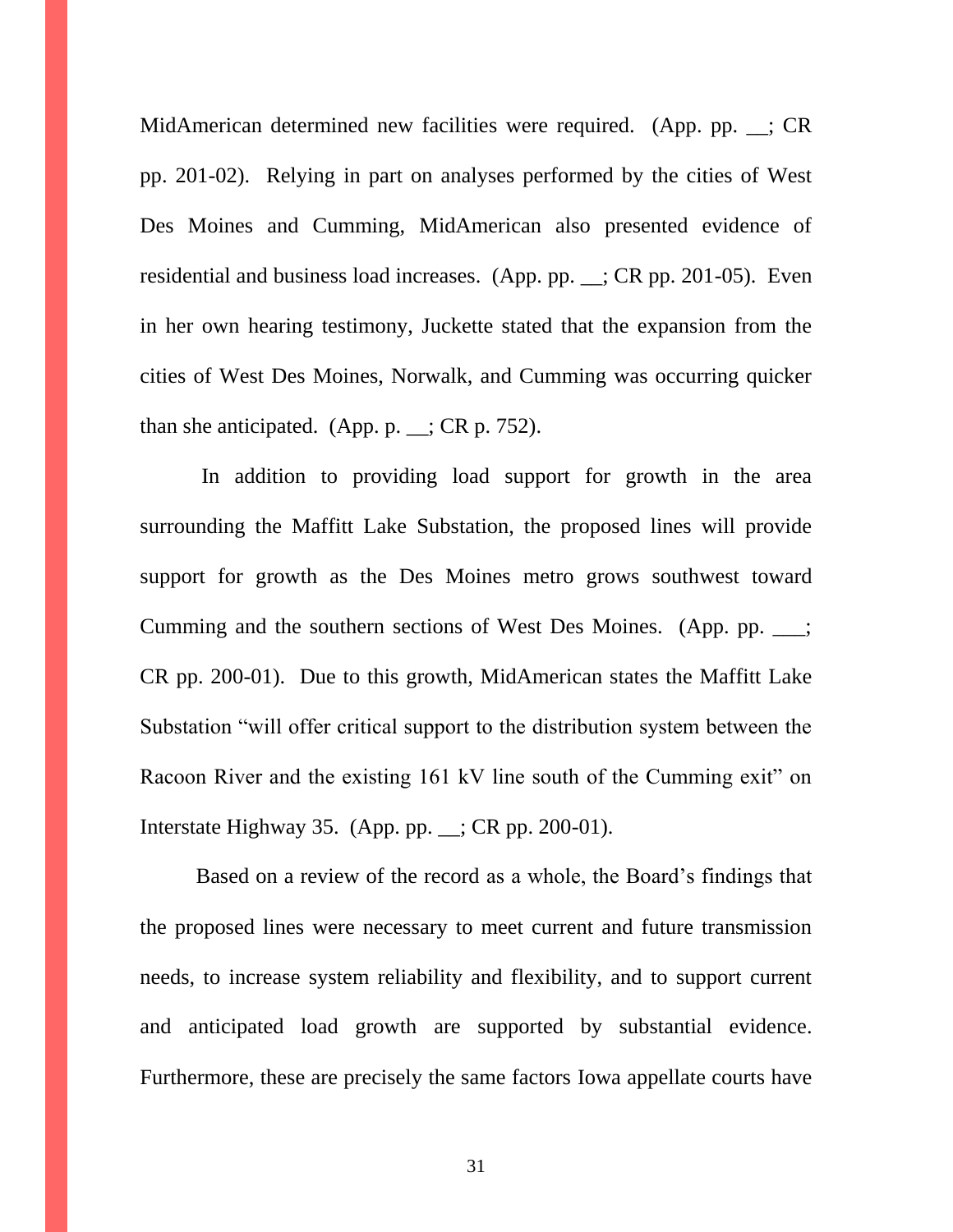MidAmerican determined new facilities were required. (App. pp. __; CR pp. 201-02). Relying in part on analyses performed by the cities of West Des Moines and Cumming, MidAmerican also presented evidence of residential and business load increases. (App. pp. __; CR pp. 201-05). Even in her own hearing testimony, Juckette stated that the expansion from the cities of West Des Moines, Norwalk, and Cumming was occurring quicker than she anticipated. (App. p. __; CR p. 752).

In addition to providing load support for growth in the area surrounding the Maffitt Lake Substation, the proposed lines will provide support for growth as the Des Moines metro grows southwest toward Cumming and the southern sections of West Des Moines. (App. pp. ___; CR pp. 200-01). Due to this growth, MidAmerican states the Maffitt Lake Substation "will offer critical support to the distribution system between the Racoon River and the existing 161 kV line south of the Cumming exit" on Interstate Highway 35. (App. pp. __; CR pp. 200-01).

Based on a review of the record as a whole, the Board's findings that the proposed lines were necessary to meet current and future transmission needs, to increase system reliability and flexibility, and to support current and anticipated load growth are supported by substantial evidence. Furthermore, these are precisely the same factors Iowa appellate courts have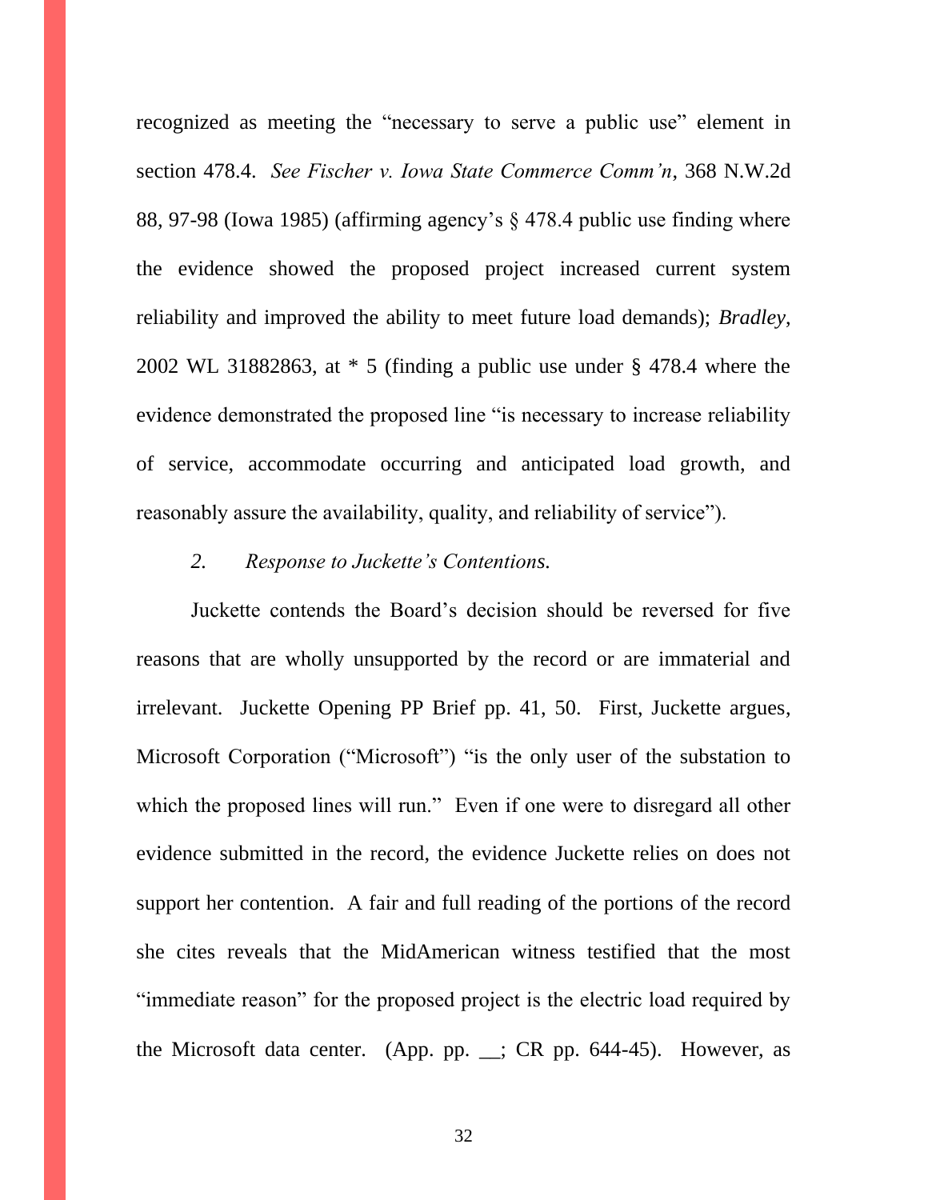recognized as meeting the "necessary to serve a public use" element in section 478.4. *See Fischer v. Iowa State Commerce Comm'n*, 368 N.W.2d 88, 97-98 (Iowa 1985) (affirming agency's § 478.4 public use finding where the evidence showed the proposed project increased current system reliability and improved the ability to meet future load demands); *Bradley*, 2002 WL 31882863, at * 5 (finding a public use under § 478.4 where the evidence demonstrated the proposed line "is necessary to increase reliability of service, accommodate occurring and anticipated load growth, and reasonably assure the availability, quality, and reliability of service").

*2. Response to Juckette's Contentions.*

Juckette contends the Board's decision should be reversed for five reasons that are wholly unsupported by the record or are immaterial and irrelevant. Juckette Opening PP Brief pp. 41, 50. First, Juckette argues, Microsoft Corporation ("Microsoft") "is the only user of the substation to which the proposed lines will run." Even if one were to disregard all other evidence submitted in the record, the evidence Juckette relies on does not support her contention. A fair and full reading of the portions of the record she cites reveals that the MidAmerican witness testified that the most "immediate reason" for the proposed project is the electric load required by the Microsoft data center. (App. pp. __; CR pp. 644-45). However, as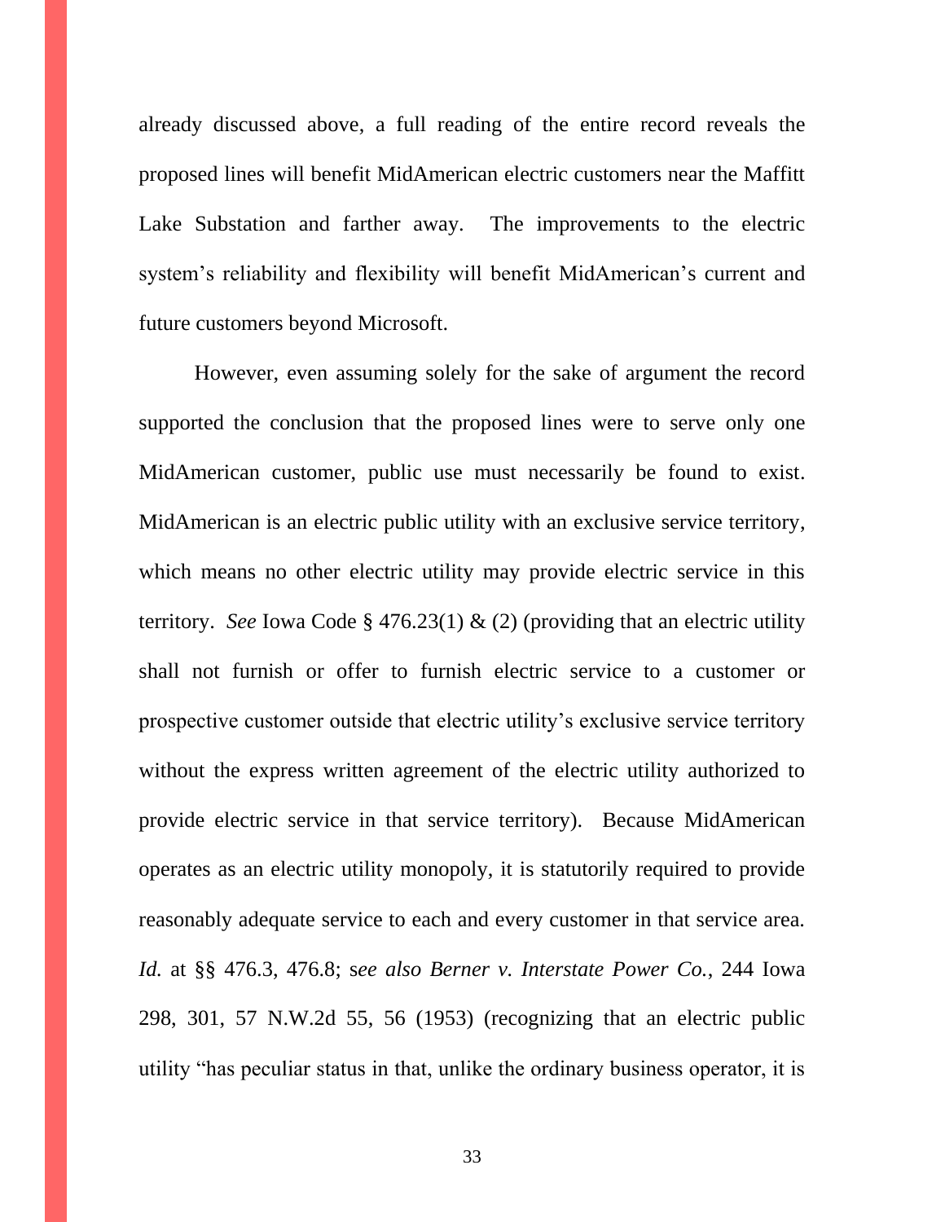already discussed above, a full reading of the entire record reveals the proposed lines will benefit MidAmerican electric customers near the Maffitt Lake Substation and farther away. The improvements to the electric system's reliability and flexibility will benefit MidAmerican's current and future customers beyond Microsoft.

However, even assuming solely for the sake of argument the record supported the conclusion that the proposed lines were to serve only one MidAmerican customer, public use must necessarily be found to exist. MidAmerican is an electric public utility with an exclusive service territory, which means no other electric utility may provide electric service in this territory. *See* Iowa Code § 476.23(1) & (2) (providing that an electric utility shall not furnish or offer to furnish electric service to a customer or prospective customer outside that electric utility's exclusive service territory without the express written agreement of the electric utility authorized to provide electric service in that service territory). Because MidAmerican operates as an electric utility monopoly, it is statutorily required to provide reasonably adequate service to each and every customer in that service area. *Id.* at §§ 476.3, 476.8; s*ee also Berner v. Interstate Power Co.*, 244 Iowa 298, 301, 57 N.W.2d 55, 56 (1953) (recognizing that an electric public utility "has peculiar status in that, unlike the ordinary business operator, it is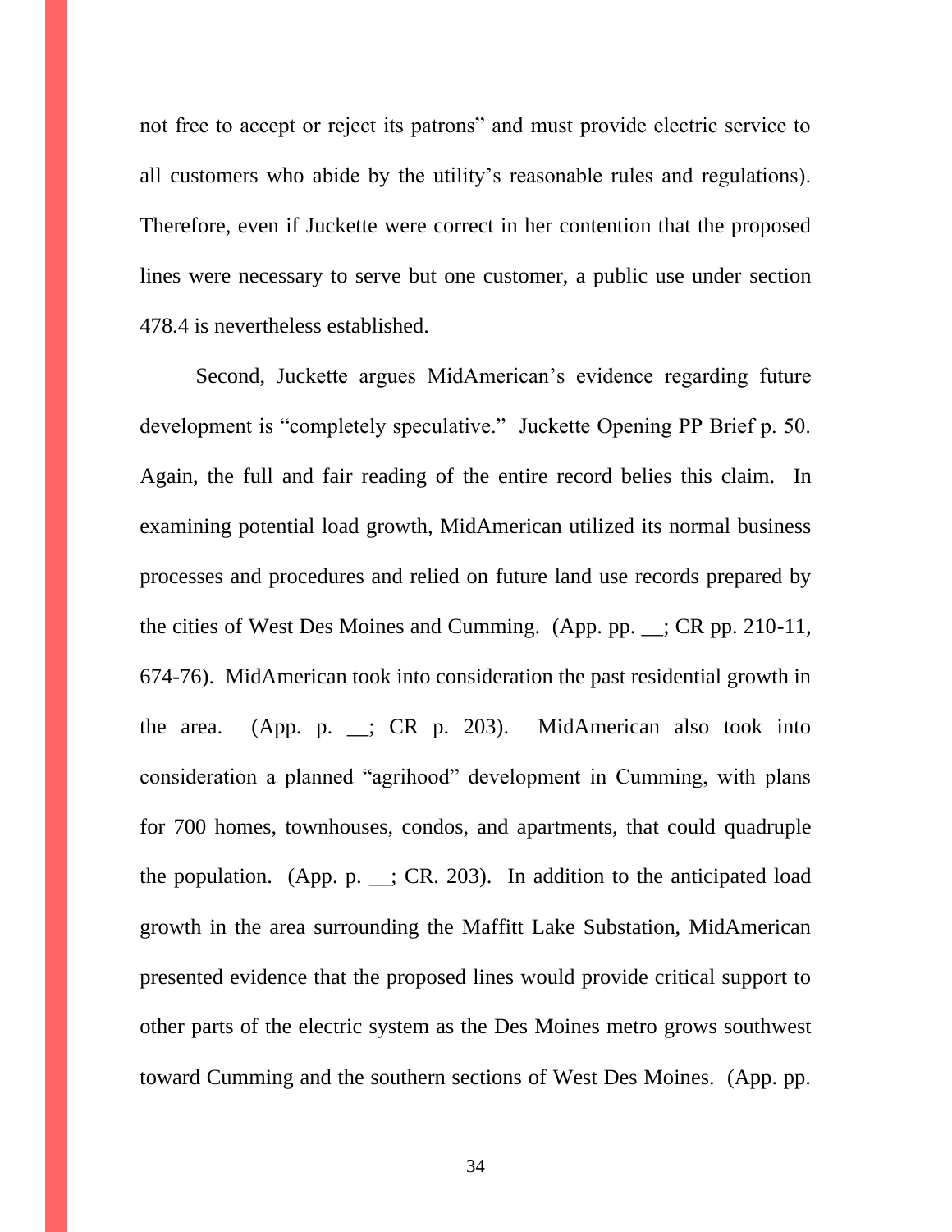not free to accept or reject its patrons" and must provide electric service to all customers who abide by the utility's reasonable rules and regulations). Therefore, even if Juckette were correct in her contention that the proposed lines were necessary to serve but one customer, a public use under section 478.4 is nevertheless established.

Second, Juckette argues MidAmerican's evidence regarding future development is "completely speculative." Juckette Opening PP Brief p. 50. Again, the full and fair reading of the entire record belies this claim. In examining potential load growth, MidAmerican utilized its normal business processes and procedures and relied on future land use records prepared by the cities of West Des Moines and Cumming. (App. pp. __; CR pp. 210-11, 674-76). MidAmerican took into consideration the past residential growth in the area. (App. p. __; CR p. 203). MidAmerican also took into consideration a planned "agrihood" development in Cumming, with plans for 700 homes, townhouses, condos, and apartments, that could quadruple the population. (App. p. __; CR. 203). In addition to the anticipated load growth in the area surrounding the Maffitt Lake Substation, MidAmerican presented evidence that the proposed lines would provide critical support to other parts of the electric system as the Des Moines metro grows southwest toward Cumming and the southern sections of West Des Moines. (App. pp.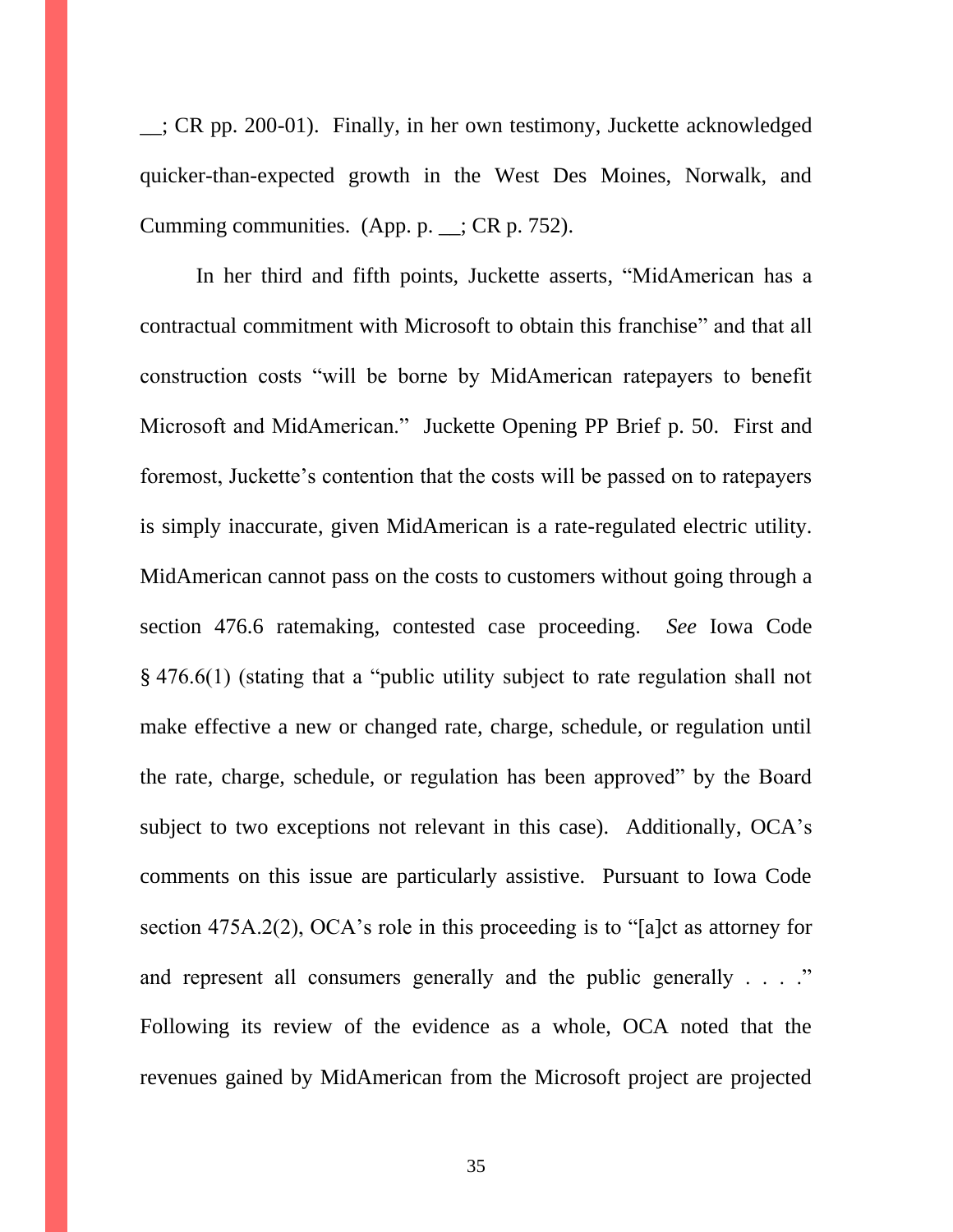__; CR pp. 200-01). Finally, in her own testimony, Juckette acknowledged quicker-than-expected growth in the West Des Moines, Norwalk, and Cumming communities. (App. p. __; CR p. 752).

In her third and fifth points, Juckette asserts, "MidAmerican has a contractual commitment with Microsoft to obtain this franchise" and that all construction costs "will be borne by MidAmerican ratepayers to benefit Microsoft and MidAmerican." Juckette Opening PP Brief p. 50. First and foremost, Juckette's contention that the costs will be passed on to ratepayers is simply inaccurate, given MidAmerican is a rate-regulated electric utility. MidAmerican cannot pass on the costs to customers without going through a section 476.6 ratemaking, contested case proceeding. *See* Iowa Code § 476.6(1) (stating that a "public utility subject to rate regulation shall not make effective a new or changed rate, charge, schedule, or regulation until the rate, charge, schedule, or regulation has been approved" by the Board subject to two exceptions not relevant in this case). Additionally, OCA's comments on this issue are particularly assistive. Pursuant to Iowa Code section 475A.2(2), OCA's role in this proceeding is to "[a]ct as attorney for and represent all consumers generally and the public generally . . . ." Following its review of the evidence as a whole, OCA noted that the revenues gained by MidAmerican from the Microsoft project are projected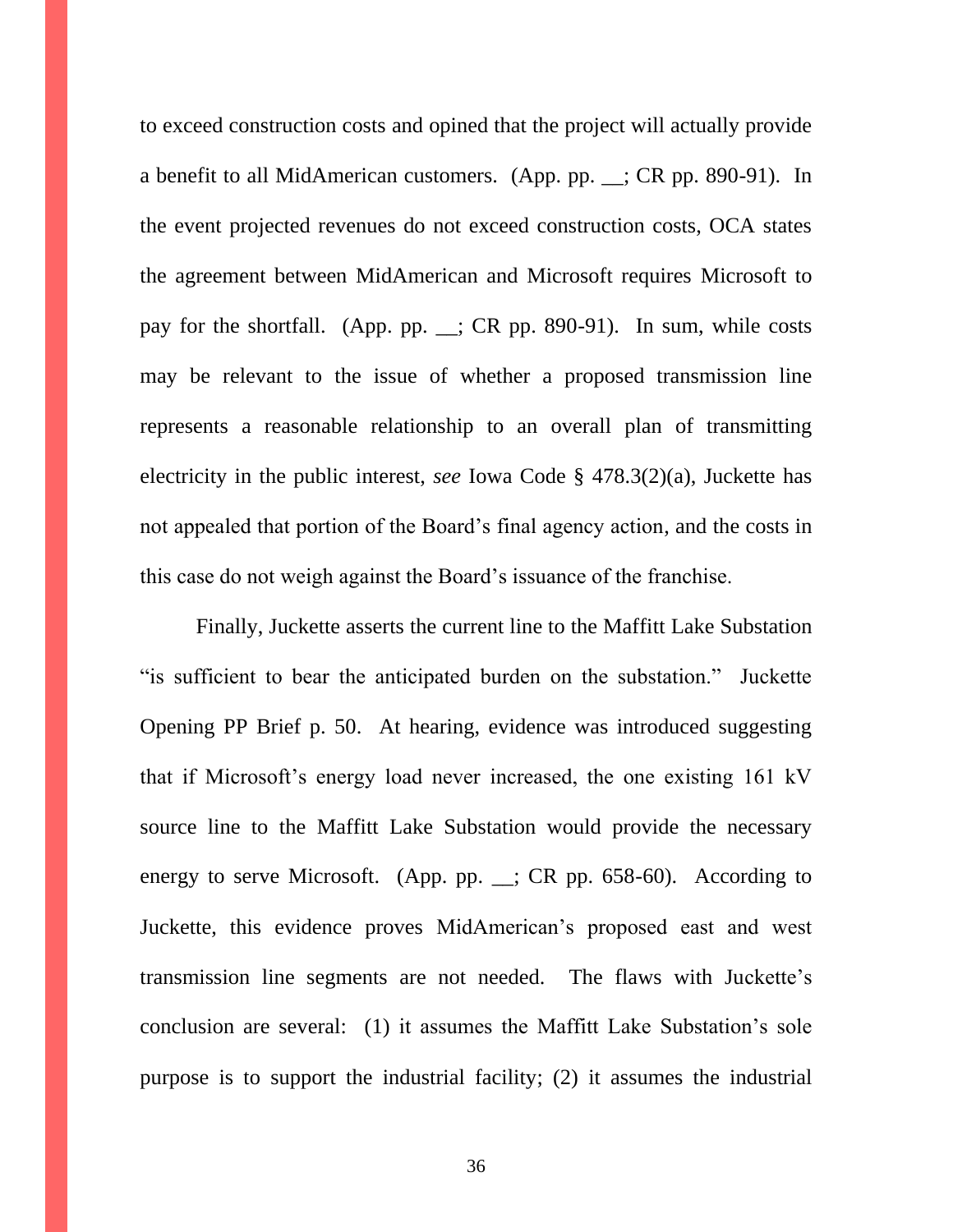to exceed construction costs and opined that the project will actually provide a benefit to all MidAmerican customers. (App. pp. __; CR pp. 890-91). In the event projected revenues do not exceed construction costs, OCA states the agreement between MidAmerican and Microsoft requires Microsoft to pay for the shortfall. (App. pp. __; CR pp. 890-91). In sum, while costs may be relevant to the issue of whether a proposed transmission line represents a reasonable relationship to an overall plan of transmitting electricity in the public interest, *see* Iowa Code § 478.3(2)(a), Juckette has not appealed that portion of the Board's final agency action, and the costs in this case do not weigh against the Board's issuance of the franchise.

Finally, Juckette asserts the current line to the Maffitt Lake Substation "is sufficient to bear the anticipated burden on the substation." Juckette Opening PP Brief p. 50. At hearing, evidence was introduced suggesting that if Microsoft's energy load never increased, the one existing 161 kV source line to the Maffitt Lake Substation would provide the necessary energy to serve Microsoft. (App. pp. __; CR pp. 658-60). According to Juckette, this evidence proves MidAmerican's proposed east and west transmission line segments are not needed. The flaws with Juckette's conclusion are several: (1) it assumes the Maffitt Lake Substation's sole purpose is to support the industrial facility; (2) it assumes the industrial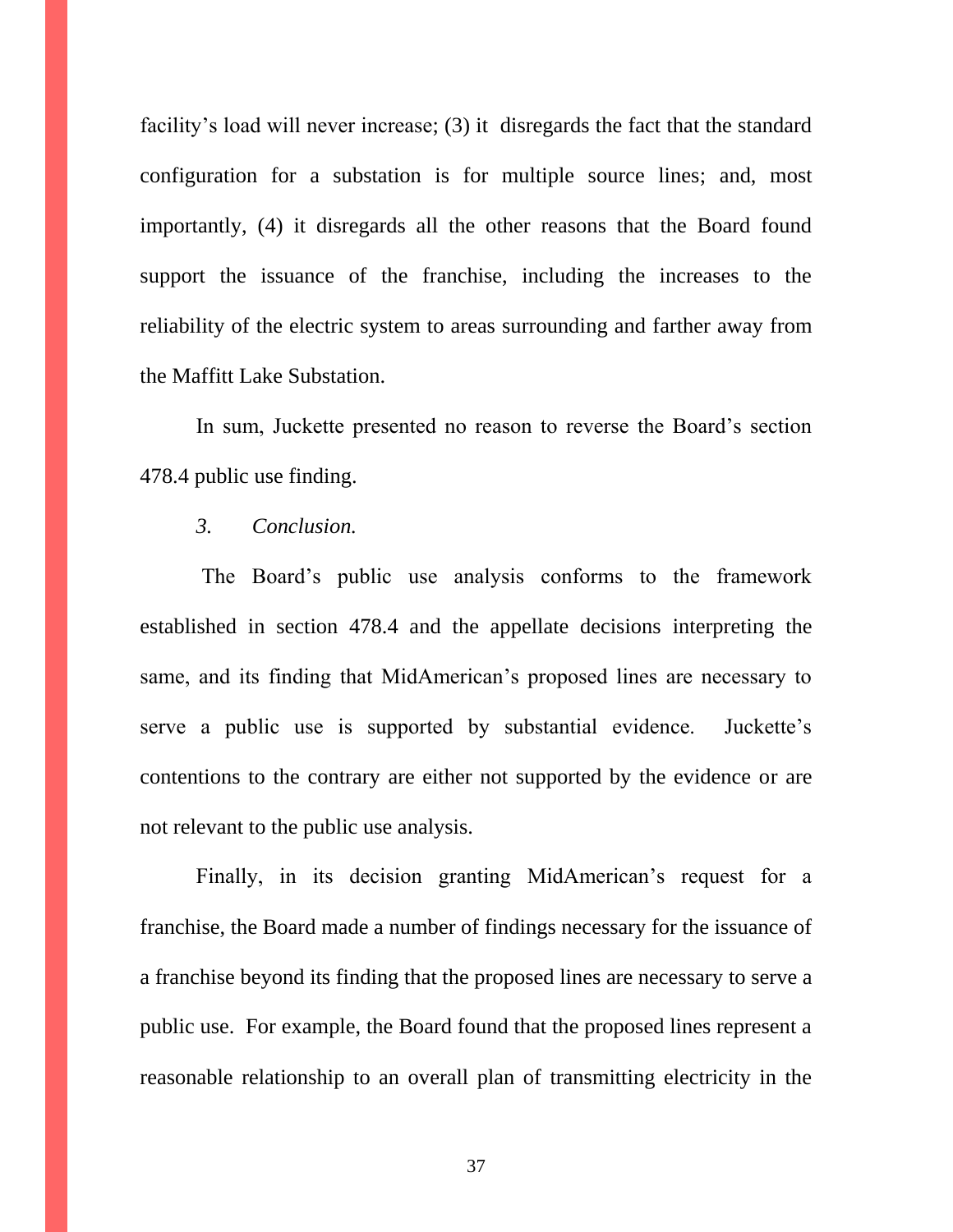facility's load will never increase; (3) it disregards the fact that the standard configuration for a substation is for multiple source lines; and, most importantly, (4) it disregards all the other reasons that the Board found support the issuance of the franchise, including the increases to the reliability of the electric system to areas surrounding and farther away from the Maffitt Lake Substation.

In sum, Juckette presented no reason to reverse the Board's section 478.4 public use finding.

*3. Conclusion.*

The Board's public use analysis conforms to the framework established in section 478.4 and the appellate decisions interpreting the same, and its finding that MidAmerican's proposed lines are necessary to serve a public use is supported by substantial evidence. Juckette's contentions to the contrary are either not supported by the evidence or are not relevant to the public use analysis.

Finally, in its decision granting MidAmerican's request for a franchise, the Board made a number of findings necessary for the issuance of a franchise beyond its finding that the proposed lines are necessary to serve a public use. For example, the Board found that the proposed lines represent a reasonable relationship to an overall plan of transmitting electricity in the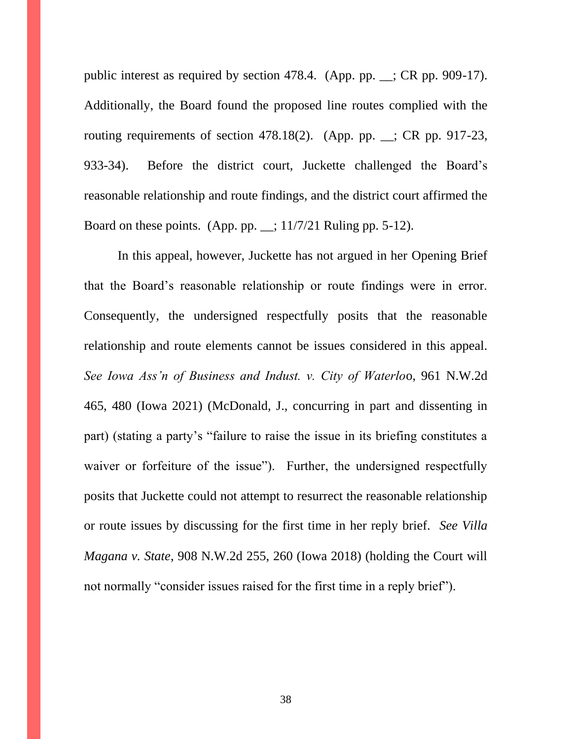public interest as required by section 478.4. (App. pp. __; CR pp. 909-17). Additionally, the Board found the proposed line routes complied with the routing requirements of section 478.18(2). (App. pp. __; CR pp. 917-23, 933-34). Before the district court, Juckette challenged the Board's reasonable relationship and route findings, and the district court affirmed the Board on these points. (App. pp. __; 11/7/21 Ruling pp. 5-12).

In this appeal, however, Juckette has not argued in her Opening Brief that the Board's reasonable relationship or route findings were in error. Consequently, the undersigned respectfully posits that the reasonable relationship and route elements cannot be issues considered in this appeal. *See Iowa Ass'n of Business and Indust. v. City of Waterloo*, 961 N.W.2d 465, 480 (Iowa 2021) (McDonald, J., concurring in part and dissenting in part) (stating a party's "failure to raise the issue in its briefing constitutes a waiver or forfeiture of the issue"). Further, the undersigned respectfully posits that Juckette could not attempt to resurrect the reasonable relationship or route issues by discussing for the first time in her reply brief. *See Villa Magana v. State*, 908 N.W.2d 255, 260 (Iowa 2018) (holding the Court will not normally "consider issues raised for the first time in a reply brief").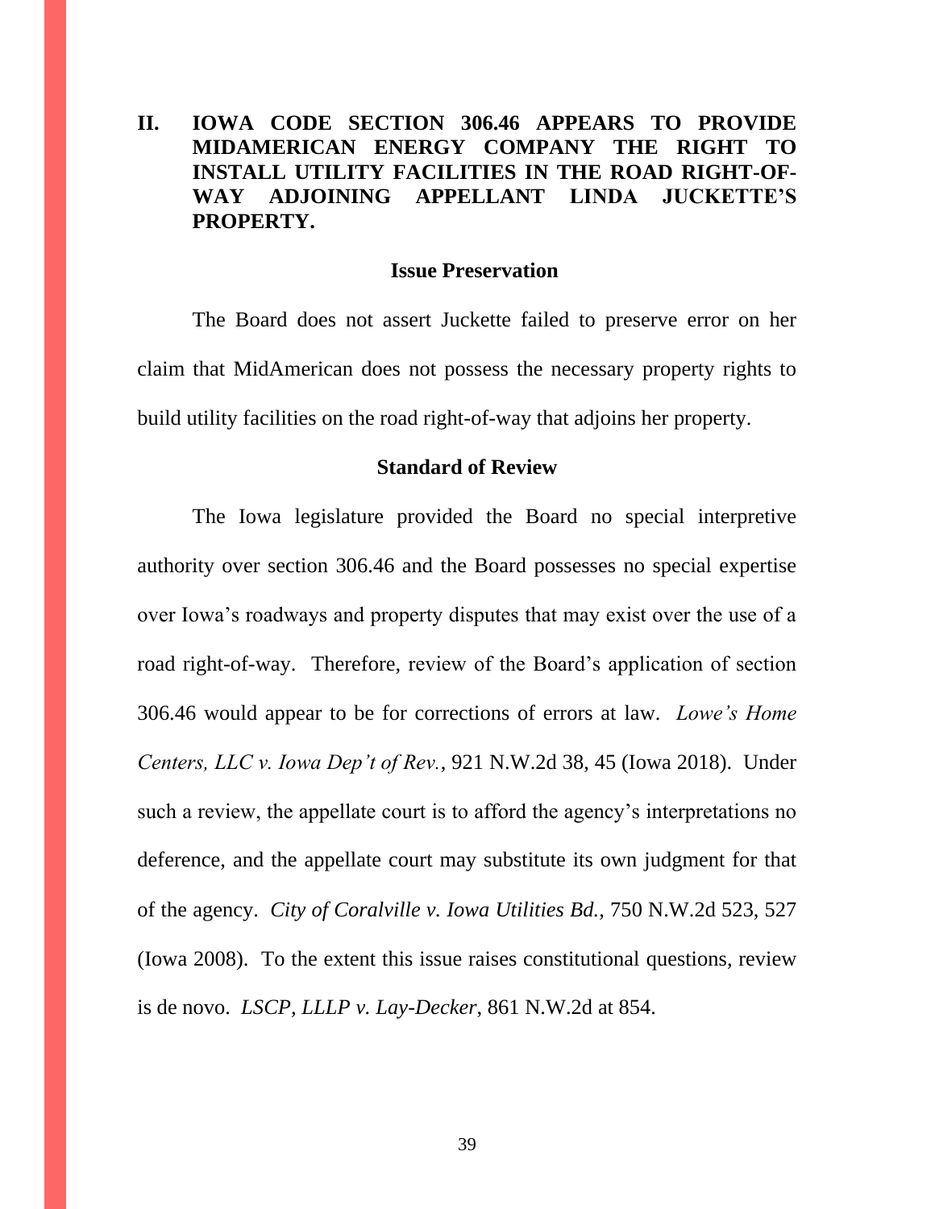## II. IOWA CODE SECTION 306.46 APPEARS TO PROVIDE MIDAMERICAN ENERGY COMPANY THE RIGHT TO INSTALL UTILITY FACILITIES IN THE ROAD RIGHT-OF-WAY ADJOINING APPELLANT LINDA JUCKETTE'S PROPERTY.

### Issue Preservation

The Board does not assert Juckette failed to preserve error on her claim that MidAmerican does not possess the necessary property rights to build utility facilities on the road right-of-way that adjoins her property.

### Standard of Review

The Iowa legislature provided the Board no special interpretive authority over section 306.46 and the Board possesses no special expertise over Iowa's roadways and property disputes that may exist over the use of a road right-of-way. Therefore, review of the Board's application of section 306.46 would appear to be for corrections of errors at law. *Lowe's Home Centers, LLC v. Iowa Dep't of Rev.*, 921 N.W.2d 38, 45 (Iowa 2018). Under such a review, the appellate court is to afford the agency's interpretations no deference, and the appellate court may substitute its own judgment for that of the agency. *City of Coralville v. Iowa Utilities Bd.*, 750 N.W.2d 523, 527 (Iowa 2008). To the extent this issue raises constitutional questions, review is de novo. *LSCP, LLLP v. Lay-Decker*, 861 N.W.2d at 854.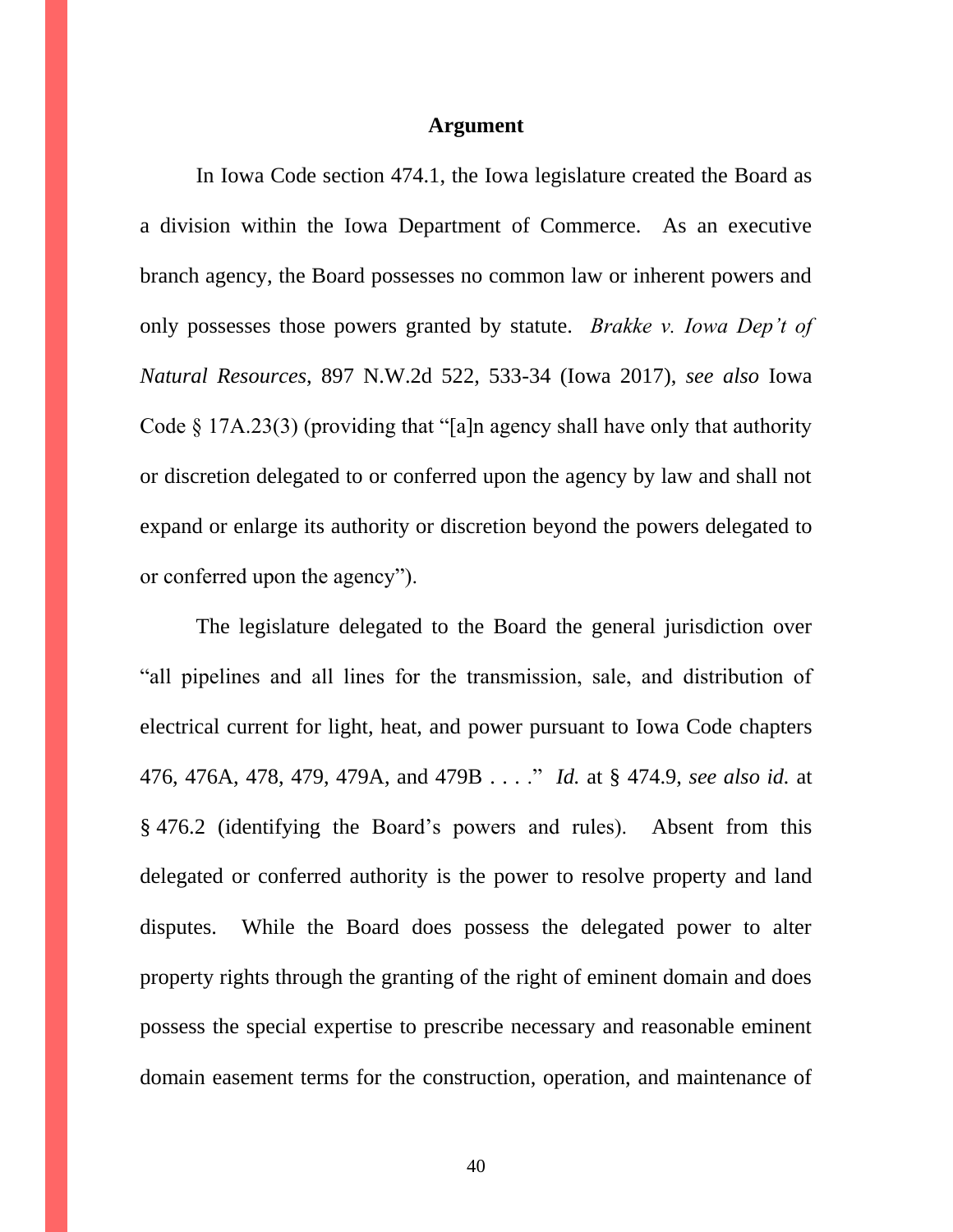## Argument

In Iowa Code section 474.1, the Iowa legislature created the Board as a division within the Iowa Department of Commerce. As an executive branch agency, the Board possesses no common law or inherent powers and only possesses those powers granted by statute. *Brakke v. Iowa Dep't of Natural Resources*, 897 N.W.2d 522, 533-34 (Iowa 2017), *see also* Iowa Code § 17A.23(3) (providing that "[a]n agency shall have only that authority or discretion delegated to or conferred upon the agency by law and shall not expand or enlarge its authority or discretion beyond the powers delegated to or conferred upon the agency").

The legislature delegated to the Board the general jurisdiction over "all pipelines and all lines for the transmission, sale, and distribution of electrical current for light, heat, and power pursuant to Iowa Code chapters 476, 476A, 478, 479, 479A, and 479B . . . ." *Id.* at § 474.9, *see also id.* at § 476.2 (identifying the Board's powers and rules). Absent from this delegated or conferred authority is the power to resolve property and land disputes. While the Board does possess the delegated power to alter property rights through the granting of the right of eminent domain and does possess the special expertise to prescribe necessary and reasonable eminent domain easement terms for the construction, operation, and maintenance of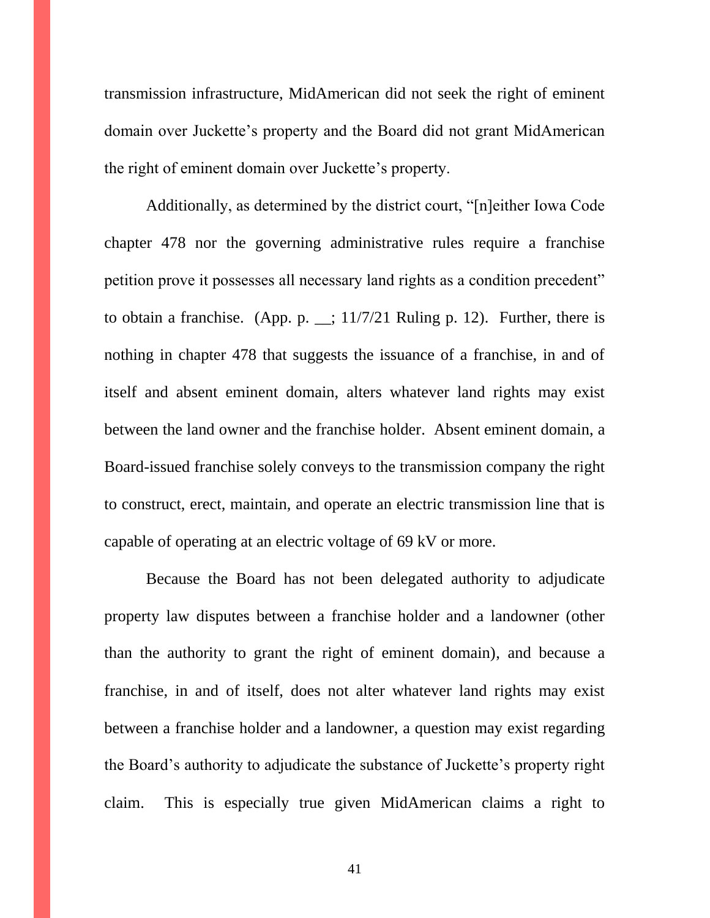transmission infrastructure, MidAmerican did not seek the right of eminent domain over Juckette's property and the Board did not grant MidAmerican the right of eminent domain over Juckette's property.

Additionally, as determined by the district court, "[n]either Iowa Code chapter 478 nor the governing administrative rules require a franchise petition prove it possesses all necessary land rights as a condition precedent" to obtain a franchise. (App. p. __; 11/7/21 Ruling p. 12). Further, there is nothing in chapter 478 that suggests the issuance of a franchise, in and of itself and absent eminent domain, alters whatever land rights may exist between the land owner and the franchise holder. Absent eminent domain, a Board-issued franchise solely conveys to the transmission company the right to construct, erect, maintain, and operate an electric transmission line that is capable of operating at an electric voltage of 69 kV or more.

Because the Board has not been delegated authority to adjudicate property law disputes between a franchise holder and a landowner (other than the authority to grant the right of eminent domain), and because a franchise, in and of itself, does not alter whatever land rights may exist between a franchise holder and a landowner, a question may exist regarding the Board's authority to adjudicate the substance of Juckette's property right claim. This is especially true given MidAmerican claims a right to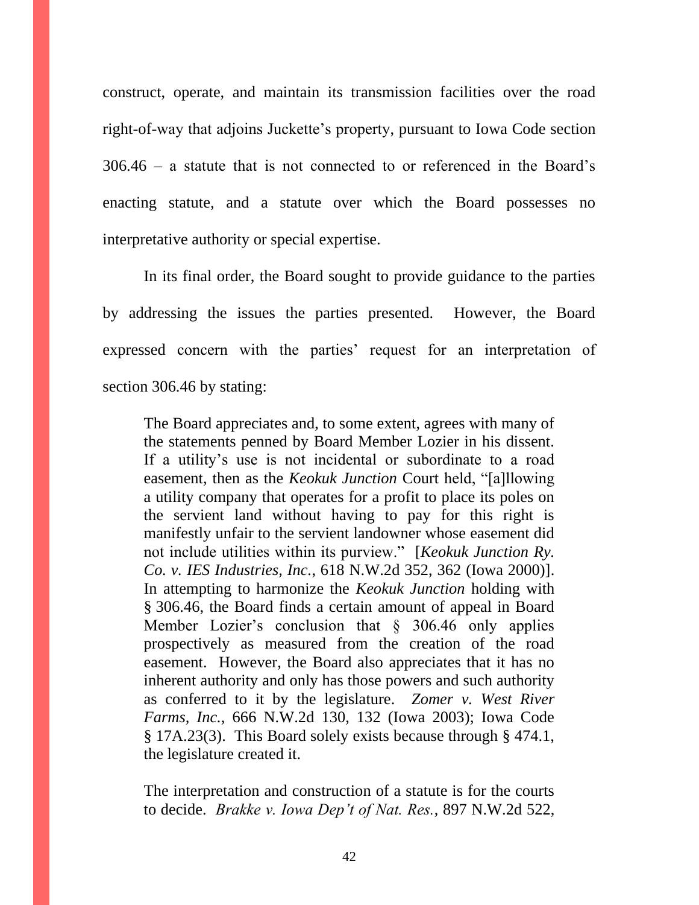construct, operate, and maintain its transmission facilities over the road right-of-way that adjoins Juckette's property, pursuant to Iowa Code section 306.46 – a statute that is not connected to or referenced in the Board's enacting statute, and a statute over which the Board possesses no interpretative authority or special expertise.

In its final order, the Board sought to provide guidance to the parties by addressing the issues the parties presented. However, the Board expressed concern with the parties' request for an interpretation of section 306.46 by stating:

> The Board appreciates and, to some extent, agrees with many of the statements penned by Board Member Lozier in his dissent. If a utility's use is not incidental or subordinate to a road easement, then as the *Keokuk Junction* Court held, "[a]llowing a utility company that operates for a profit to place its poles on the servient land without having to pay for this right is manifestly unfair to the servient landowner whose easement did not include utilities within its purview." [*Keokuk Junction Ry. Co. v. IES Industries, Inc.*, 618 N.W.2d 352, 362 (Iowa 2000)]. In attempting to harmonize the *Keokuk Junction* holding with § 306.46, the Board finds a certain amount of appeal in Board Member Lozier's conclusion that § 306.46 only applies prospectively as measured from the creation of the road easement. However, the Board also appreciates that it has no inherent authority and only has those powers and such authority as conferred to it by the legislature. *Zomer v. West River Farms, Inc.*, 666 N.W.2d 130, 132 (Iowa 2003); Iowa Code § 17A.23(3). This Board solely exists because through § 474.1, the legislature created it.
>
> The interpretation and construction of a statute is for the courts to decide. *Brakke v. Iowa Dep't of Nat. Res.*, 897 N.W.2d 522,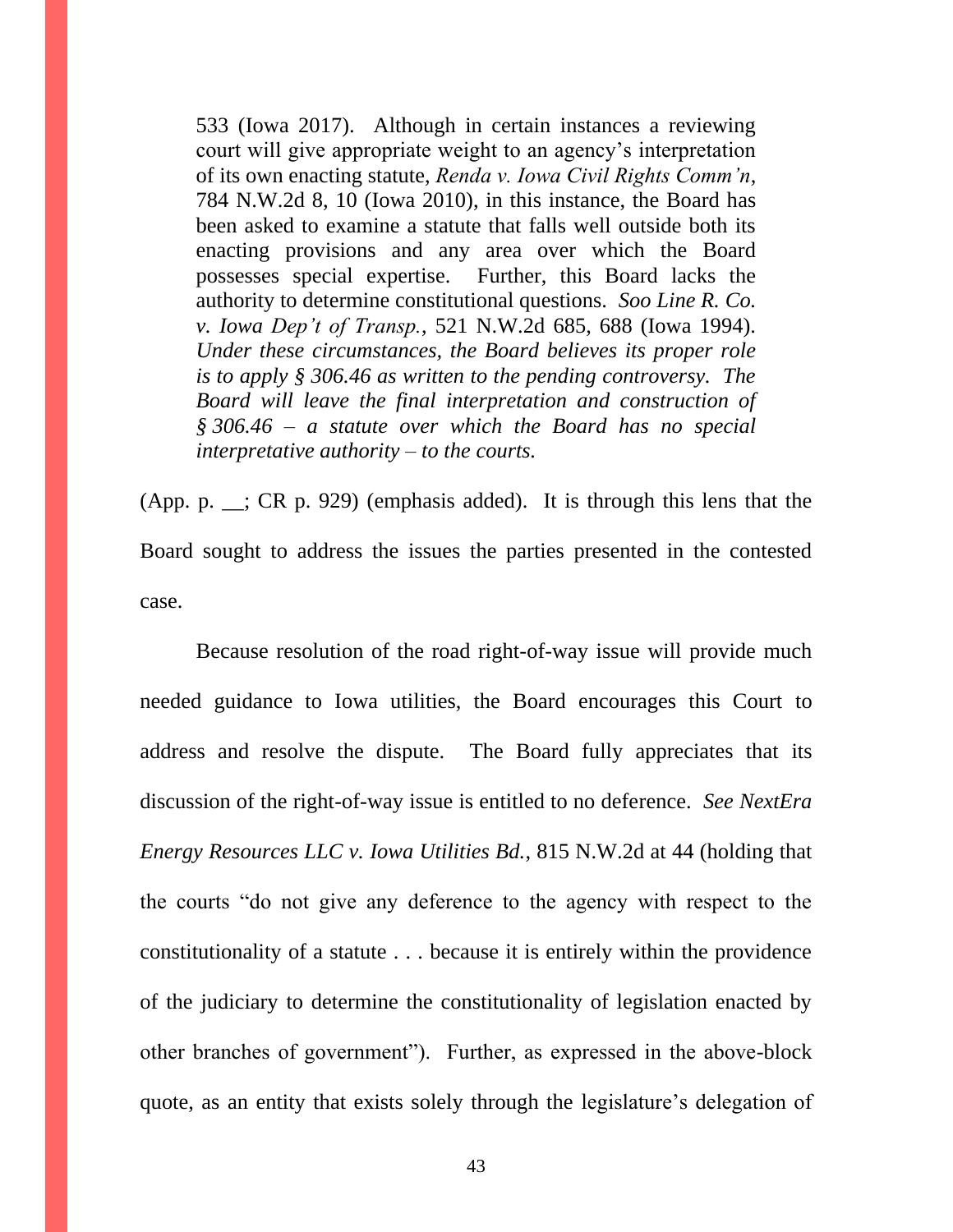> 533 (Iowa 2017). Although in certain instances a reviewing court will give appropriate weight to an agency's interpretation of its own enacting statute, *Renda v. Iowa Civil Rights Comm'n*, 784 N.W.2d 8, 10 (Iowa 2010), in this instance, the Board has been asked to examine a statute that falls well outside both its enacting provisions and any area over which the Board possesses special expertise. Further, this Board lacks the authority to determine constitutional questions. *Soo Line R. Co. v. Iowa Dep't of Transp.*, 521 N.W.2d 685, 688 (Iowa 1994). *Under these circumstances, the Board believes its proper role is to apply § 306.46 as written to the pending controversy. The Board will leave the final interpretation and construction of § 306.46 – a statute over which the Board has no special interpretative authority – to the courts.*

(App. p. __; CR p. 929) (emphasis added). It is through this lens that the Board sought to address the issues the parties presented in the contested case.

Because resolution of the road right-of-way issue will provide much needed guidance to Iowa utilities, the Board encourages this Court to address and resolve the dispute. The Board fully appreciates that its discussion of the right-of-way issue is entitled to no deference. *See NextEra Energy Resources LLC v. Iowa Utilities Bd.*, 815 N.W.2d at 44 (holding that the courts "do not give any deference to the agency with respect to the constitutionality of a statute . . . because it is entirely within the providence of the judiciary to determine the constitutionality of legislation enacted by other branches of government"). Further, as expressed in the above-block quote, as an entity that exists solely through the legislature's delegation of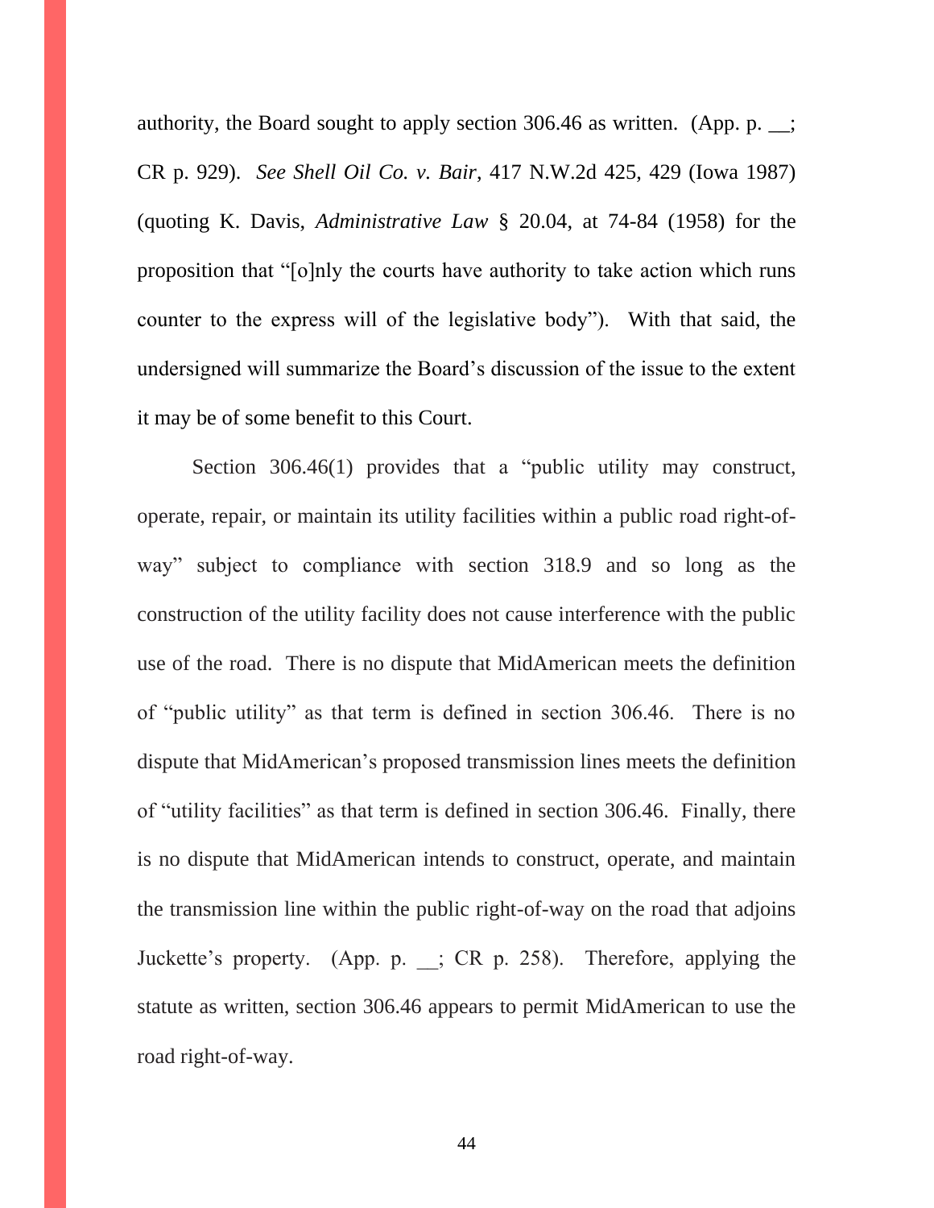authority, the Board sought to apply section 306.46 as written. (App. p. __; CR p. 929). *See Shell Oil Co. v. Bair*, 417 N.W.2d 425, 429 (Iowa 1987) (quoting K. Davis, *Administrative Law* § 20.04, at 74-84 (1958) for the proposition that "[o]nly the courts have authority to take action which runs counter to the express will of the legislative body"). With that said, the undersigned will summarize the Board's discussion of the issue to the extent it may be of some benefit to this Court.

Section 306.46(1) provides that a "public utility may construct, operate, repair, or maintain its utility facilities within a public road right-of-way" subject to compliance with section 318.9 and so long as the construction of the utility facility does not cause interference with the public use of the road. There is no dispute that MidAmerican meets the definition of "public utility" as that term is defined in section 306.46. There is no dispute that MidAmerican's proposed transmission lines meets the definition of "utility facilities" as that term is defined in section 306.46. Finally, there is no dispute that MidAmerican intends to construct, operate, and maintain the transmission line within the public right-of-way on the road that adjoins Juckette's property. (App. p. __; CR p. 258). Therefore, applying the statute as written, section 306.46 appears to permit MidAmerican to use the road right-of-way.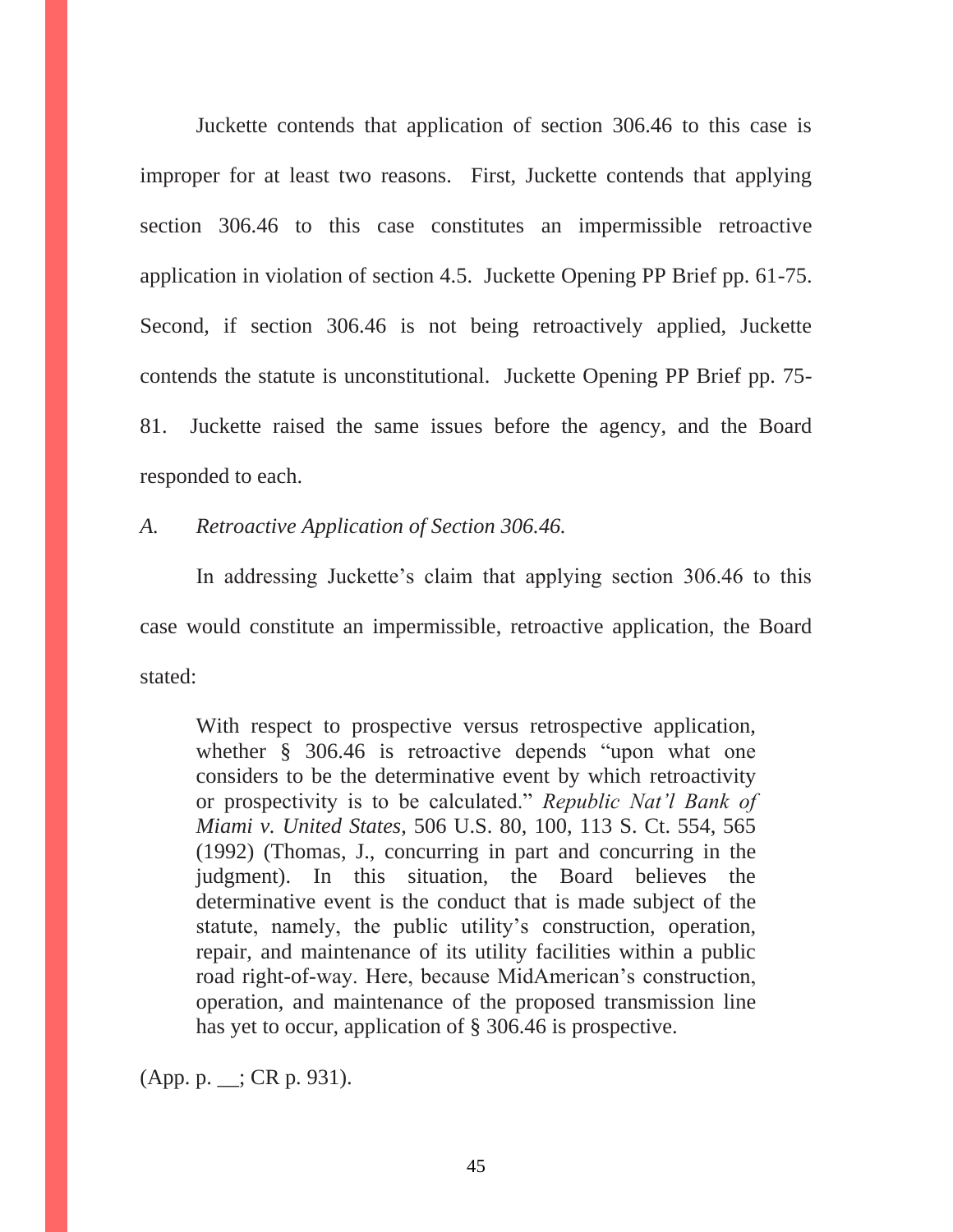Juckette contends that application of section 306.46 to this case is improper for at least two reasons. First, Juckette contends that applying section 306.46 to this case constitutes an impermissible retroactive application in violation of section 4.5. Juckette Opening PP Brief pp. 61-75. Second, if section 306.46 is not being retroactively applied, Juckette contends the statute is unconstitutional. Juckette Opening PP Brief pp. 75-81. Juckette raised the same issues before the agency, and the Board responded to each.

*A. Retroactive Application of Section 306.46.*

In addressing Juckette's claim that applying section 306.46 to this case would constitute an impermissible, retroactive application, the Board stated:

> With respect to prospective versus retrospective application, whether § 306.46 is retroactive depends "upon what one considers to be the determinative event by which retroactivity or prospectivity is to be calculated." *Republic Nat'l Bank of Miami v. United States*, 506 U.S. 80, 100, 113 S. Ct. 554, 565 (1992) (Thomas, J., concurring in part and concurring in the judgment). In this situation, the Board believes the determinative event is the conduct that is made subject of the statute, namely, the public utility's construction, operation, repair, and maintenance of its utility facilities within a public road right-of-way. Here, because MidAmerican's construction, operation, and maintenance of the proposed transmission line has yet to occur, application of § 306.46 is prospective.

(App. p. __; CR p. 931).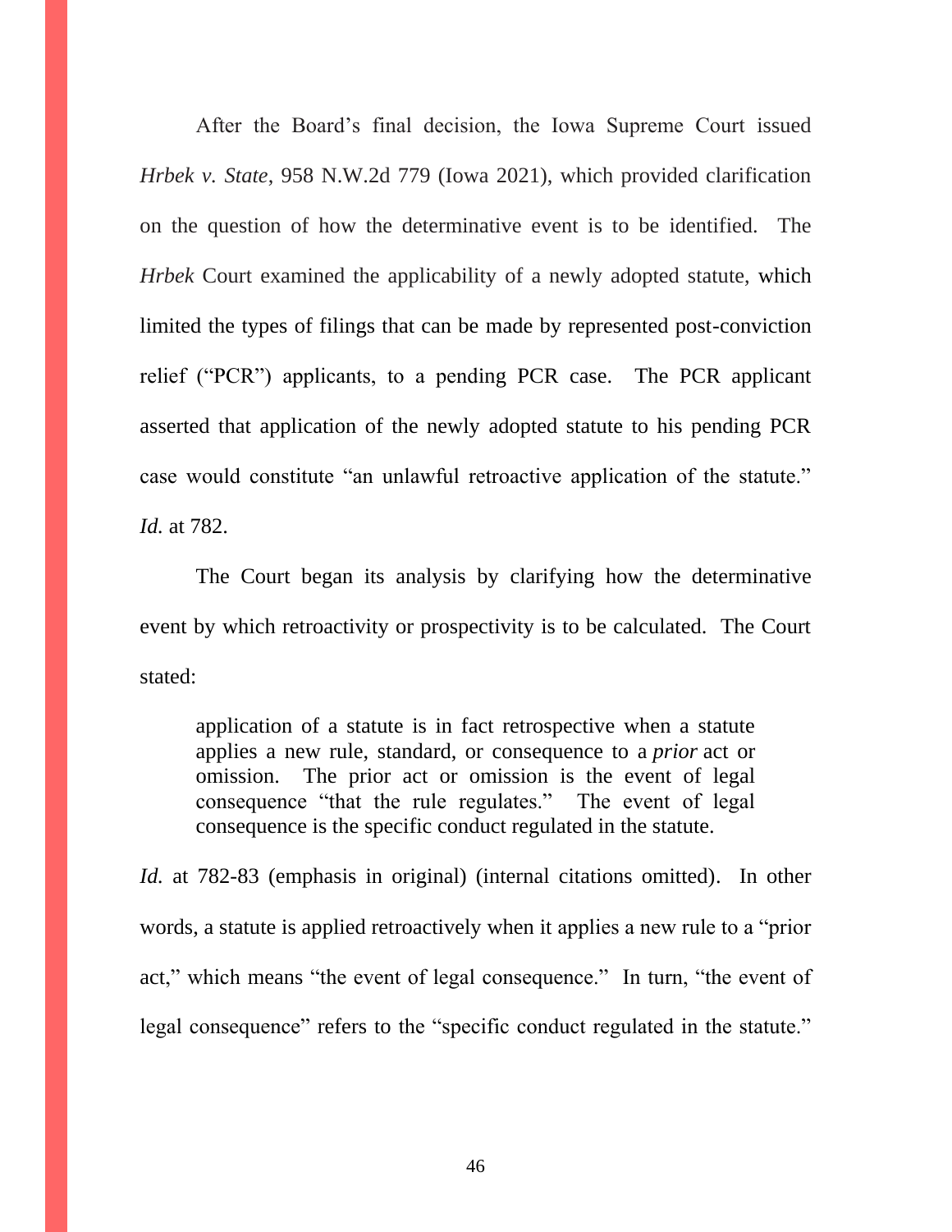After the Board's final decision, the Iowa Supreme Court issued *Hrbek v. State*, 958 N.W.2d 779 (Iowa 2021), which provided clarification on the question of how the determinative event is to be identified. The *Hrbek* Court examined the applicability of a newly adopted statute, which limited the types of filings that can be made by represented post-conviction relief ("PCR") applicants, to a pending PCR case. The PCR applicant asserted that application of the newly adopted statute to his pending PCR case would constitute "an unlawful retroactive application of the statute." *Id.* at 782.

The Court began its analysis by clarifying how the determinative event by which retroactivity or prospectivity is to be calculated. The Court stated:

> application of a statute is in fact retrospective when a statute applies a new rule, standard, or consequence to a *prior* act or omission. The prior act or omission is the event of legal consequence "that the rule regulates." The event of legal consequence is the specific conduct regulated in the statute.

*Id.* at 782-83 (emphasis in original) (internal citations omitted). In other words, a statute is applied retroactively when it applies a new rule to a "prior act," which means "the event of legal consequence." In turn, "the event of legal consequence" refers to the "specific conduct regulated in the statute."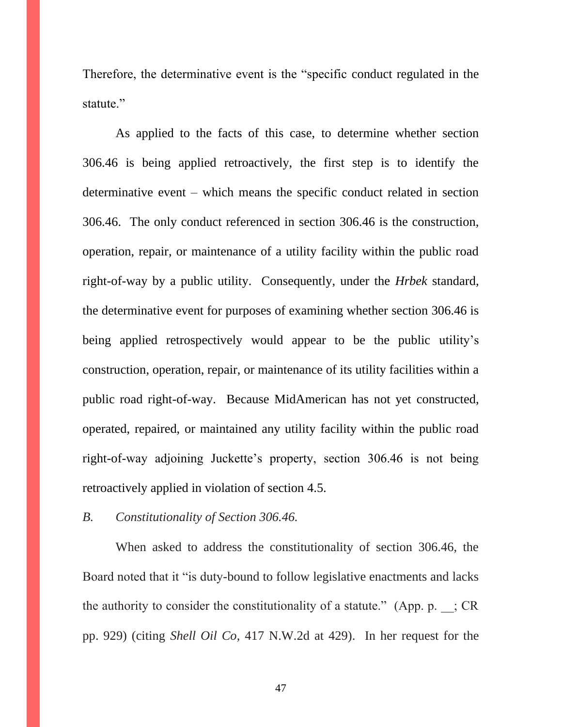Therefore, the determinative event is the "specific conduct regulated in the statute."

As applied to the facts of this case, to determine whether section 306.46 is being applied retroactively, the first step is to identify the determinative event – which means the specific conduct related in section 306.46. The only conduct referenced in section 306.46 is the construction, operation, repair, or maintenance of a utility facility within the public road right-of-way by a public utility. Consequently, under the *Hrbek* standard, the determinative event for purposes of examining whether section 306.46 is being applied retrospectively would appear to be the public utility's construction, operation, repair, or maintenance of its utility facilities within a public road right-of-way. Because MidAmerican has not yet constructed, operated, repaired, or maintained any utility facility within the public road right-of-way adjoining Juckette's property, section 306.46 is not being retroactively applied in violation of section 4.5.

*B. Constitutionality of Section 306.46.*

When asked to address the constitutionality of section 306.46, the Board noted that it "is duty-bound to follow legislative enactments and lacks the authority to consider the constitutionality of a statute." (App. p. __; CR pp. 929) (citing *Shell Oil Co*, 417 N.W.2d at 429). In her request for the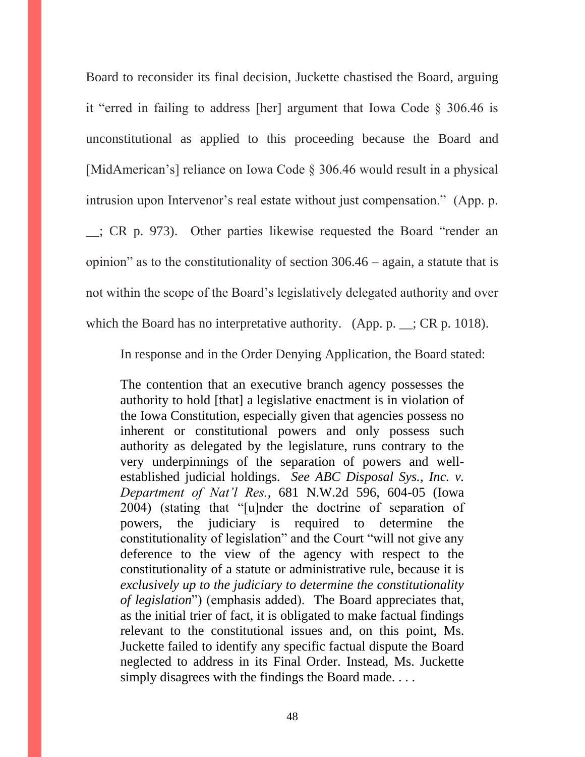Board to reconsider its final decision, Juckette chastised the Board, arguing it "erred in failing to address [her] argument that Iowa Code § 306.46 is unconstitutional as applied to this proceeding because the Board and [MidAmerican's] reliance on Iowa Code § 306.46 would result in a physical intrusion upon Intervenor's real estate without just compensation." (App. p. __; CR p. 973). Other parties likewise requested the Board "render an opinion" as to the constitutionality of section 306.46 – again, a statute that is not within the scope of the Board's legislatively delegated authority and over which the Board has no interpretative authority. (App. p. __; CR p. 1018).

In response and in the Order Denying Application, the Board stated:

> The contention that an executive branch agency possesses the authority to hold [that] a legislative enactment is in violation of the Iowa Constitution, especially given that agencies possess no inherent or constitutional powers and only possess such authority as delegated by the legislature, runs contrary to the very underpinnings of the separation of powers and well-established judicial holdings. *See ABC Disposal Sys., Inc. v. Department of Nat'l Res.*, 681 N.W.2d 596, 604-05 (Iowa 2004) (stating that "[u]nder the doctrine of separation of powers, the judiciary is required to determine the constitutionality of legislation" and the Court "will not give any deference to the view of the agency with respect to the constitutionality of a statute or administrative rule, because it is *exclusively up to the judiciary to determine the constitutionality of legislation*") (emphasis added). The Board appreciates that, as the initial trier of fact, it is obligated to make factual findings relevant to the constitutional issues and, on this point, Ms. Juckette failed to identify any specific factual dispute the Board neglected to address in its Final Order. Instead, Ms. Juckette simply disagrees with the findings the Board made. . . .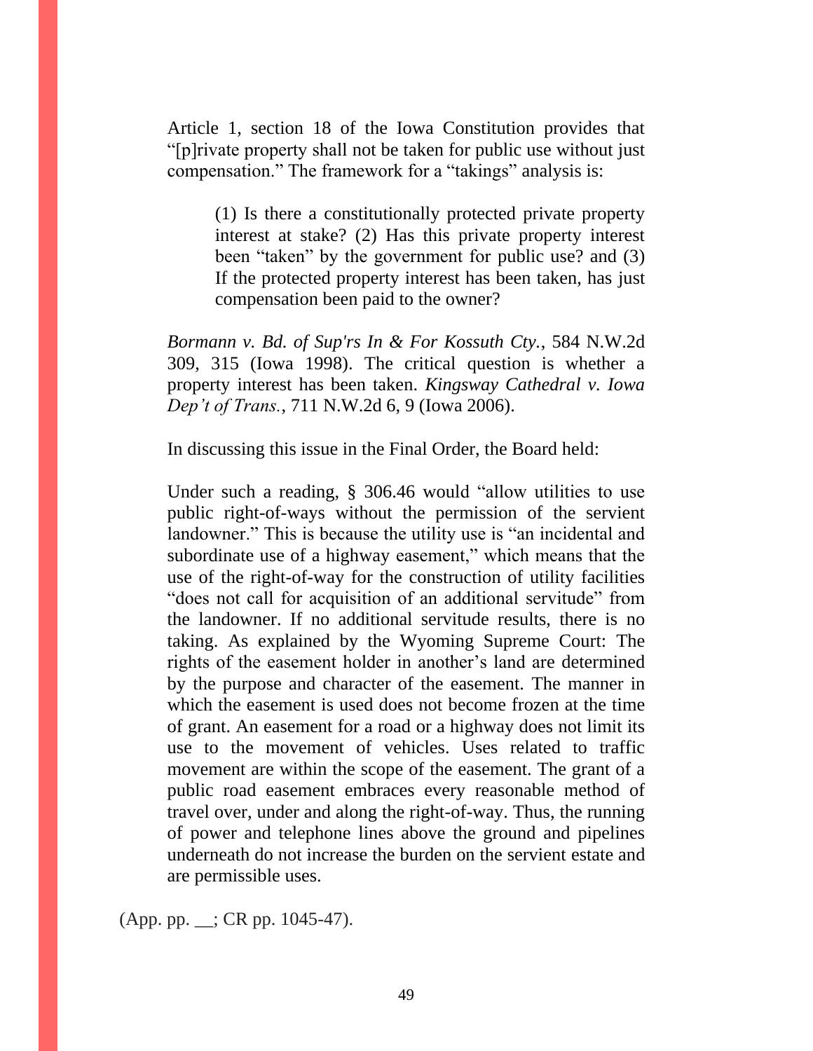Article 1, section 18 of the Iowa Constitution provides that "[p]rivate property shall not be taken for public use without just compensation." The framework for a "takings" analysis is:

> (1) Is there a constitutionally protected private property interest at stake? (2) Has this private property interest been "taken" by the government for public use? and (3) If the protected property interest has been taken, has just compensation been paid to the owner?

*Bormann v. Bd. of Sup'rs In & For Kossuth Cty.*, 584 N.W.2d 309, 315 (Iowa 1998). The critical question is whether a property interest has been taken. *Kingsway Cathedral v. Iowa Dep't of Trans.*, 711 N.W.2d 6, 9 (Iowa 2006).

In discussing this issue in the Final Order, the Board held:

Under such a reading, § 306.46 would "allow utilities to use public right-of-ways without the permission of the servient landowner." This is because the utility use is "an incidental and subordinate use of a highway easement," which means that the use of the right-of-way for the construction of utility facilities "does not call for acquisition of an additional servitude" from the landowner. If no additional servitude results, there is no taking. As explained by the Wyoming Supreme Court: The rights of the easement holder in another's land are determined by the purpose and character of the easement. The manner in which the easement is used does not become frozen at the time of grant. An easement for a road or a highway does not limit its use to the movement of vehicles. Uses related to traffic movement are within the scope of the easement. The grant of a public road easement embraces every reasonable method of travel over, under and along the right-of-way. Thus, the running of power and telephone lines above the ground and pipelines underneath do not increase the burden on the servient estate and are permissible uses.

(App. pp. __; CR pp. 1045-47).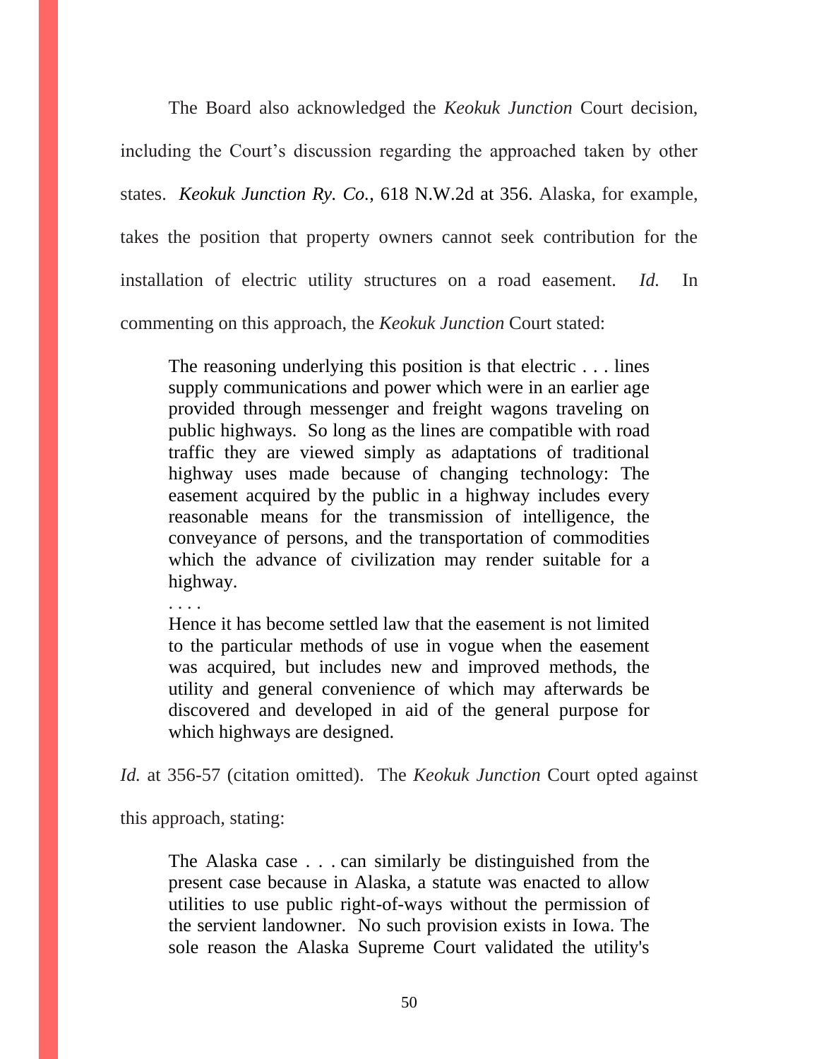The Board also acknowledged the *Keokuk Junction* Court decision, including the Court's discussion regarding the approached taken by other states. *Keokuk Junction Ry. Co.*, 618 N.W.2d at 356. Alaska, for example, takes the position that property owners cannot seek contribution for the installation of electric utility structures on a road easement. *Id.* In commenting on this approach, the *Keokuk Junction* Court stated:

> The reasoning underlying this position is that electric . . . lines supply communications and power which were in an earlier age provided through messenger and freight wagons traveling on public highways. So long as the lines are compatible with road traffic they are viewed simply as adaptations of traditional highway uses made because of changing technology: The easement acquired by the public in a highway includes every reasonable means for the transmission of intelligence, the conveyance of persons, and the transportation of commodities which the advance of civilization may render suitable for a highway.
>
> . . . .
>
> Hence it has become settled law that the easement is not limited to the particular methods of use in vogue when the easement was acquired, but includes new and improved methods, the utility and general convenience of which may afterwards be discovered and developed in aid of the general purpose for which highways are designed.

*Id.* at 356-57 (citation omitted). The *Keokuk Junction* Court opted against this approach, stating:

> The Alaska case . . . can similarly be distinguished from the present case because in Alaska, a statute was enacted to allow utilities to use public right-of-ways without the permission of the servient landowner. No such provision exists in Iowa. The sole reason the Alaska Supreme Court validated the utility's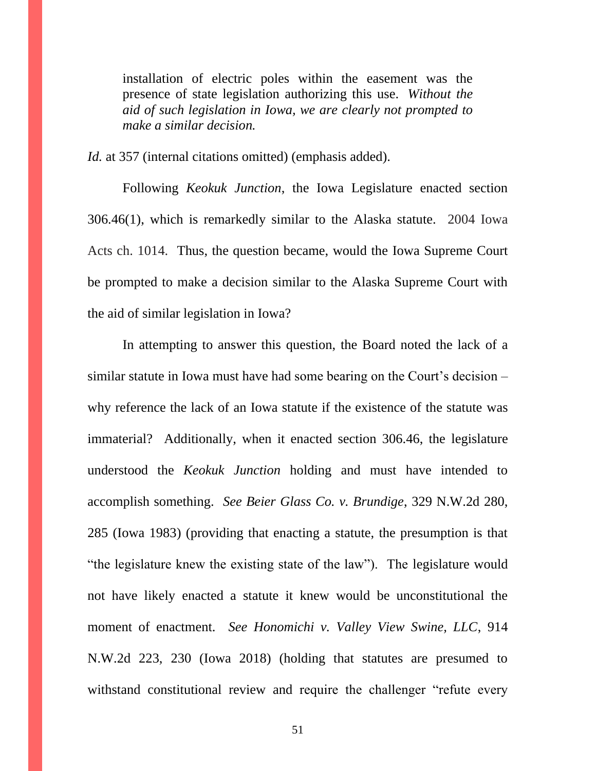> installation of electric poles within the easement was the presence of state legislation authorizing this use. *Without the aid of such legislation in Iowa, we are clearly not prompted to make a similar decision.*

*Id.* at 357 (internal citations omitted) (emphasis added).

Following *Keokuk Junction*, the Iowa Legislature enacted section 306.46(1), which is remarkedly similar to the Alaska statute. 2004 Iowa Acts ch. 1014. Thus, the question became, would the Iowa Supreme Court be prompted to make a decision similar to the Alaska Supreme Court with the aid of similar legislation in Iowa?

In attempting to answer this question, the Board noted the lack of a similar statute in Iowa must have had some bearing on the Court's decision – why reference the lack of an Iowa statute if the existence of the statute was immaterial? Additionally, when it enacted section 306.46, the legislature understood the *Keokuk Junction* holding and must have intended to accomplish something. *See Beier Glass Co. v. Brundige*, 329 N.W.2d 280, 285 (Iowa 1983) (providing that enacting a statute, the presumption is that "the legislature knew the existing state of the law"). The legislature would not have likely enacted a statute it knew would be unconstitutional the moment of enactment. *See Honomichi v. Valley View Swine, LLC*, 914 N.W.2d 223, 230 (Iowa 2018) (holding that statutes are presumed to withstand constitutional review and require the challenger "refute every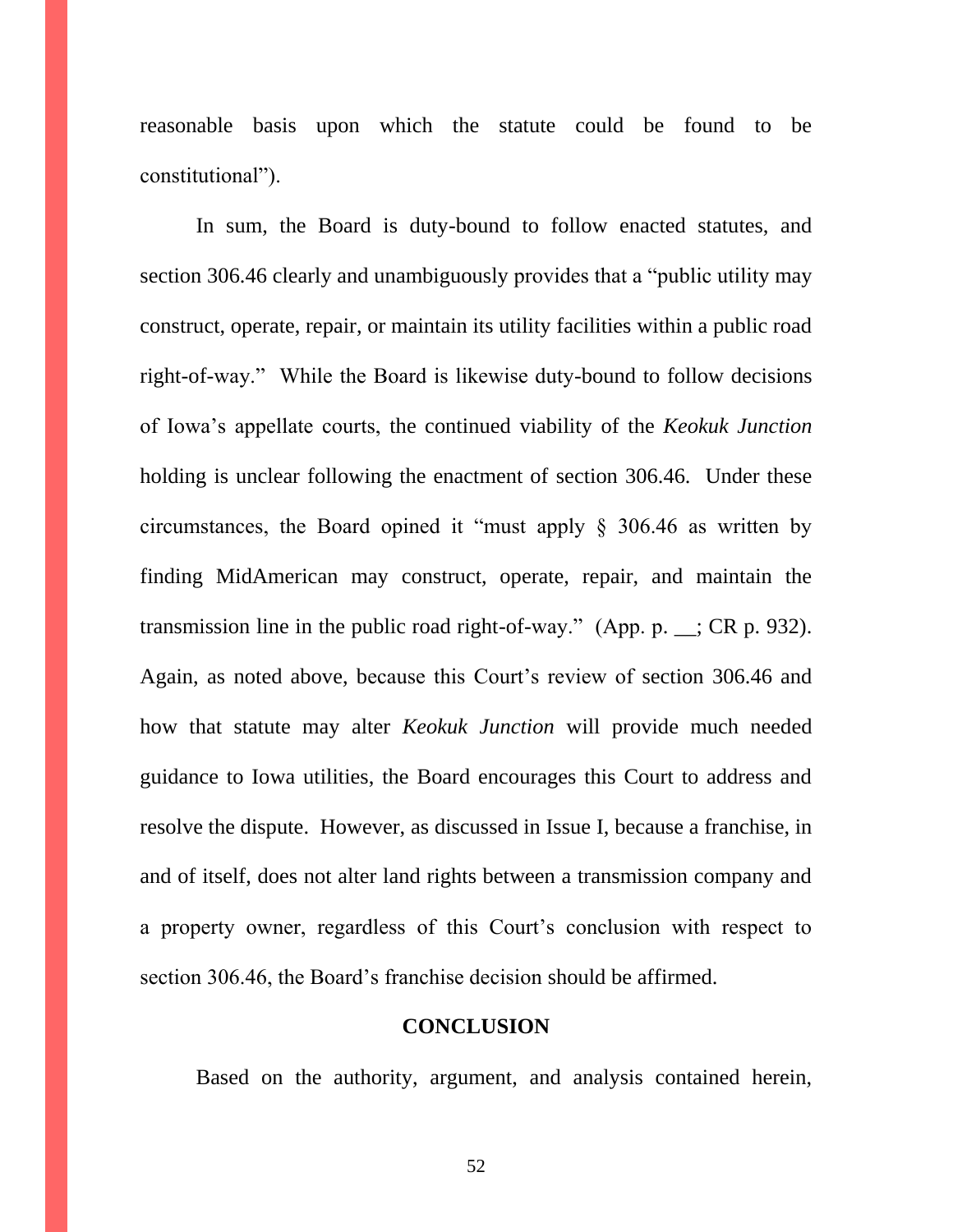reasonable basis upon which the statute could be found to be constitutional").

In sum, the Board is duty-bound to follow enacted statutes, and section 306.46 clearly and unambiguously provides that a "public utility may construct, operate, repair, or maintain its utility facilities within a public road right-of-way." While the Board is likewise duty-bound to follow decisions of Iowa's appellate courts, the continued viability of the *Keokuk Junction* holding is unclear following the enactment of section 306.46. Under these circumstances, the Board opined it "must apply § 306.46 as written by finding MidAmerican may construct, operate, repair, and maintain the transmission line in the public road right-of-way." (App. p. __; CR p. 932). Again, as noted above, because this Court's review of section 306.46 and how that statute may alter *Keokuk Junction* will provide much needed guidance to Iowa utilities, the Board encourages this Court to address and resolve the dispute. However, as discussed in Issue I, because a franchise, in and of itself, does not alter land rights between a transmission company and a property owner, regardless of this Court's conclusion with respect to section 306.46, the Board's franchise decision should be affirmed.

## CONCLUSION

Based on the authority, argument, and analysis contained herein,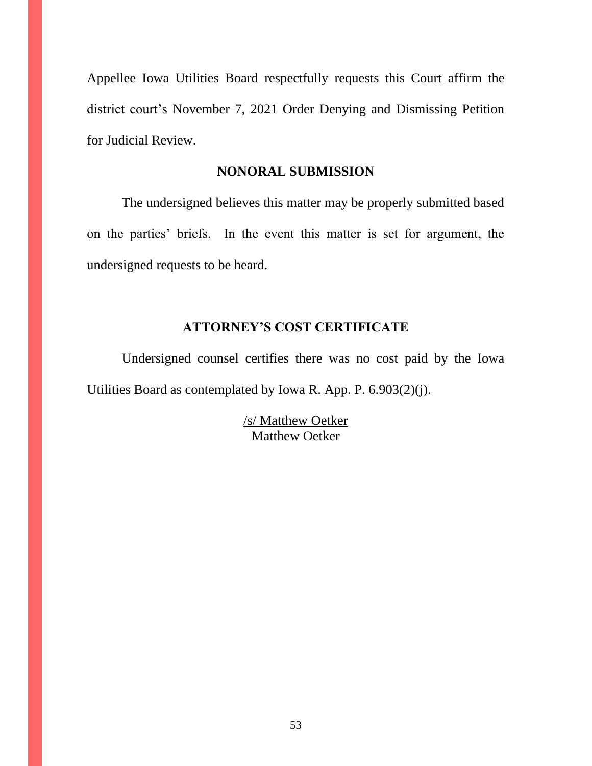Appellee Iowa Utilities Board respectfully requests this Court affirm the district court's November 7, 2021 Order Denying and Dismissing Petition for Judicial Review.

## NONORAL SUBMISSION

The undersigned believes this matter may be properly submitted based on the parties' briefs. In the event this matter is set for argument, the undersigned requests to be heard.

## ATTORNEY'S COST CERTIFICATE

Undersigned counsel certifies there was no cost paid by the Iowa Utilities Board as contemplated by Iowa R. App. P. 6.903(2)(j).

/s/ Matthew Oetker
Matthew Oetker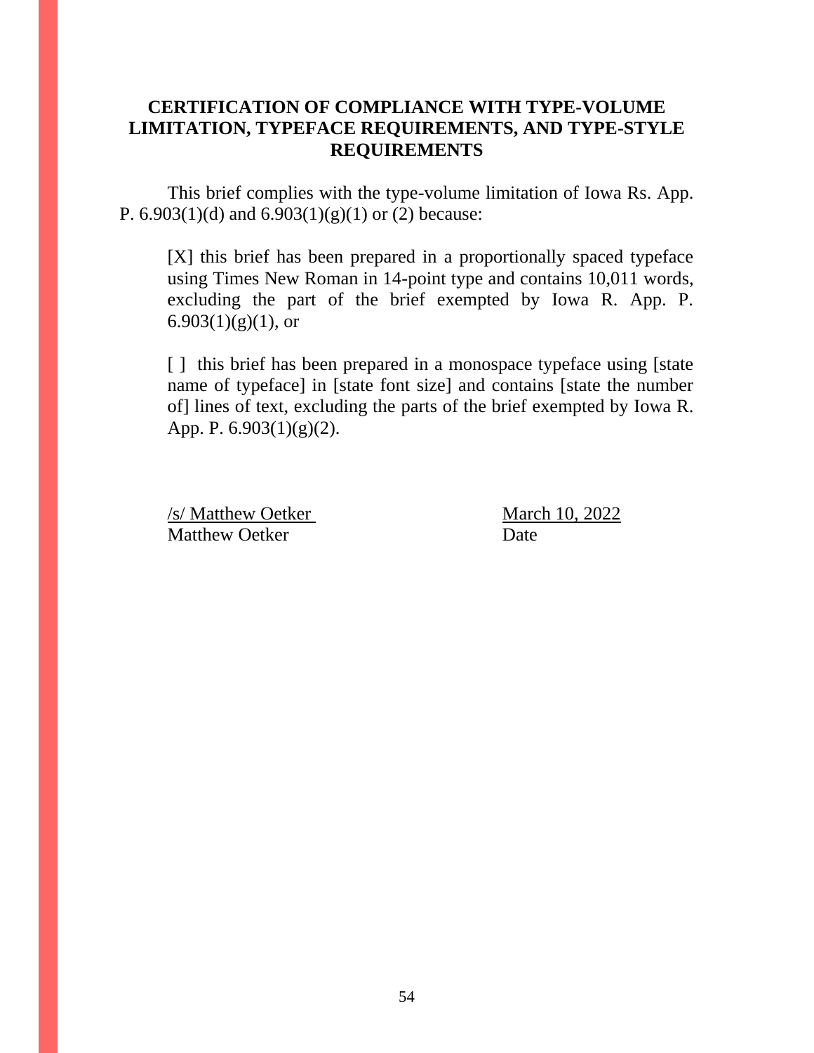**CERTIFICATION OF COMPLIANCE WITH TYPE-VOLUME LIMITATION, TYPEFACE REQUIREMENTS, AND TYPE-STYLE REQUIREMENTS**

This brief complies with the type-volume limitation of Iowa Rs. App. P. 6.903(1)(d) and 6.903(1)(g)(1) or (2) because:

> [X] this brief has been prepared in a proportionally spaced typeface using Times New Roman in 14-point type and contains 10,011 words, excluding the part of the brief exempted by Iowa R. App. P. 6.903(1)(g)(1), or
>
> [ ] this brief has been prepared in a monospace typeface using [state name of typeface] in [state font size] and contains [state the number of] lines of text, excluding the parts of the brief exempted by Iowa R. App. P. 6.903(1)(g)(2).

/s/ Matthew Oetker
Matthew Oetker

March 10, 2022
Date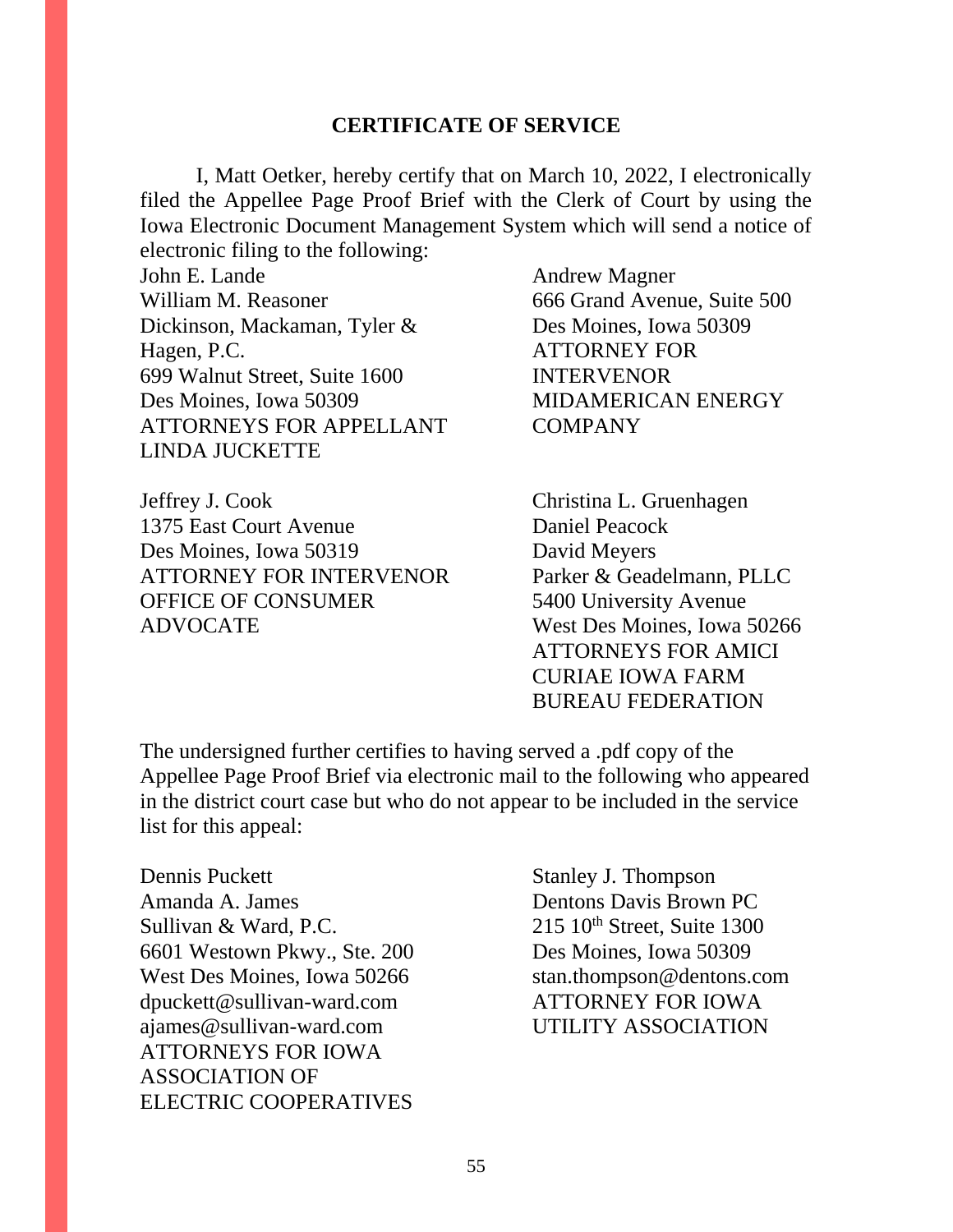## CERTIFICATE OF SERVICE

I, Matt Oetker, hereby certify that on March 10, 2022, I electronically filed the Appellee Page Proof Brief with the Clerk of Court by using the Iowa Electronic Document Management System which will send a notice of electronic filing to the following:

John E. Lande
William M. Reasoner
Dickinson, Mackaman, Tyler & Hagen, P.C.
699 Walnut Street, Suite 1600
Des Moines, Iowa 50309
ATTORNEYS FOR APPELLANT LINDA JUCKETTE

Andrew Magner
666 Grand Avenue, Suite 500
Des Moines, Iowa 50309
ATTORNEY FOR INTERVENOR MIDAMERICAN ENERGY COMPANY

Jeffrey J. Cook
1375 East Court Avenue
Des Moines, Iowa 50319
ATTORNEY FOR INTERVENOR OFFICE OF CONSUMER ADVOCATE

Christina L. Gruenhagen
Daniel Peacock
David Meyers
Parker & Geadelmann, PLLC
5400 University Avenue
West Des Moines, Iowa 50266
ATTORNEYS FOR AMICI CURIAE IOWA FARM BUREAU FEDERATION

The undersigned further certifies to having served a .pdf copy of the Appellee Page Proof Brief via electronic mail to the following who appeared in the district court case but who do not appear to be included in the service list for this appeal:

Dennis Puckett
Amanda A. James
Sullivan & Ward, P.C.
6601 Westown Pkwy., Ste. 200
West Des Moines, Iowa 50266
dpuckett@sullivan-ward.com
ajames@sullivan-ward.com
ATTORNEYS FOR IOWA ASSOCIATION OF ELECTRIC COOPERATIVES

Stanley J. Thompson
Dentons Davis Brown PC
215 10th Street, Suite 1300
Des Moines, Iowa 50309
stan.thompson@dentons.com
ATTORNEY FOR IOWA UTILITY ASSOCIATION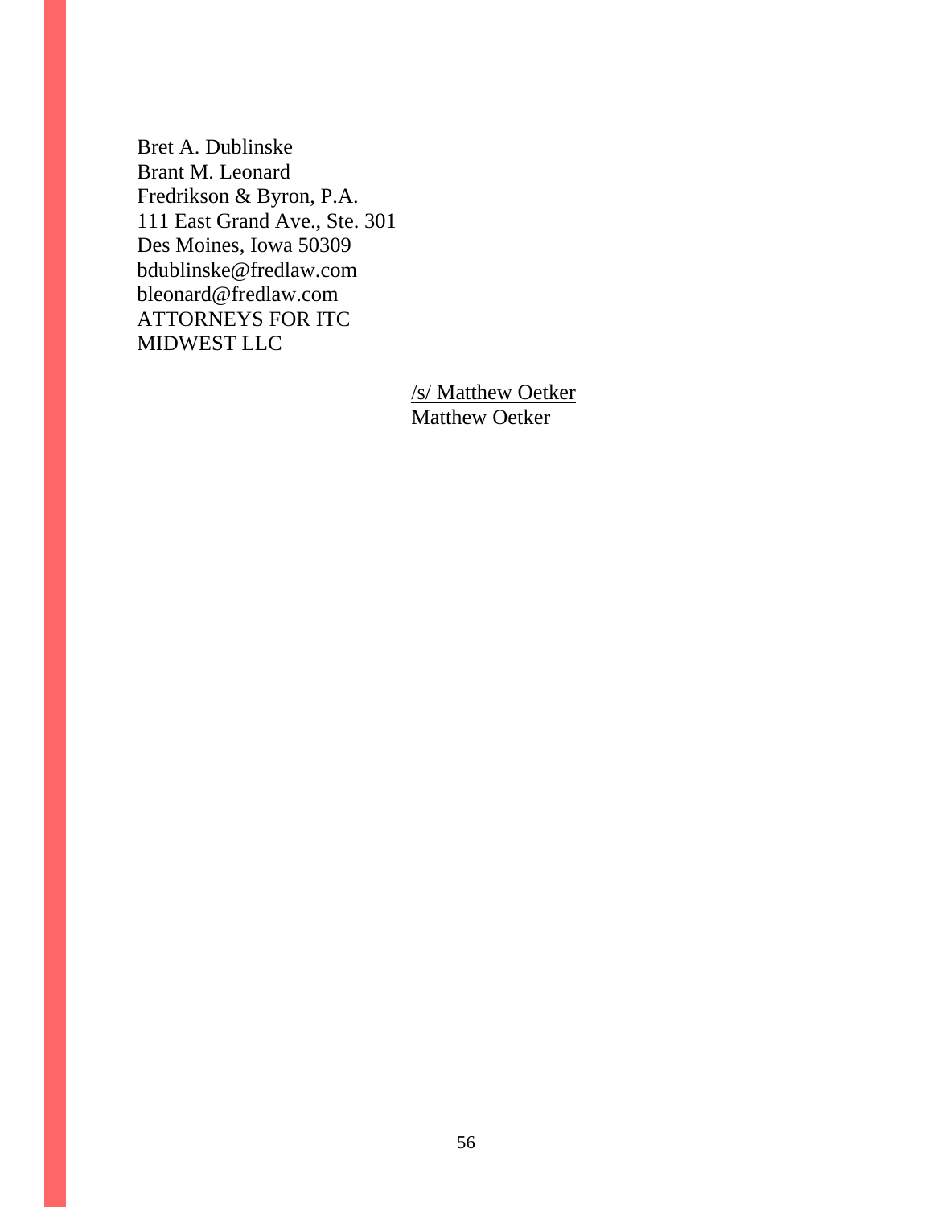Bret A. Dublinske
Brant M. Leonard
Fredrikson & Byron, P.A.
111 East Grand Ave., Ste. 301
Des Moines, Iowa 50309
bdublinske@fredlaw.com
bleonard@fredlaw.com
ATTORNEYS FOR ITC
MIDWEST LLC

/s/ Matthew Oetker
Matthew Oetker